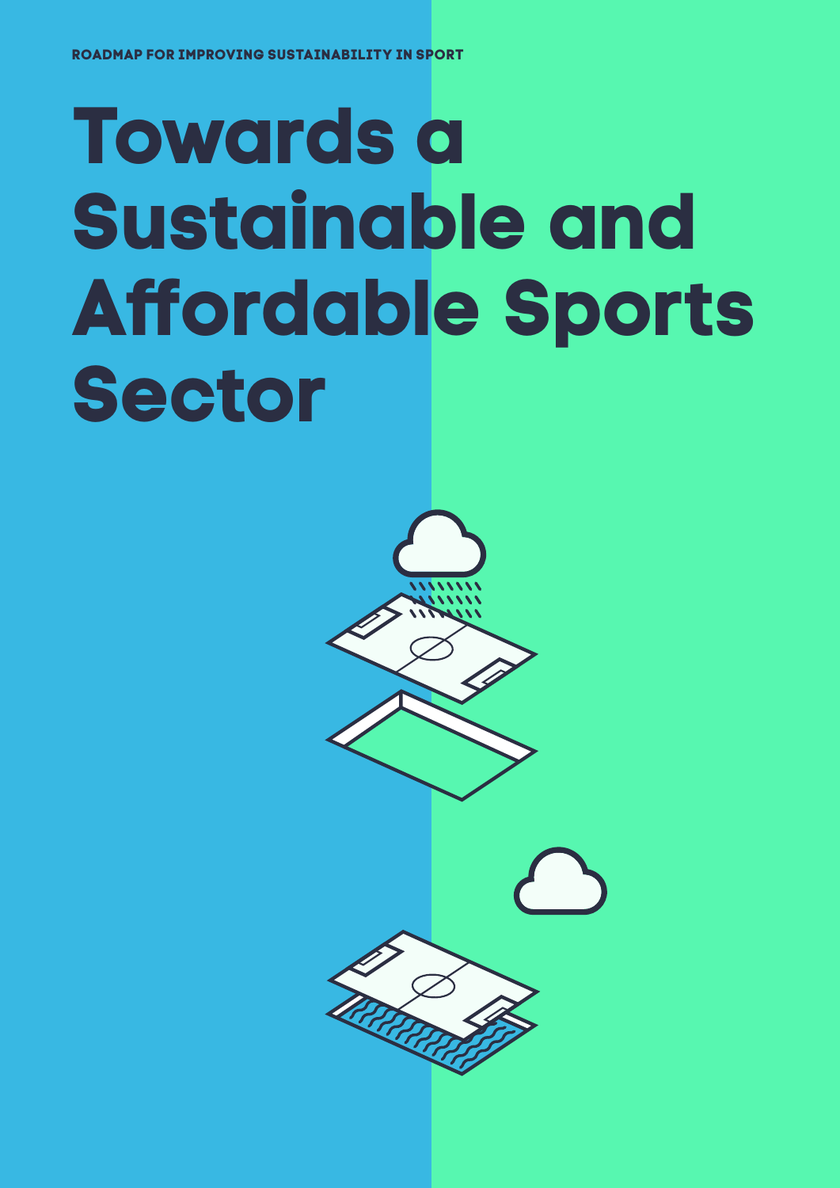ROADMAP FOR IMPROVING SUSTAINABILITY IN SPORT

# Towards a Sustainable and Affordable Sports Sector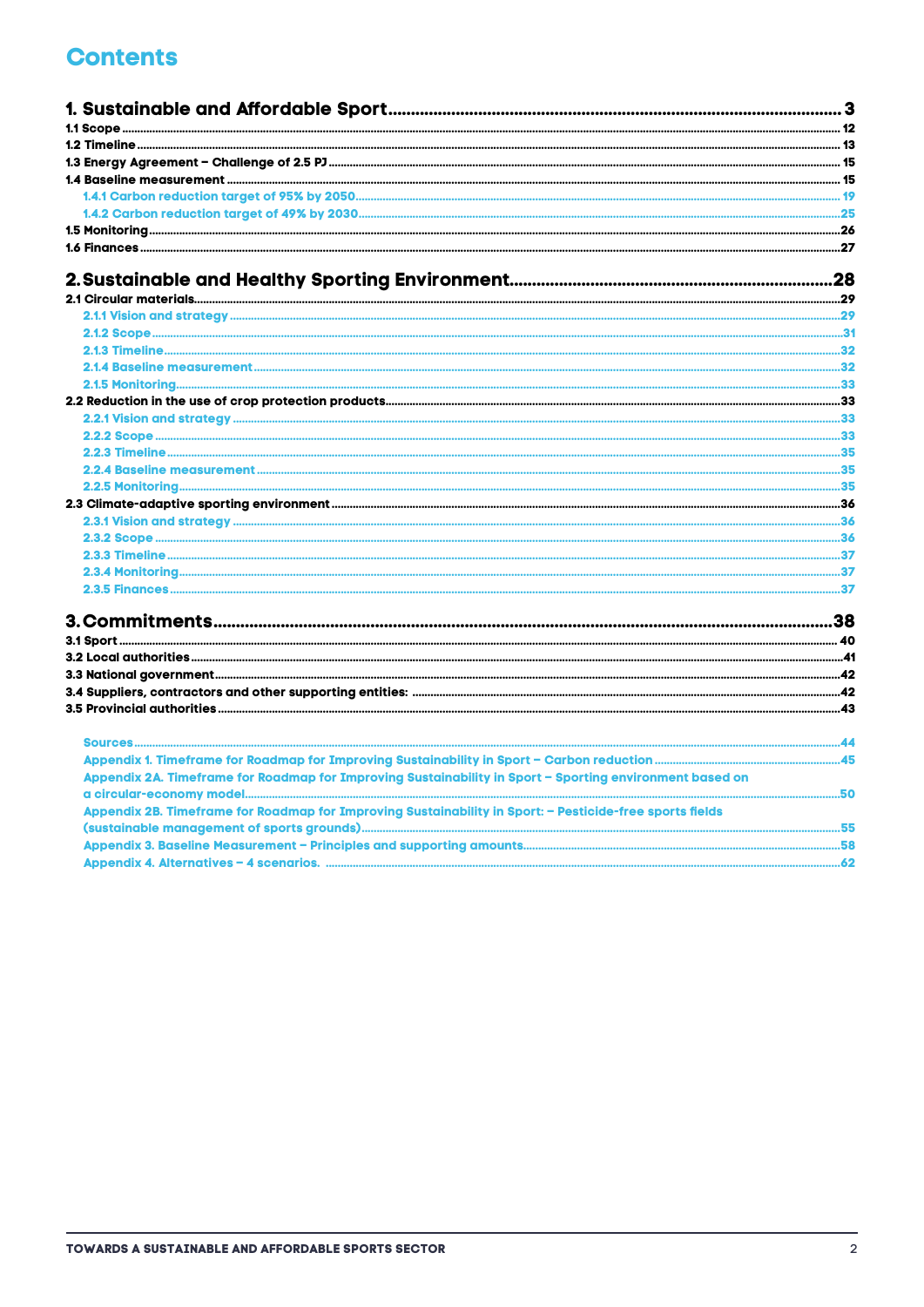# Contents

**1. Sustainable and Affordable Sport** ..... 3

**1.1 Scope** ..... 12

**1.2 Timeline** ..... 13

**1.3 Energy Agreement – Challenge of 2.5 PJ** ..... 15

**1.4 Baseline measurement** ..... 15

- 1.4.1 Carbon reduction target of 95% by 2050 ..... 19
- 1.4.2 Carbon reduction target of 49% by 2030 ..... 25

**1.5 Monitoring** ..... 26

**1.6 Finances** ..... 27

**2. Sustainable and Healthy Sporting Environment** ..... 28

**2.1 Circular materials** ..... 29

- 2.1.1 Vision and strategy ..... 29
- 2.1.2 Scope ..... 31
- 2.1.3 Timeline ..... 32
- 2.1.4 Baseline measurement ..... 32
- 2.1.5 Monitoring ..... 33

**2.2 Reduction in the use of crop protection products** ..... 33

- 2.2.1 Vision and strategy ..... 33
- 2.2.2 Scope ..... 33
- 2.2.3 Timeline ..... 35
- 2.2.4 Baseline measurement ..... 35
- 2.2.5 Monitoring ..... 35

**2.3 Climate-adaptive sporting environment** ..... 36

- 2.3.1 Vision and strategy ..... 36
- 2.3.2 Scope ..... 36
- 2.3.3 Timeline ..... 37
- 2.3.4 Monitoring ..... 37
- 2.3.5 Finances ..... 37

**3. Commitments** ..... 38

**3.1 Sport** ..... 40

**3.2 Local authorities** ..... 41

**3.3 National government** ..... 42

**3.4 Suppliers, contractors and other supporting entities:** ..... 42

**3.5 Provincial authorities** ..... 43

Sources ..... 44

Appendix 1. Timeframe for Roadmap for Improving Sustainability in Sport – Carbon reduction ..... 45

Appendix 2A. Timeframe for Roadmap for Improving Sustainability in Sport – Sporting environment based on a circular-economy model ..... 50

Appendix 2B. Timeframe for Roadmap for Improving Sustainability in Sport: – Pesticide-free sports fields (sustainable management of sports grounds) ..... 55

Appendix 3. Baseline Measurement – Principles and supporting amounts ..... 58

Appendix 4. Alternatives – 4 scenarios. ..... 62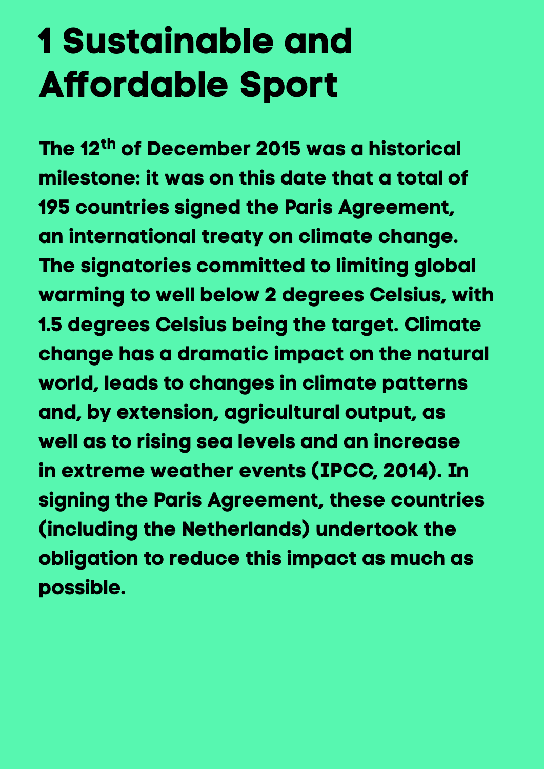# 1 Sustainable and Affordable Sport

**The 12th of December 2015 was a historical milestone: it was on this date that a total of 195 countries signed the Paris Agreement, an international treaty on climate change. The signatories committed to limiting global warming to well below 2 degrees Celsius, with 1.5 degrees Celsius being the target. Climate change has a dramatic impact on the natural world, leads to changes in climate patterns and, by extension, agricultural output, as well as to rising sea levels and an increase in extreme weather events (IPCC, 2014). In signing the Paris Agreement, these countries (including the Netherlands) undertook the obligation to reduce this impact as much as possible.**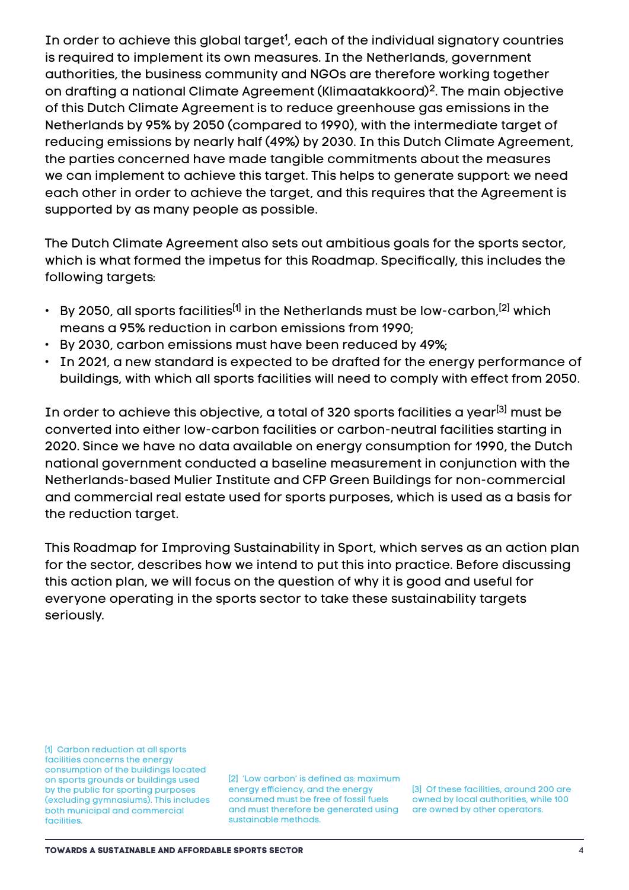In order to achieve this global target[1], each of the individual signatory countries is required to implement its own measures. In the Netherlands, government authorities, the business community and NGOs are therefore working together on drafting a national Climate Agreement (Klimaatakkoord)[2]. The main objective of this Dutch Climate Agreement is to reduce greenhouse gas emissions in the Netherlands by 95% by 2050 (compared to 1990), with the intermediate target of reducing emissions by nearly half (49%) by 2030. In this Dutch Climate Agreement, the parties concerned have made tangible commitments about the measures we can implement to achieve this target. This helps to generate support: we need each other in order to achieve the target, and this requires that the Agreement is supported by as many people as possible.

The Dutch Climate Agreement also sets out ambitious goals for the sports sector, which is what formed the impetus for this Roadmap. Specifically, this includes the following targets:

- By 2050, all sports facilities[1] in the Netherlands must be low-carbon,[2] which means a 95% reduction in carbon emissions from 1990;
- By 2030, carbon emissions must have been reduced by 49%;
- In 2021, a new standard is expected to be drafted for the energy performance of buildings, with which all sports facilities will need to comply with effect from 2050.

In order to achieve this objective, a total of 320 sports facilities a year[3] must be converted into either low-carbon facilities or carbon-neutral facilities starting in 2020. Since we have no data available on energy consumption for 1990, the Dutch national government conducted a baseline measurement in conjunction with the Netherlands-based Mulier Institute and CFP Green Buildings for non-commercial and commercial real estate used for sports purposes, which is used as a basis for the reduction target.

This Roadmap for Improving Sustainability in Sport, which serves as an action plan for the sector, describes how we intend to put this into practice. Before discussing this action plan, we will focus on the question of why it is good and useful for everyone operating in the sports sector to take these sustainability targets seriously.

[1] Carbon reduction at all sports facilities concerns the energy consumption of the buildings located on sports grounds or buildings used by the public for sporting purposes (excluding gymnasiums). This includes both municipal and commercial facilities.

[2] 'Low carbon' is defined as: maximum energy efficiency, and the energy consumed must be free of fossil fuels and must therefore be generated using sustainable methods.

[3] Of these facilities, around 200 are owned by local authorities, while 100 are owned by other operators.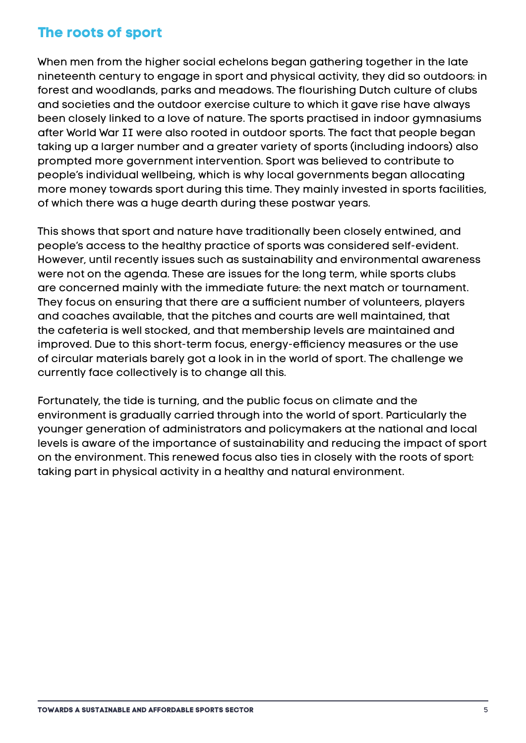## The roots of sport

When men from the higher social echelons began gathering together in the late nineteenth century to engage in sport and physical activity, they did so outdoors: in forest and woodlands, parks and meadows. The flourishing Dutch culture of clubs and societies and the outdoor exercise culture to which it gave rise have always been closely linked to a love of nature. The sports practised in indoor gymnasiums after World War II were also rooted in outdoor sports. The fact that people began taking up a larger number and a greater variety of sports (including indoors) also prompted more government intervention. Sport was believed to contribute to people's individual wellbeing, which is why local governments began allocating more money towards sport during this time. They mainly invested in sports facilities, of which there was a huge dearth during these postwar years.

This shows that sport and nature have traditionally been closely entwined, and people's access to the healthy practice of sports was considered self-evident. However, until recently issues such as sustainability and environmental awareness were not on the agenda. These are issues for the long term, while sports clubs are concerned mainly with the immediate future: the next match or tournament. They focus on ensuring that there are a sufficient number of volunteers, players and coaches available, that the pitches and courts are well maintained, that the cafeteria is well stocked, and that membership levels are maintained and improved. Due to this short-term focus, energy-efficiency measures or the use of circular materials barely got a look in in the world of sport. The challenge we currently face collectively is to change all this.

Fortunately, the tide is turning, and the public focus on climate and the environment is gradually carried through into the world of sport. Particularly the younger generation of administrators and policymakers at the national and local levels is aware of the importance of sustainability and reducing the impact of sport on the environment. This renewed focus also ties in closely with the roots of sport: taking part in physical activity in a healthy and natural environment.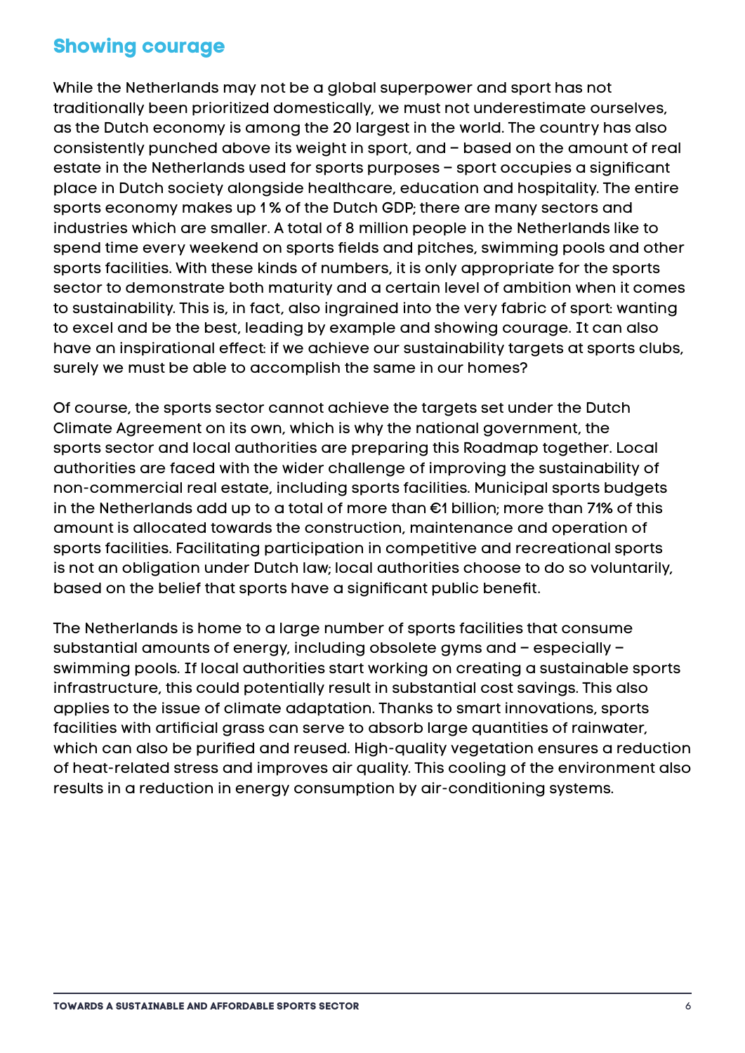## Showing courage

While the Netherlands may not be a global superpower and sport has not traditionally been prioritized domestically, we must not underestimate ourselves, as the Dutch economy is among the 20 largest in the world. The country has also consistently punched above its weight in sport, and – based on the amount of real estate in the Netherlands used for sports purposes – sport occupies a significant place in Dutch society alongside healthcare, education and hospitality. The entire sports economy makes up 1 % of the Dutch GDP; there are many sectors and industries which are smaller. A total of 8 million people in the Netherlands like to spend time every weekend on sports fields and pitches, swimming pools and other sports facilities. With these kinds of numbers, it is only appropriate for the sports sector to demonstrate both maturity and a certain level of ambition when it comes to sustainability. This is, in fact, also ingrained into the very fabric of sport: wanting to excel and be the best, leading by example and showing courage. It can also have an inspirational effect: if we achieve our sustainability targets at sports clubs, surely we must be able to accomplish the same in our homes?

Of course, the sports sector cannot achieve the targets set under the Dutch Climate Agreement on its own, which is why the national government, the sports sector and local authorities are preparing this Roadmap together. Local authorities are faced with the wider challenge of improving the sustainability of non-commercial real estate, including sports facilities. Municipal sports budgets in the Netherlands add up to a total of more than €1 billion; more than 71% of this amount is allocated towards the construction, maintenance and operation of sports facilities. Facilitating participation in competitive and recreational sports is not an obligation under Dutch law; local authorities choose to do so voluntarily, based on the belief that sports have a significant public benefit.

The Netherlands is home to a large number of sports facilities that consume substantial amounts of energy, including obsolete gyms and – especially – swimming pools. If local authorities start working on creating a sustainable sports infrastructure, this could potentially result in substantial cost savings. This also applies to the issue of climate adaptation. Thanks to smart innovations, sports facilities with artificial grass can serve to absorb large quantities of rainwater, which can also be purified and reused. High-quality vegetation ensures a reduction of heat-related stress and improves air quality. This cooling of the environment also results in a reduction in energy consumption by air-conditioning systems.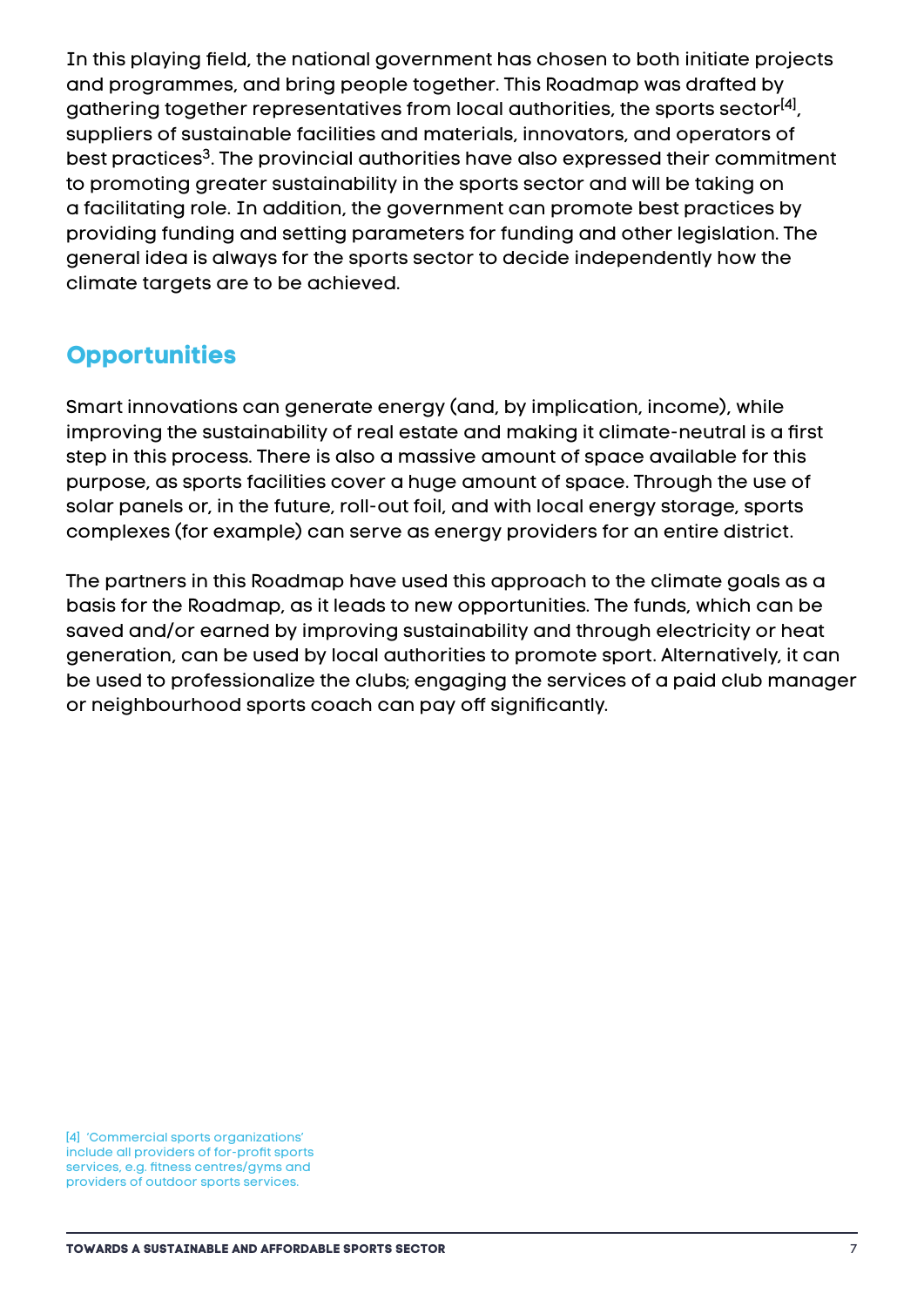In this playing field, the national government has chosen to both initiate projects and programmes, and bring people together. This Roadmap was drafted by gathering together representatives from local authorities, the sports sector[4], suppliers of sustainable facilities and materials, innovators, and operators of best practices[3]. The provincial authorities have also expressed their commitment to promoting greater sustainability in the sports sector and will be taking on a facilitating role. In addition, the government can promote best practices by providing funding and setting parameters for funding and other legislation. The general idea is always for the sports sector to decide independently how the climate targets are to be achieved.

## Opportunities

Smart innovations can generate energy (and, by implication, income), while improving the sustainability of real estate and making it climate-neutral is a first step in this process. There is also a massive amount of space available for this purpose, as sports facilities cover a huge amount of space. Through the use of solar panels or, in the future, roll-out foil, and with local energy storage, sports complexes (for example) can serve as energy providers for an entire district.

The partners in this Roadmap have used this approach to the climate goals as a basis for the Roadmap, as it leads to new opportunities. The funds, which can be saved and/or earned by improving sustainability and through electricity or heat generation, can be used by local authorities to promote sport. Alternatively, it can be used to professionalize the clubs; engaging the services of a paid club manager or neighbourhood sports coach can pay off significantly.

[4] 'Commercial sports organizations' include all providers of for-profit sports services, e.g. fitness centres/gyms and providers of outdoor sports services.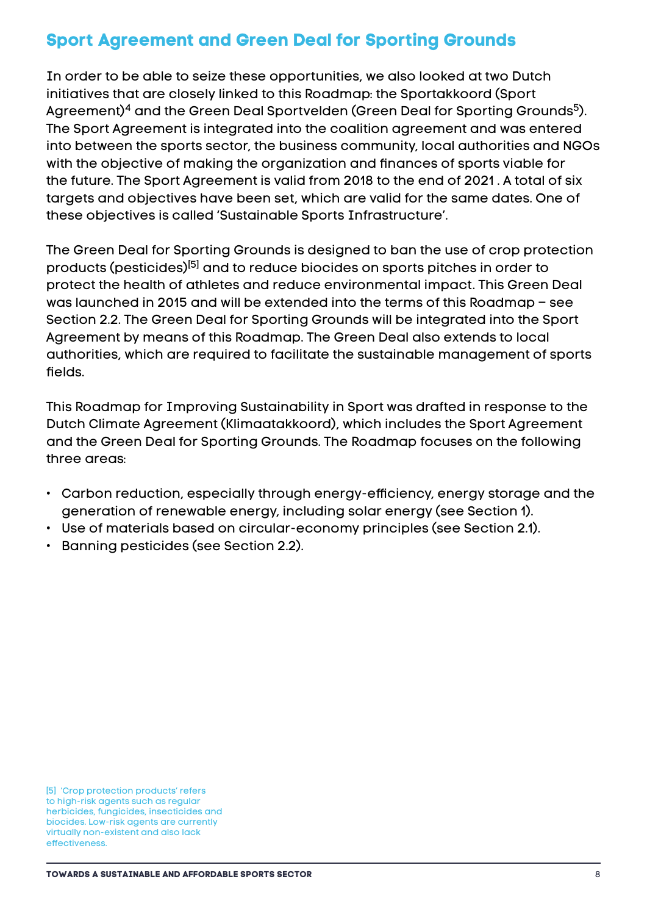## Sport Agreement and Green Deal for Sporting Grounds

In order to be able to seize these opportunities, we also looked at two Dutch initiatives that are closely linked to this Roadmap: the Sportakkoord (Sport Agreement)[4] and the Green Deal Sportvelden (Green Deal for Sporting Grounds[5]). The Sport Agreement is integrated into the coalition agreement and was entered into between the sports sector, the business community, local authorities and NGOs with the objective of making the organization and finances of sports viable for the future. The Sport Agreement is valid from 2018 to the end of 2021 . A total of six targets and objectives have been set, which are valid for the same dates. One of these objectives is called 'Sustainable Sports Infrastructure'.

The Green Deal for Sporting Grounds is designed to ban the use of crop protection products (pesticides)[5] and to reduce biocides on sports pitches in order to protect the health of athletes and reduce environmental impact. This Green Deal was launched in 2015 and will be extended into the terms of this Roadmap – see Section 2.2. The Green Deal for Sporting Grounds will be integrated into the Sport Agreement by means of this Roadmap. The Green Deal also extends to local authorities, which are required to facilitate the sustainable management of sports fields.

This Roadmap for Improving Sustainability in Sport was drafted in response to the Dutch Climate Agreement (Klimaatakkoord), which includes the Sport Agreement and the Green Deal for Sporting Grounds. The Roadmap focuses on the following three areas:

- Carbon reduction, especially through energy-efficiency, energy storage and the generation of renewable energy, including solar energy (see Section 1).
- Use of materials based on circular-economy principles (see Section 2.1).
- Banning pesticides (see Section 2.2).

[5] 'Crop protection products' refers to high-risk agents such as regular herbicides, fungicides, insecticides and biocides. Low-risk agents are currently virtually non-existent and also lack effectiveness.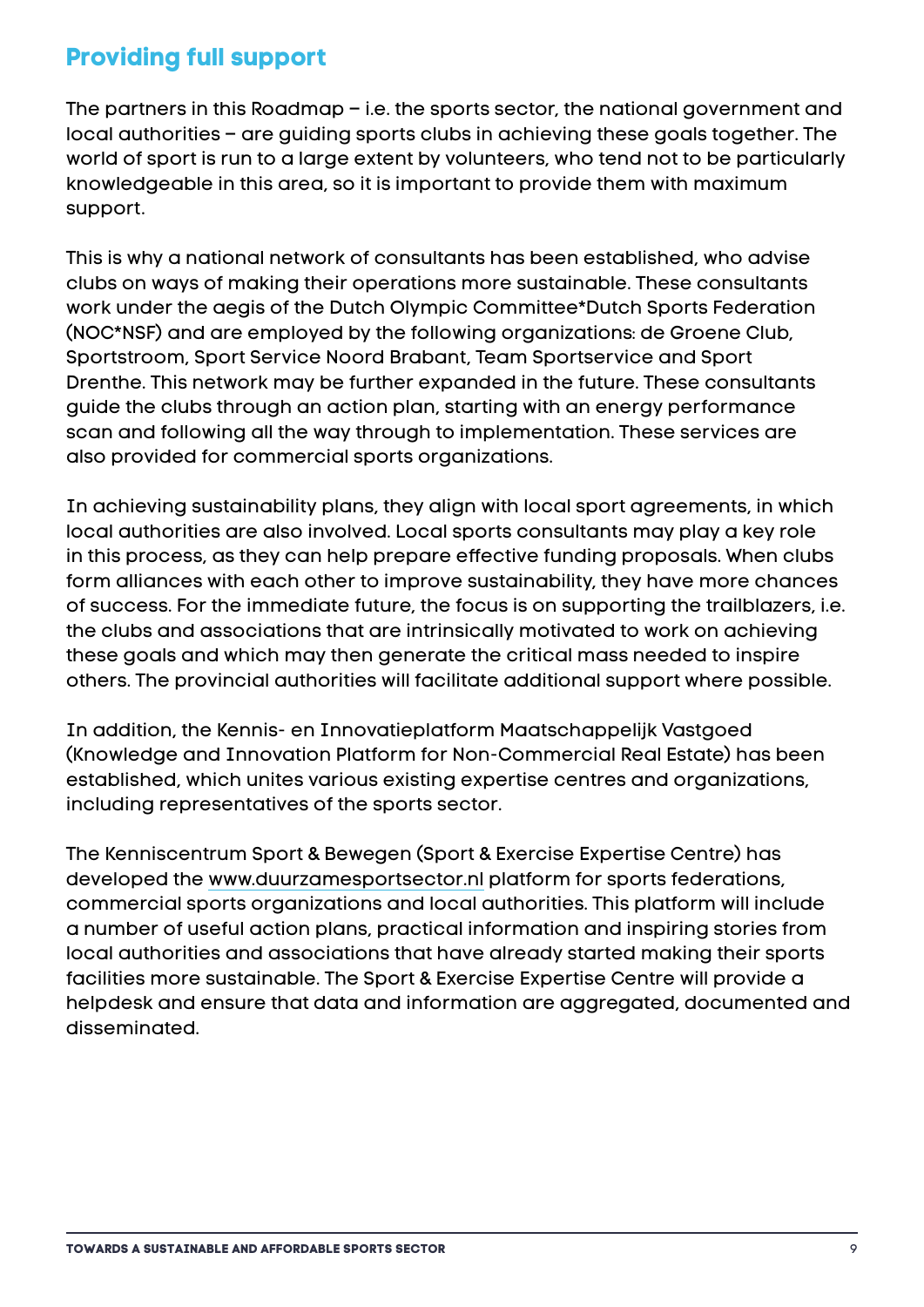## Providing full support

The partners in this Roadmap – i.e. the sports sector, the national government and local authorities – are guiding sports clubs in achieving these goals together. The world of sport is run to a large extent by volunteers, who tend not to be particularly knowledgeable in this area, so it is important to provide them with maximum support.

This is why a national network of consultants has been established, who advise clubs on ways of making their operations more sustainable. These consultants work under the aegis of the Dutch Olympic Committee*Dutch Sports Federation (NOC*NSF) and are employed by the following organizations: de Groene Club, Sportstroom, Sport Service Noord Brabant, Team Sportservice and Sport Drenthe. This network may be further expanded in the future. These consultants guide the clubs through an action plan, starting with an energy performance scan and following all the way through to implementation. These services are also provided for commercial sports organizations.

In achieving sustainability plans, they align with local sport agreements, in which local authorities are also involved. Local sports consultants may play a key role in this process, as they can help prepare effective funding proposals. When clubs form alliances with each other to improve sustainability, they have more chances of success. For the immediate future, the focus is on supporting the trailblazers, i.e. the clubs and associations that are intrinsically motivated to work on achieving these goals and which may then generate the critical mass needed to inspire others. The provincial authorities will facilitate additional support where possible.

In addition, the Kennis- en Innovatieplatform Maatschappelijk Vastgoed (Knowledge and Innovation Platform for Non-Commercial Real Estate) has been established, which unites various existing expertise centres and organizations, including representatives of the sports sector.

The Kenniscentrum Sport & Bewegen (Sport & Exercise Expertise Centre) has developed the www.duurzamesportsector.nl platform for sports federations, commercial sports organizations and local authorities. This platform will include a number of useful action plans, practical information and inspiring stories from local authorities and associations that have already started making their sports facilities more sustainable. The Sport & Exercise Expertise Centre will provide a helpdesk and ensure that data and information are aggregated, documented and disseminated.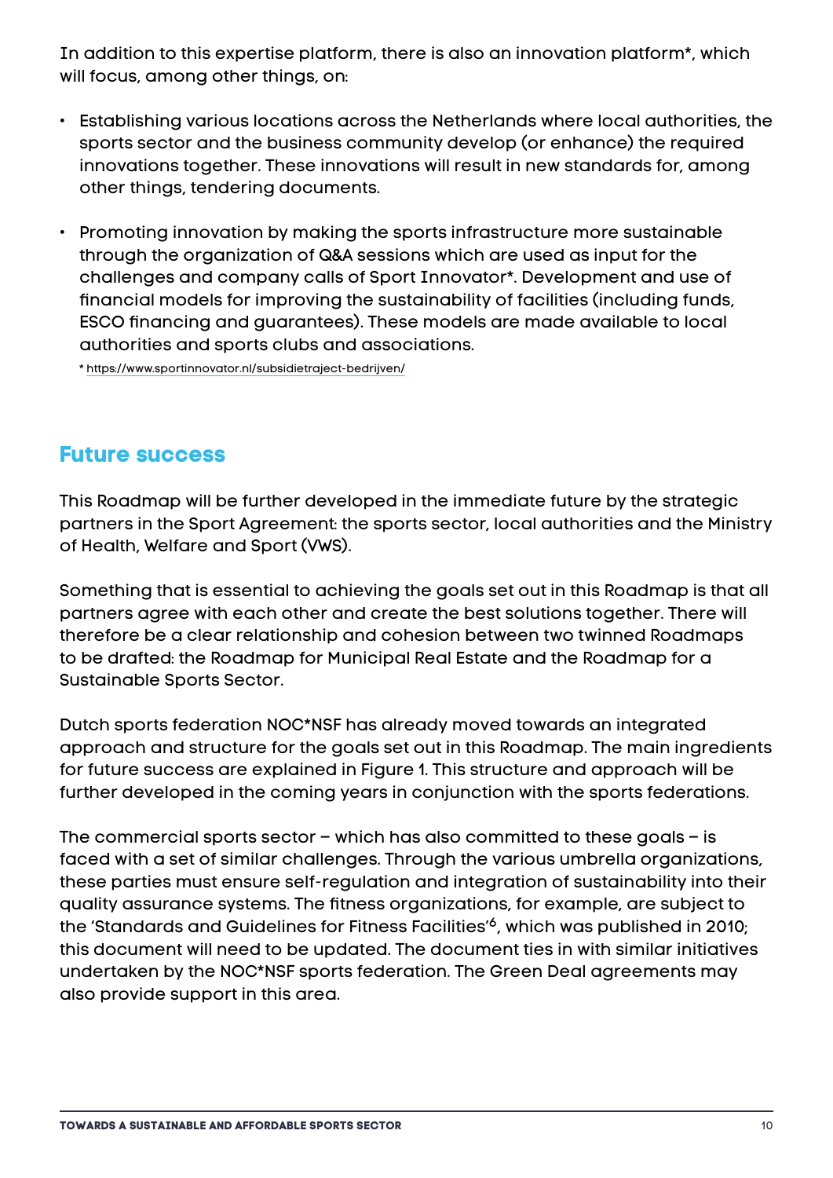In addition to this expertise platform, there is also an innovation platform*, which will focus, among other things, on:

- Establishing various locations across the Netherlands where local authorities, the sports sector and the business community develop (or enhance) the required innovations together. These innovations will result in new standards for, among other things, tendering documents.
- Promoting innovation by making the sports infrastructure more sustainable through the organization of Q&A sessions which are used as input for the challenges and company calls of Sport Innovator*. Development and use of financial models for improving the sustainability of facilities (including funds, ESCO financing and guarantees). These models are made available to local authorities and sports clubs and associations.

\* https://www.sportinnovator.nl/subsidietraject-bedrijven/

## Future success

This Roadmap will be further developed in the immediate future by the strategic partners in the Sport Agreement: the sports sector, local authorities and the Ministry of Health, Welfare and Sport (VWS).

Something that is essential to achieving the goals set out in this Roadmap is that all partners agree with each other and create the best solutions together. There will therefore be a clear relationship and cohesion between two twinned Roadmaps to be drafted: the Roadmap for Municipal Real Estate and the Roadmap for a Sustainable Sports Sector.

Dutch sports federation NOC*NSF has already moved towards an integrated approach and structure for the goals set out in this Roadmap. The main ingredients for future success are explained in Figure 1. This structure and approach will be further developed in the coming years in conjunction with the sports federations.

The commercial sports sector – which has also committed to these goals – is faced with a set of similar challenges. Through the various umbrella organizations, these parties must ensure self-regulation and integration of sustainability into their quality assurance systems. The fitness organizations, for example, are subject to the 'Standards and Guidelines for Fitness Facilities'[6], which was published in 2010; this document will need to be updated. The document ties in with similar initiatives undertaken by the NOC*NSF sports federation. The Green Deal agreements may also provide support in this area.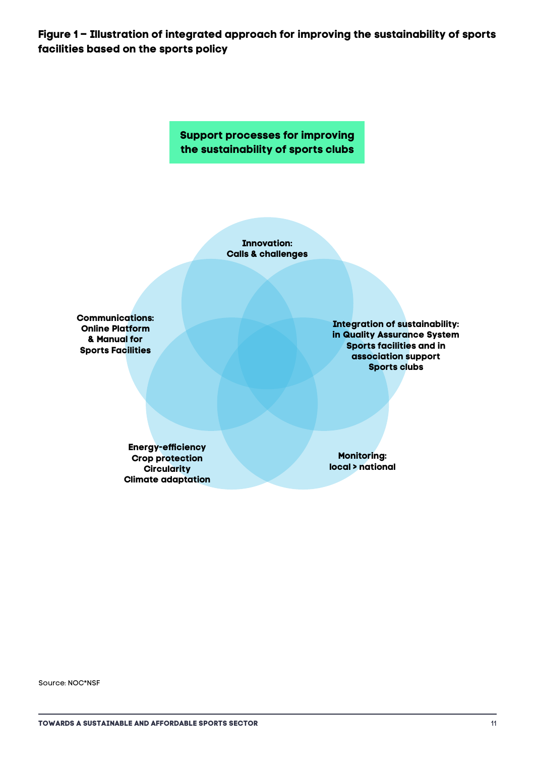**Figure 1 – Illustration of integrated approach for improving the sustainability of sports facilities based on the sports policy**

**Support processes for improving the sustainability of sports clubs**

**Innovation:**
**Calls & challenges**

**Communications:**
**Online Platform**
**& Manual for**
**Sports Facilities**

**Integration of sustainability:**
**in Quality Assurance System**
**Sports facilities and in**
**association support**
**Sports clubs**

**Energy-efficiency**
**Crop protection**
**Circularity**
**Climate adaptation**

**Monitoring:**
**local > national**

Source: NOC*NSF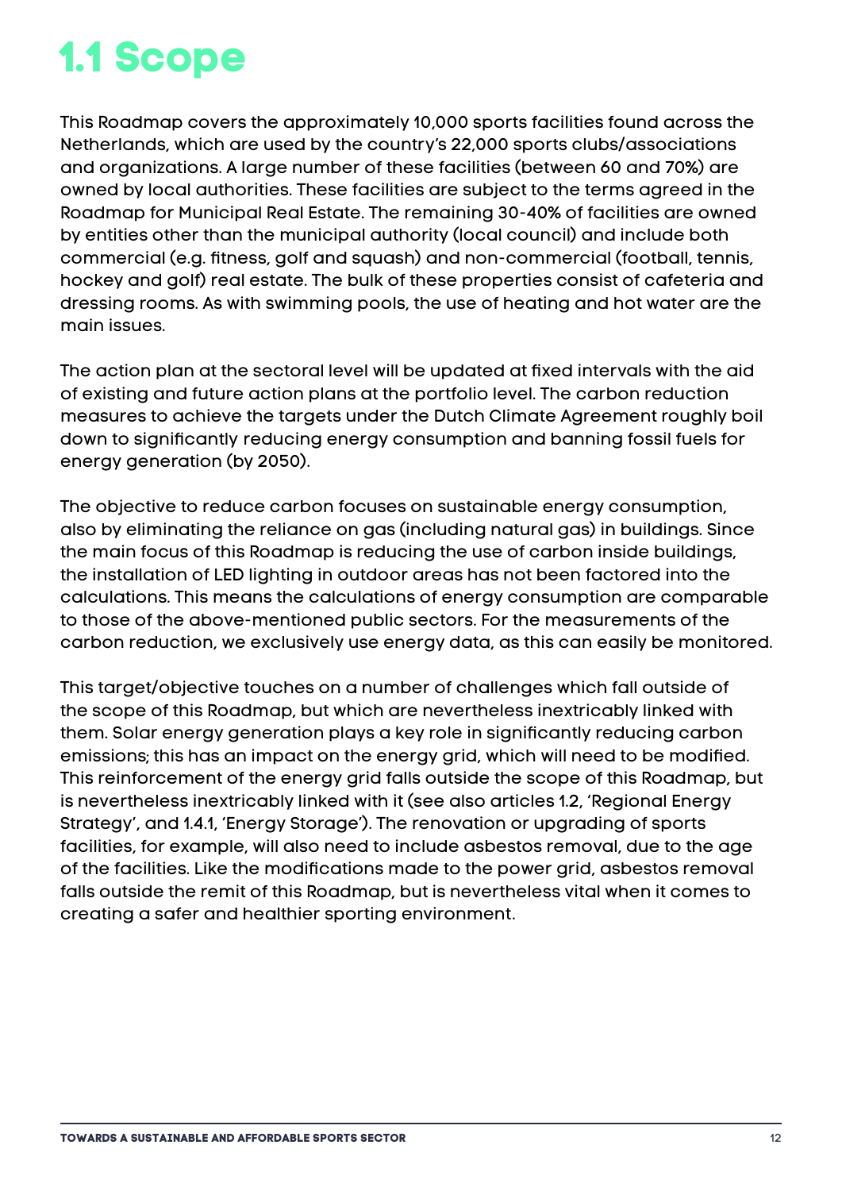# 1.1 Scope

This Roadmap covers the approximately 10,000 sports facilities found across the Netherlands, which are used by the country's 22,000 sports clubs/associations and organizations. A large number of these facilities (between 60 and 70%) are owned by local authorities. These facilities are subject to the terms agreed in the Roadmap for Municipal Real Estate. The remaining 30-40% of facilities are owned by entities other than the municipal authority (local council) and include both commercial (e.g. fitness, golf and squash) and non-commercial (football, tennis, hockey and golf) real estate. The bulk of these properties consist of cafeteria and dressing rooms. As with swimming pools, the use of heating and hot water are the main issues.

The action plan at the sectoral level will be updated at fixed intervals with the aid of existing and future action plans at the portfolio level. The carbon reduction measures to achieve the targets under the Dutch Climate Agreement roughly boil down to significantly reducing energy consumption and banning fossil fuels for energy generation (by 2050).

The objective to reduce carbon focuses on sustainable energy consumption, also by eliminating the reliance on gas (including natural gas) in buildings. Since the main focus of this Roadmap is reducing the use of carbon inside buildings, the installation of LED lighting in outdoor areas has not been factored into the calculations. This means the calculations of energy consumption are comparable to those of the above-mentioned public sectors. For the measurements of the carbon reduction, we exclusively use energy data, as this can easily be monitored.

This target/objective touches on a number of challenges which fall outside of the scope of this Roadmap, but which are nevertheless inextricably linked with them. Solar energy generation plays a key role in significantly reducing carbon emissions; this has an impact on the energy grid, which will need to be modified. This reinforcement of the energy grid falls outside the scope of this Roadmap, but is nevertheless inextricably linked with it (see also articles 1.2, 'Regional Energy Strategy', and 1.4.1, 'Energy Storage'). The renovation or upgrading of sports facilities, for example, will also need to include asbestos removal, due to the age of the facilities. Like the modifications made to the power grid, asbestos removal falls outside the remit of this Roadmap, but is nevertheless vital when it comes to creating a safer and healthier sporting environment.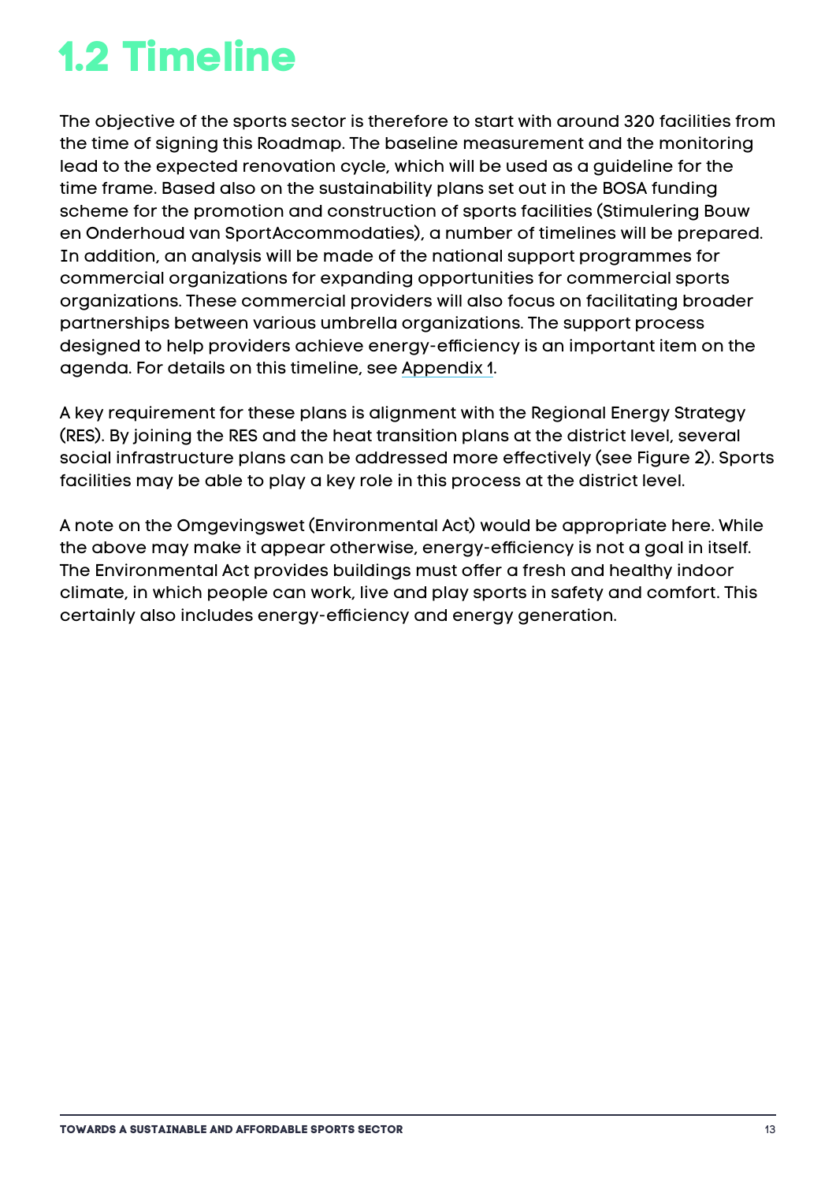# 1.2 Timeline

The objective of the sports sector is therefore to start with around 320 facilities from the time of signing this Roadmap. The baseline measurement and the monitoring lead to the expected renovation cycle, which will be used as a guideline for the time frame. Based also on the sustainability plans set out in the BOSA funding scheme for the promotion and construction of sports facilities (Stimulering Bouw en Onderhoud van SportAccommodaties), a number of timelines will be prepared. In addition, an analysis will be made of the national support programmes for commercial organizations for expanding opportunities for commercial sports organizations. These commercial providers will also focus on facilitating broader partnerships between various umbrella organizations. The support process designed to help providers achieve energy-efficiency is an important item on the agenda. For details on this timeline, see Appendix 1.

A key requirement for these plans is alignment with the Regional Energy Strategy (RES). By joining the RES and the heat transition plans at the district level, several social infrastructure plans can be addressed more effectively (see Figure 2). Sports facilities may be able to play a key role in this process at the district level.

A note on the Omgevingswet (Environmental Act) would be appropriate here. While the above may make it appear otherwise, energy-efficiency is not a goal in itself. The Environmental Act provides buildings must offer a fresh and healthy indoor climate, in which people can work, live and play sports in safety and comfort. This certainly also includes energy-efficiency and energy generation.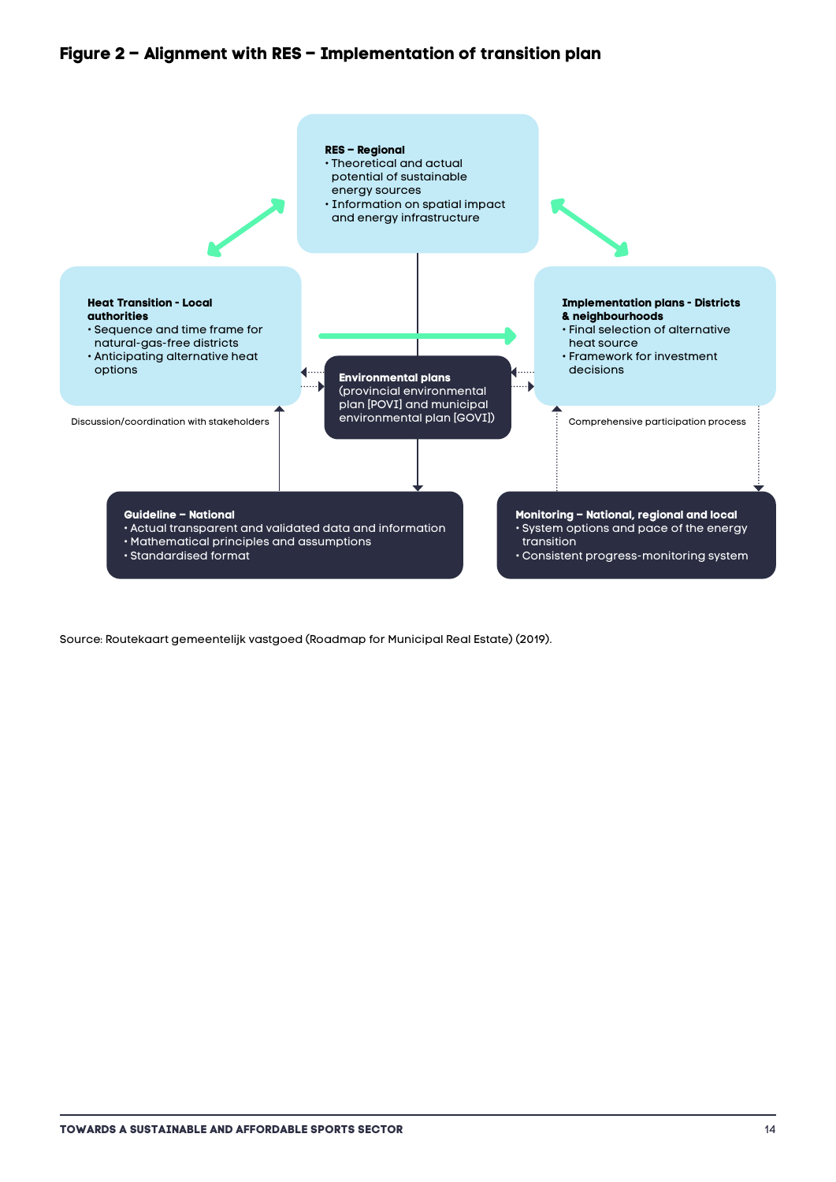## Figure 2 – Alignment with RES – Implementation of transition plan

**RES – Regional**
- Theoretical and actual potential of sustainable energy sources
- Information on spatial impact and energy infrastructure

**Heat Transition - Local authorities**
- Sequence and time frame for natural-gas-free districts
- Anticipating alternative heat options

**Implementation plans - Districts & neighbourhoods**
- Final selection of alternative heat source
- Framework for investment decisions

**Environmental plans**
(provincial environmental plan [POVI] and municipal environmental plan [GOVI])

Discussion/coordination with stakeholders

Comprehensive participation process

**Guideline – National**
- Actual transparent and validated data and information
- Mathematical principles and assumptions
- Standardised format

**Monitoring – National, regional and local**
- System options and pace of the energy transition
- Consistent progress-monitoring system

Source: Routekaart gemeentelijk vastgoed (Roadmap for Municipal Real Estate) (2019).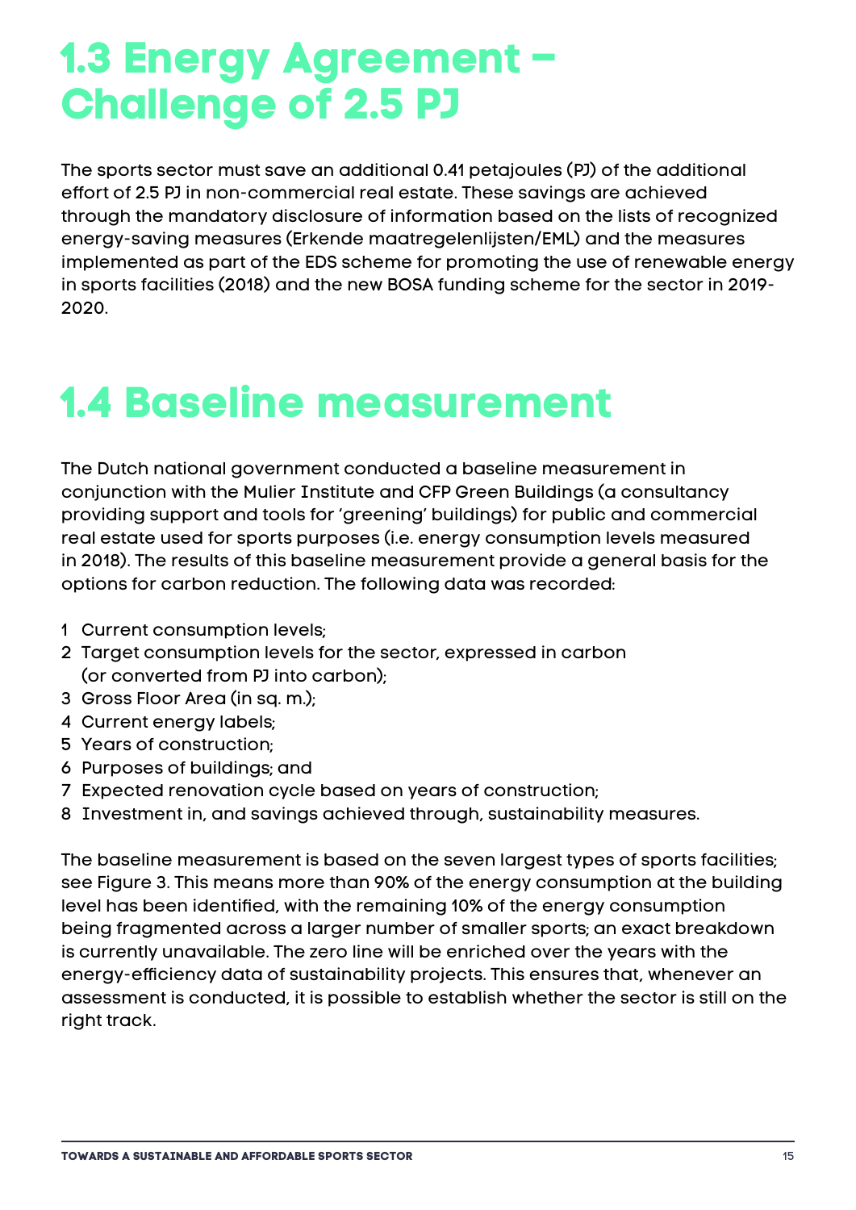# 1.3 Energy Agreement – Challenge of 2.5 PJ

The sports sector must save an additional 0.41 petajoules (PJ) of the additional effort of 2.5 PJ in non-commercial real estate. These savings are achieved through the mandatory disclosure of information based on the lists of recognized energy-saving measures (Erkende maatregelenlijsten/EML) and the measures implemented as part of the EDS scheme for promoting the use of renewable energy in sports facilities (2018) and the new BOSA funding scheme for the sector in 2019-2020.

# 1.4 Baseline measurement

The Dutch national government conducted a baseline measurement in conjunction with the Mulier Institute and CFP Green Buildings (a consultancy providing support and tools for 'greening' buildings) for public and commercial real estate used for sports purposes (i.e. energy consumption levels measured in 2018). The results of this baseline measurement provide a general basis for the options for carbon reduction. The following data was recorded:

1. Current consumption levels;
2. Target consumption levels for the sector, expressed in carbon (or converted from PJ into carbon);
3. Gross Floor Area (in sq. m.);
4. Current energy labels;
5. Years of construction;
6. Purposes of buildings; and
7. Expected renovation cycle based on years of construction;
8. Investment in, and savings achieved through, sustainability measures.

The baseline measurement is based on the seven largest types of sports facilities; see Figure 3. This means more than 90% of the energy consumption at the building level has been identified, with the remaining 10% of the energy consumption being fragmented across a larger number of smaller sports; an exact breakdown is currently unavailable. The zero line will be enriched over the years with the energy-efficiency data of sustainability projects. This ensures that, whenever an assessment is conducted, it is possible to establish whether the sector is still on the right track.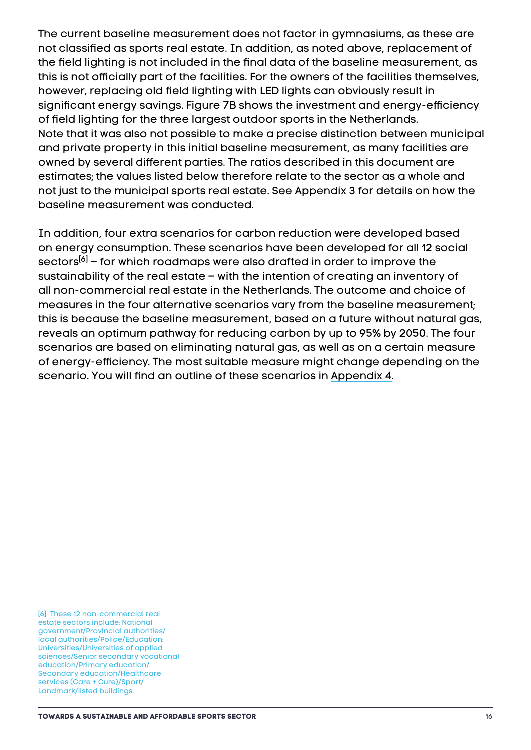The current baseline measurement does not factor in gymnasiums, as these are not classified as sports real estate. In addition, as noted above, replacement of the field lighting is not included in the final data of the baseline measurement, as this is not officially part of the facilities. For the owners of the facilities themselves, however, replacing old field lighting with LED lights can obviously result in significant energy savings. Figure 7B shows the investment and energy-efficiency of field lighting for the three largest outdoor sports in the Netherlands.
Note that it was also not possible to make a precise distinction between municipal and private property in this initial baseline measurement, as many facilities are owned by several different parties. The ratios described in this document are estimates; the values listed below therefore relate to the sector as a whole and not just to the municipal sports real estate. See Appendix 3 for details on how the baseline measurement was conducted.

In addition, four extra scenarios for carbon reduction were developed based on energy consumption. These scenarios have been developed for all 12 social sectors[6] – for which roadmaps were also drafted in order to improve the sustainability of the real estate – with the intention of creating an inventory of all non-commercial real estate in the Netherlands. The outcome and choice of measures in the four alternative scenarios vary from the baseline measurement; this is because the baseline measurement, based on a future without natural gas, reveals an optimum pathway for reducing carbon by up to 95% by 2050. The four scenarios are based on eliminating natural gas, as well as on a certain measure of energy-efficiency. The most suitable measure might change depending on the scenario. You will find an outline of these scenarios in Appendix 4.

[6] These 12 non-commercial real estate sectors include: National government/Provincial authorities/ local authorities/Police/Education: Universities/Universities of applied sciences/Senior secondary vocational education/Primary education/ Secondary education/Healthcare services (Care + Cure)/Sport/ Landmark/listed buildings.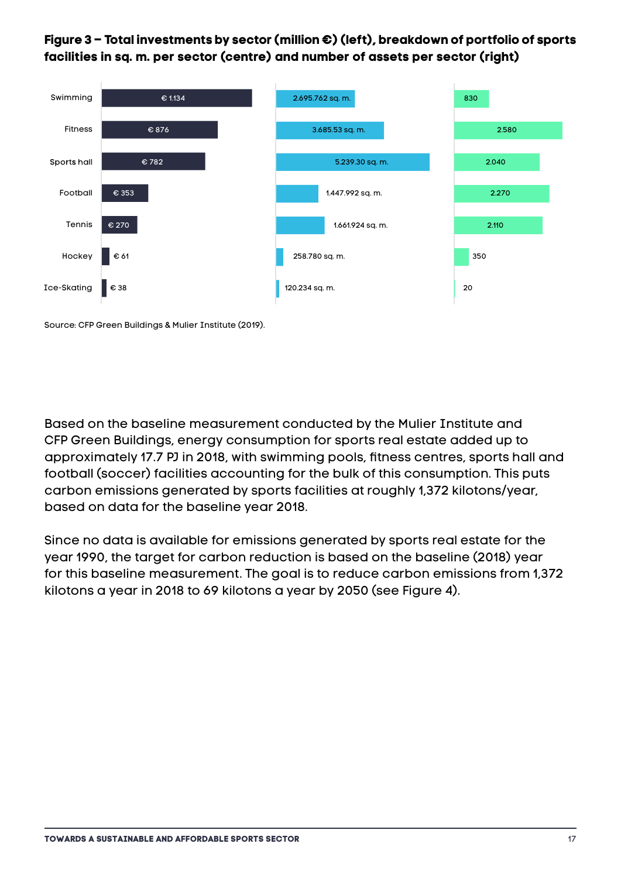**Figure 3 – Total investments by sector (million €) (left), breakdown of portfolio of sports facilities in sq. m. per sector (centre) and number of assets per sector (right)**

| Sector | Total investments (million €) | Sq. m. | Number of assets |
|---|---|---|---|
| Swimming | € 1.134 | 2.695.762 sq. m. | 830 |
| Fitness | € 876 | 3.685.53 sq. m. | 2.580 |
| Sports hall | € 782 | 5.239.30 sq. m. | 2.040 |
| Football | € 353 | 1.447.992 sq. m. | 2.270 |
| Tennis | € 270 | 1.661.924 sq. m. | 2.110 |
| Hockey | € 61 | 258.780 sq. m. | 350 |
| Ice-Skating | € 38 | 120.234 sq. m. | 20 |

Source: CFP Green Buildings & Mulier Institute (2019).

Based on the baseline measurement conducted by the Mulier Institute and CFP Green Buildings, energy consumption for sports real estate added up to approximately 17.7 PJ in 2018, with swimming pools, fitness centres, sports hall and football (soccer) facilities accounting for the bulk of this consumption. This puts carbon emissions generated by sports facilities at roughly 1,372 kilotons/year, based on data for the baseline year 2018.

Since no data is available for emissions generated by sports real estate for the year 1990, the target for carbon reduction is based on the baseline (2018) year for this baseline measurement. The goal is to reduce carbon emissions from 1,372 kilotons a year in 2018 to 69 kilotons a year by 2050 (see Figure 4).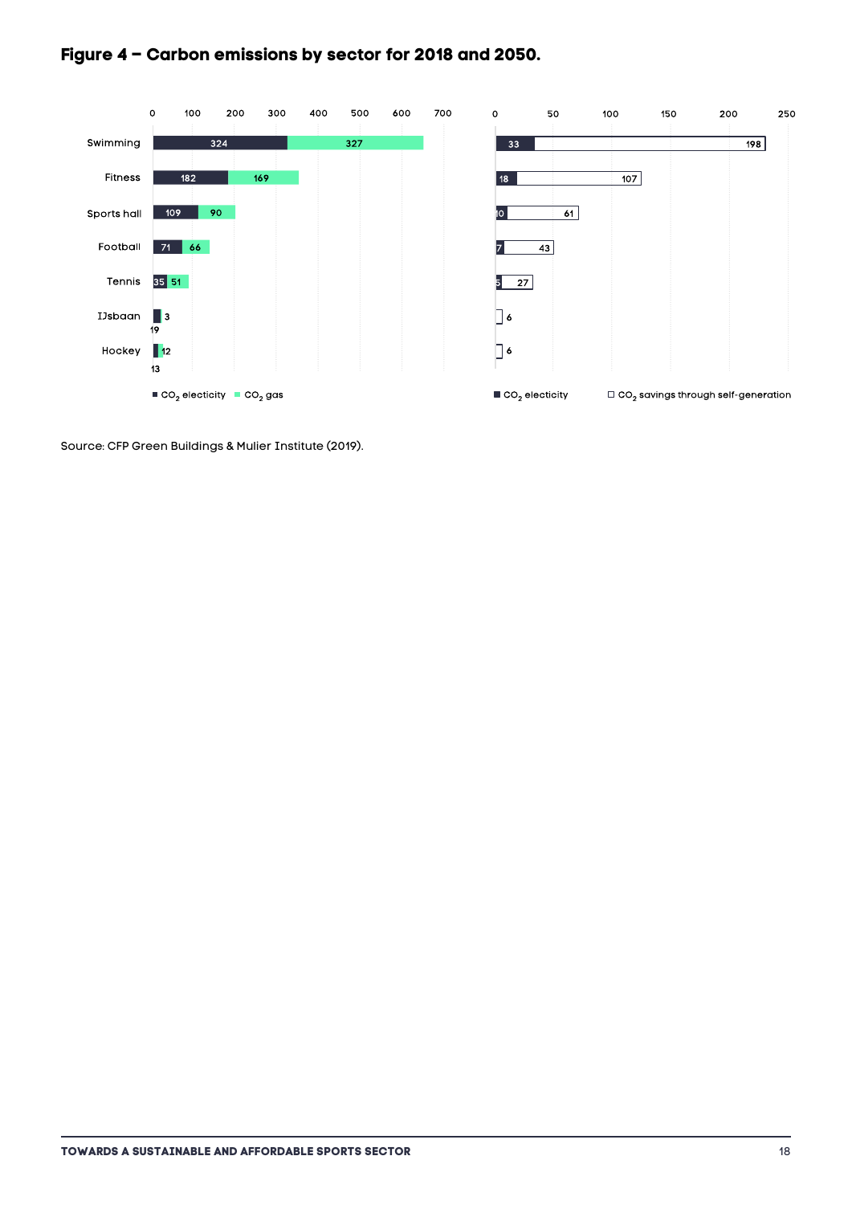## Figure 4 – Carbon emissions by sector for 2018 and 2050.

| Sector | $CO_2$ electicity (2018) | $CO_2$ gas (2018) | $CO_2$ electicity (2050) | $CO_2$ savings through self-generation (2050) |
|---|---|---|---|---|
| Swimming | 324 | 327 | 33 | 198 |
| Fitness | 182 | 169 | 18 | 107 |
| Sports hall | 109 | 90 | 10 | 61 |
| Football | 71 | 66 | 7 | 43 |
| Tennis | 35 | 51 | 5 | 27 |
| IJsbaan | 19 | 3 | | 6 |
| Hockey | 13 | 12 | | 6 |

Source: CFP Green Buildings & Mulier Institute (2019).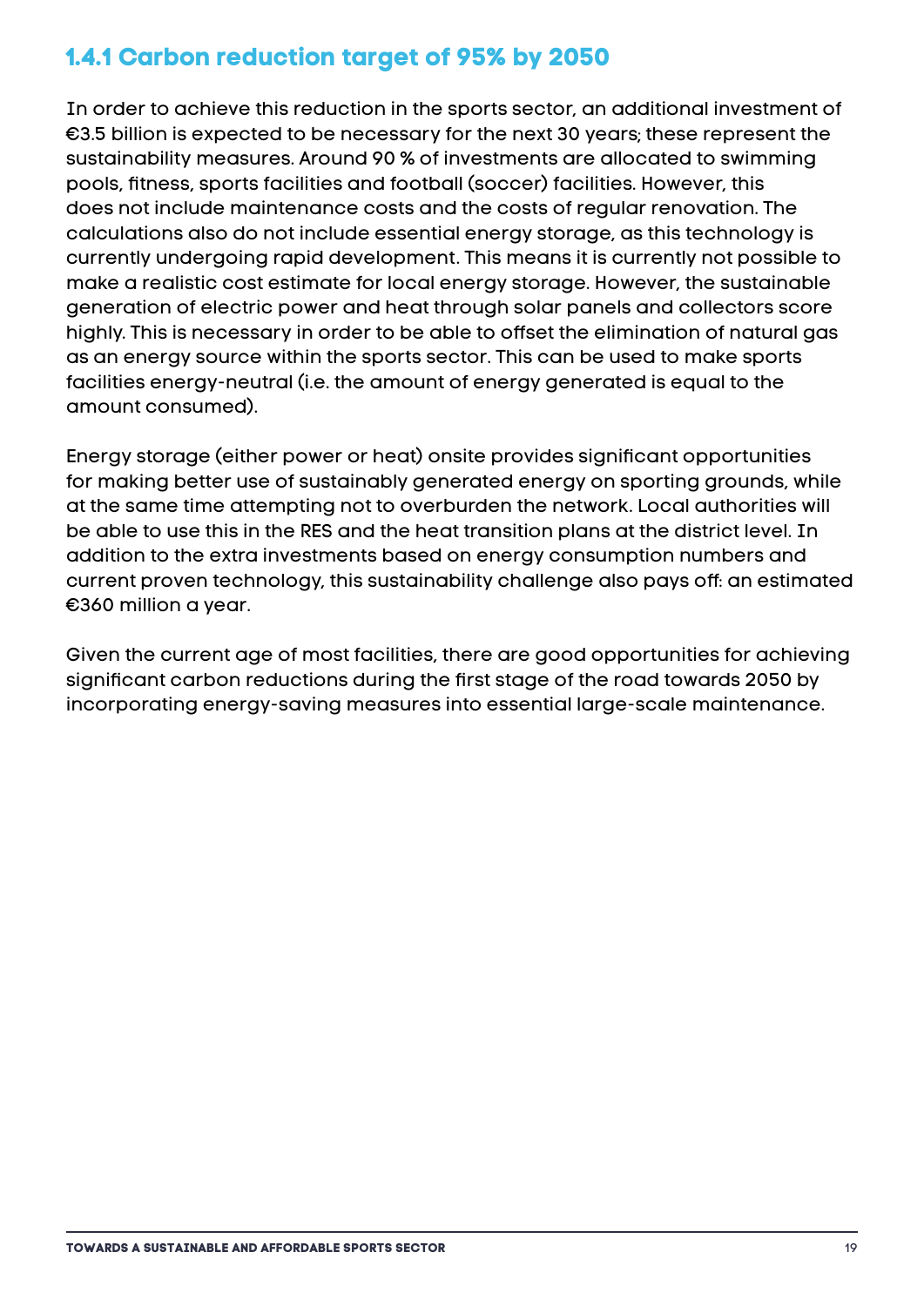### 1.4.1 Carbon reduction target of 95% by 2050

In order to achieve this reduction in the sports sector, an additional investment of €3.5 billion is expected to be necessary for the next 30 years; these represent the sustainability measures. Around 90 % of investments are allocated to swimming pools, fitness, sports facilities and football (soccer) facilities. However, this does not include maintenance costs and the costs of regular renovation. The calculations also do not include essential energy storage, as this technology is currently undergoing rapid development. This means it is currently not possible to make a realistic cost estimate for local energy storage. However, the sustainable generation of electric power and heat through solar panels and collectors score highly. This is necessary in order to be able to offset the elimination of natural gas as an energy source within the sports sector. This can be used to make sports facilities energy-neutral (i.e. the amount of energy generated is equal to the amount consumed).

Energy storage (either power or heat) onsite provides significant opportunities for making better use of sustainably generated energy on sporting grounds, while at the same time attempting not to overburden the network. Local authorities will be able to use this in the RES and the heat transition plans at the district level. In addition to the extra investments based on energy consumption numbers and current proven technology, this sustainability challenge also pays off: an estimated €360 million a year.

Given the current age of most facilities, there are good opportunities for achieving significant carbon reductions during the first stage of the road towards 2050 by incorporating energy-saving measures into essential large-scale maintenance.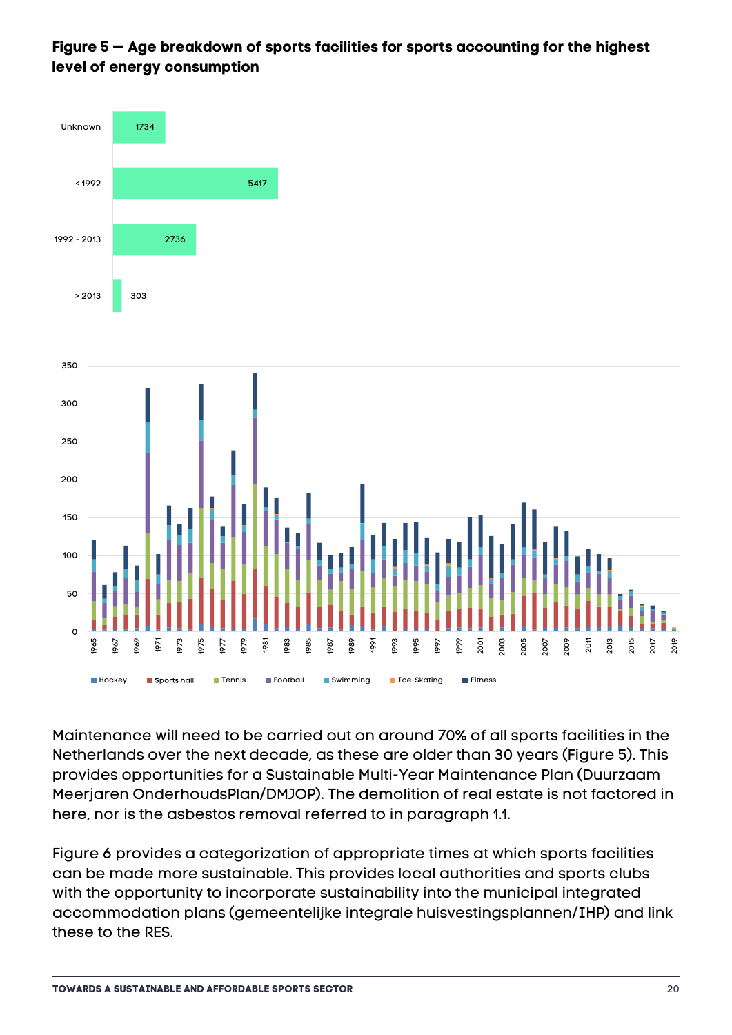**Figure 5 — Age breakdown of sports facilities for sports accounting for the highest level of energy consumption**

| Age | Number |
|---|---|
| Unknown | 1734 |
| < 1992 | 5417 |
| 1992 - 2013 | 2736 |
| > 2013 | 303 |

Maintenance will need to be carried out on around 70% of all sports facilities in the Netherlands over the next decade, as these are older than 30 years (Figure 5). This provides opportunities for a Sustainable Multi-Year Maintenance Plan (Duurzaam Meerjaren OnderhoudsPlan/DMJOP). The demolition of real estate is not factored in here, nor is the asbestos removal referred to in paragraph 1.1.

Figure 6 provides a categorization of appropriate times at which sports facilities can be made more sustainable. This provides local authorities and sports clubs with the opportunity to incorporate sustainability into the municipal integrated accommodation plans (gemeentelijke integrale huisvestingsplannen/IHP) and link these to the RES.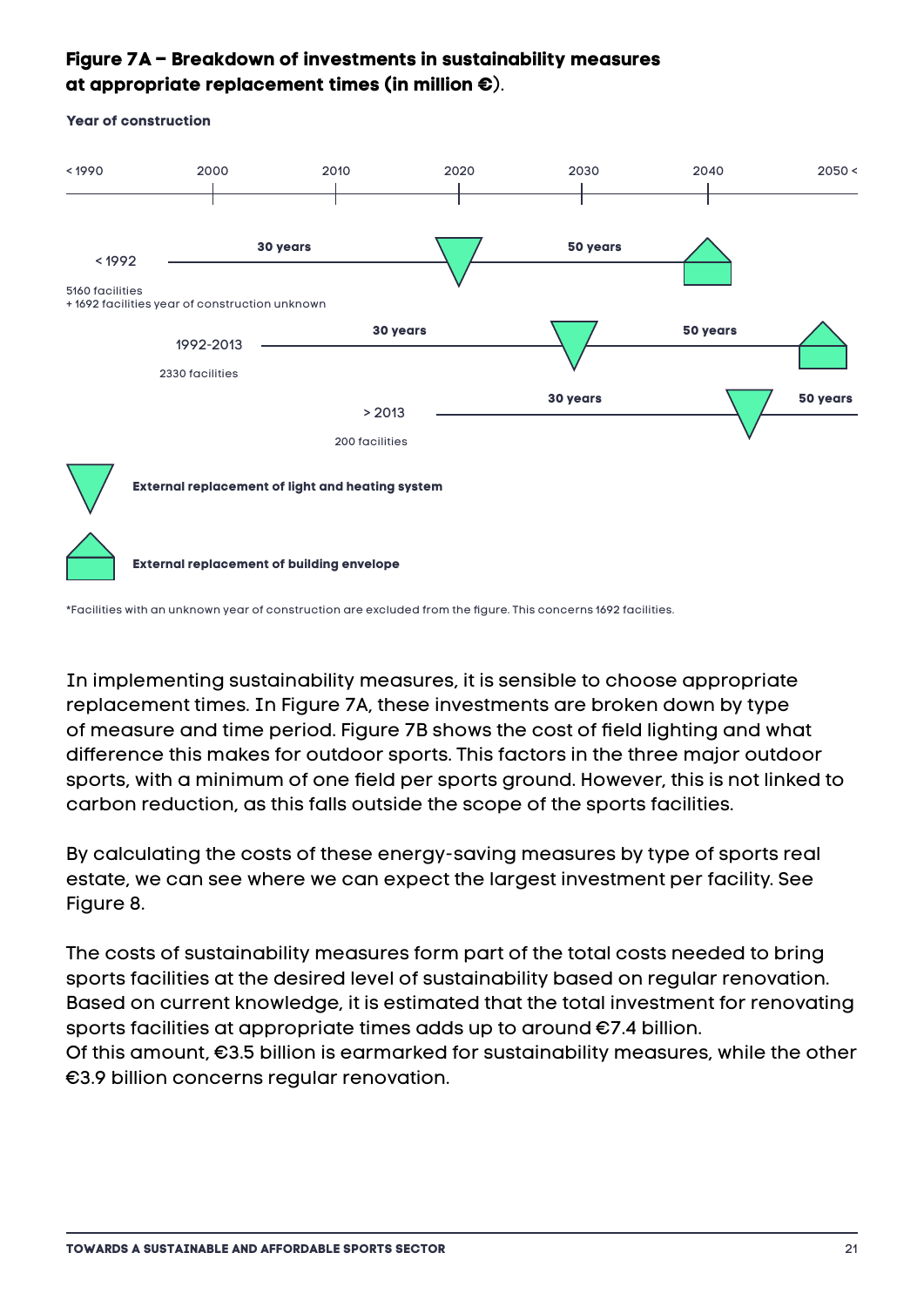## Figure 7A – Breakdown of investments in sustainability measures at appropriate replacement times (in million €).

**Year of construction**

< 1990 | 2000 | 2010 | 2020 | 2030 | 2040 | 2050 <

< 1992 — **30 years** — **50 years**

5160 facilities
+ 1692 facilities year of construction unknown

1992-2013 — **30 years** — **50 years**

2330 facilities

> 2013 — **30 years** — **50 years**

200 facilities

**External replacement of light and heating system**

**External replacement of building envelope**

*Facilities with an unknown year of construction are excluded from the figure. This concerns 1692 facilities.

In implementing sustainability measures, it is sensible to choose appropriate replacement times. In Figure 7A, these investments are broken down by type of measure and time period. Figure 7B shows the cost of field lighting and what difference this makes for outdoor sports. This factors in the three major outdoor sports, with a minimum of one field per sports ground. However, this is not linked to carbon reduction, as this falls outside the scope of the sports facilities.

By calculating the costs of these energy-saving measures by type of sports real estate, we can see where we can expect the largest investment per facility. See Figure 8.

The costs of sustainability measures form part of the total costs needed to bring sports facilities at the desired level of sustainability based on regular renovation. Based on current knowledge, it is estimated that the total investment for renovating sports facilities at appropriate times adds up to around €7.4 billion.
Of this amount, €3.5 billion is earmarked for sustainability measures, while the other €3.9 billion concerns regular renovation.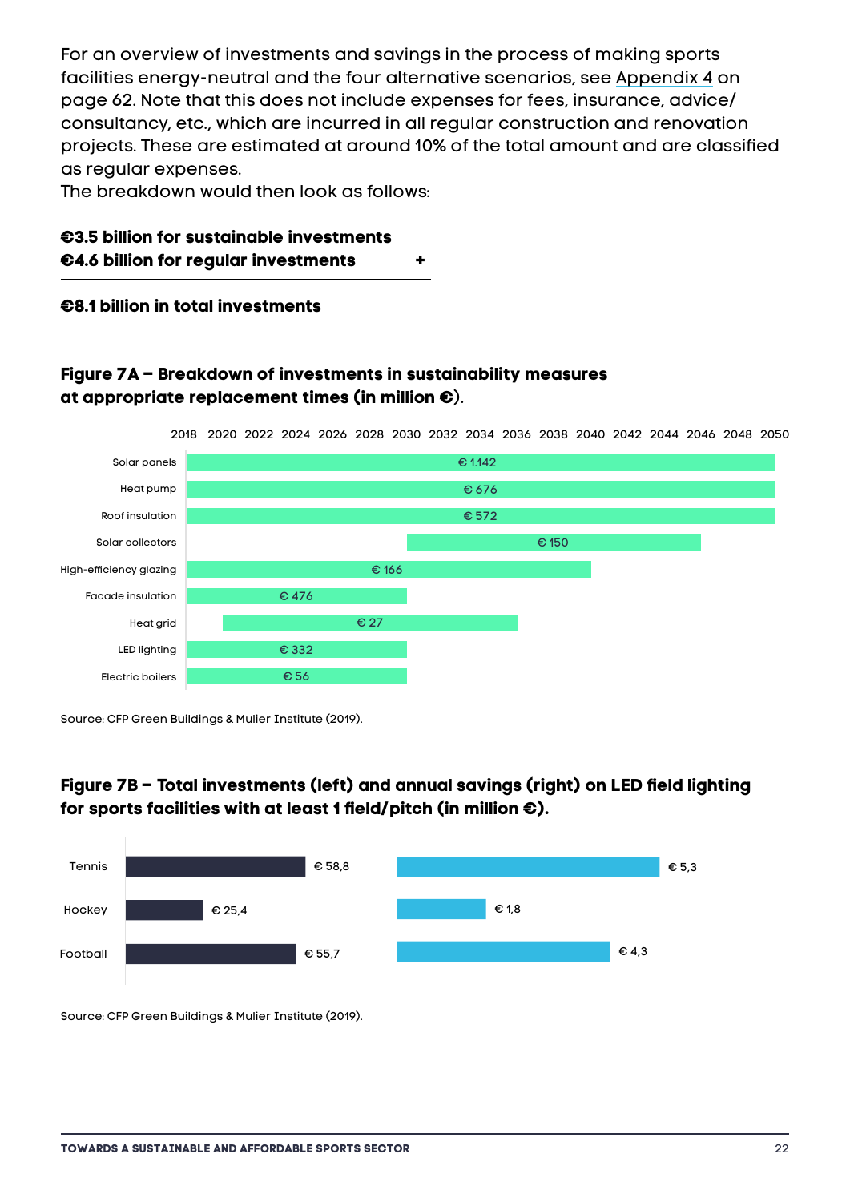For an overview of investments and savings in the process of making sports facilities energy-neutral and the four alternative scenarios, see Appendix 4 on page 62. Note that this does not include expenses for fees, insurance, advice/consultancy, etc., which are incurred in all regular construction and renovation projects. These are estimated at around 10% of the total amount and are classified as regular expenses.
The breakdown would then look as follows:

**€3.5 billion for sustainable investments**
**€4.6 billion for regular investments** +

---

**€8.1 billion in total investments**

### Figure 7A – Breakdown of investments in sustainability measures at appropriate replacement times (in million €).

| Measure | Investment | Period (approx.) |
|---|---|---|
| Solar panels | € 1.142 | 2018–2050 |
| Heat pump | € 676 | 2018–2050 |
| Roof insulation | € 572 | 2018–2050 |
| Solar collectors | € 150 | 2030–2046 |
| High-efficiency glazing | € 166 | 2018–2040 |
| Facade insulation | € 476 | 2018–2030 |
| Heat grid | € 27 | 2020–2036 |
| LED lighting | € 332 | 2018–2030 |
| Electric boilers | € 56 | 2018–2030 |

Source: CFP Green Buildings & Mulier Institute (2019).

### Figure 7B – Total investments (left) and annual savings (right) on LED field lighting for sports facilities with at least 1 field/pitch (in million €).

| | Total investments | Annual savings |
|---|---|---|
| Tennis | € 58,8 | € 5,3 |
| Hockey | € 25,4 | € 1,8 |
| Football | € 55,7 | € 4,3 |

Source: CFP Green Buildings & Mulier Institute (2019).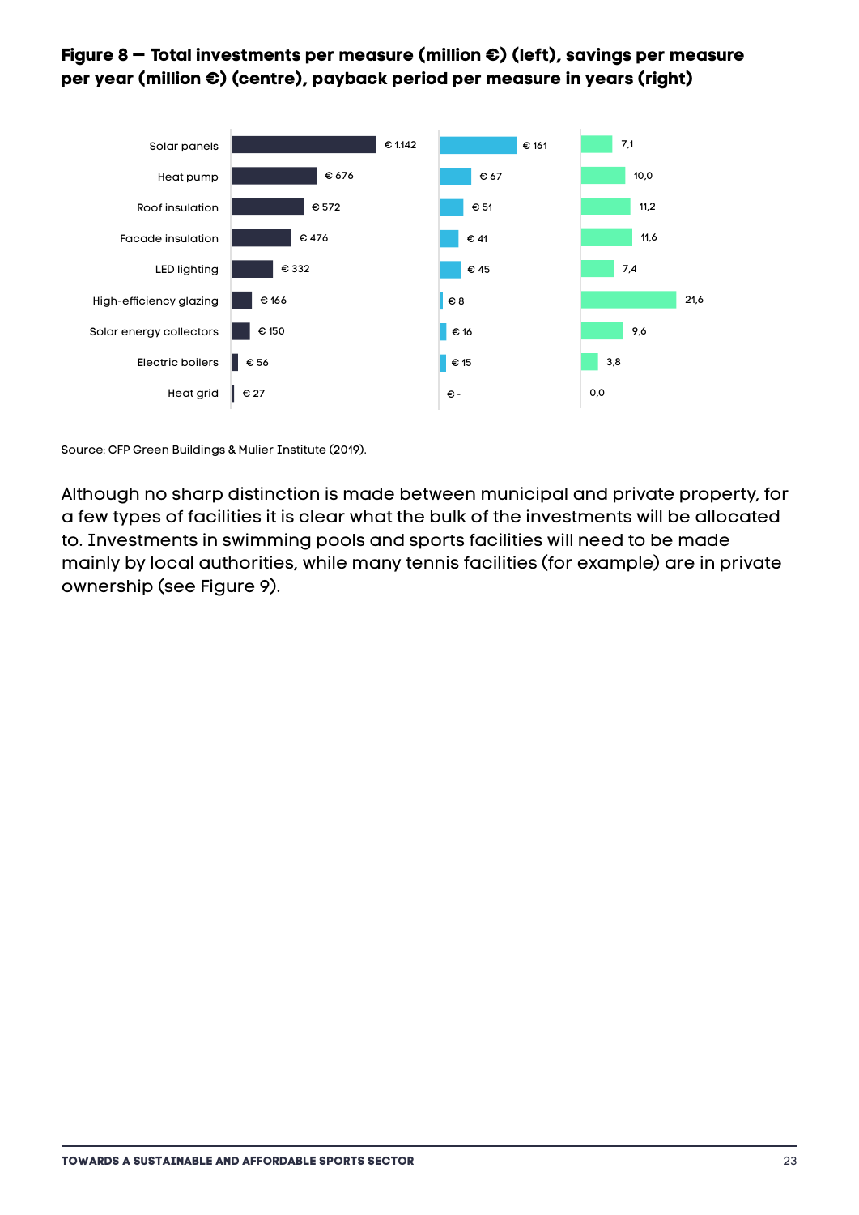**Figure 8 — Total investments per measure (million €) (left), savings per measure per year (million €) (centre), payback period per measure in years (right)**

| Measure | Total investments (million €) | Savings per year (million €) | Payback period (years) |
|---|---|---|---|
| Solar panels | € 1.142 | € 161 | 7,1 |
| Heat pump | € 676 | € 67 | 10,0 |
| Roof insulation | € 572 | € 51 | 11,2 |
| Facade insulation | € 476 | € 41 | 11,6 |
| LED lighting | € 332 | € 45 | 7,4 |
| High-efficiency glazing | € 166 | € 8 | 21,6 |
| Solar energy collectors | € 150 | € 16 | 9,6 |
| Electric boilers | € 56 | € 15 | 3,8 |
| Heat grid | € 27 | € - | 0,0 |

Source: CFP Green Buildings & Mulier Institute (2019).

Although no sharp distinction is made between municipal and private property, for a few types of facilities it is clear what the bulk of the investments will be allocated to. Investments in swimming pools and sports facilities will need to be made mainly by local authorities, while many tennis facilities (for example) are in private ownership (see Figure 9).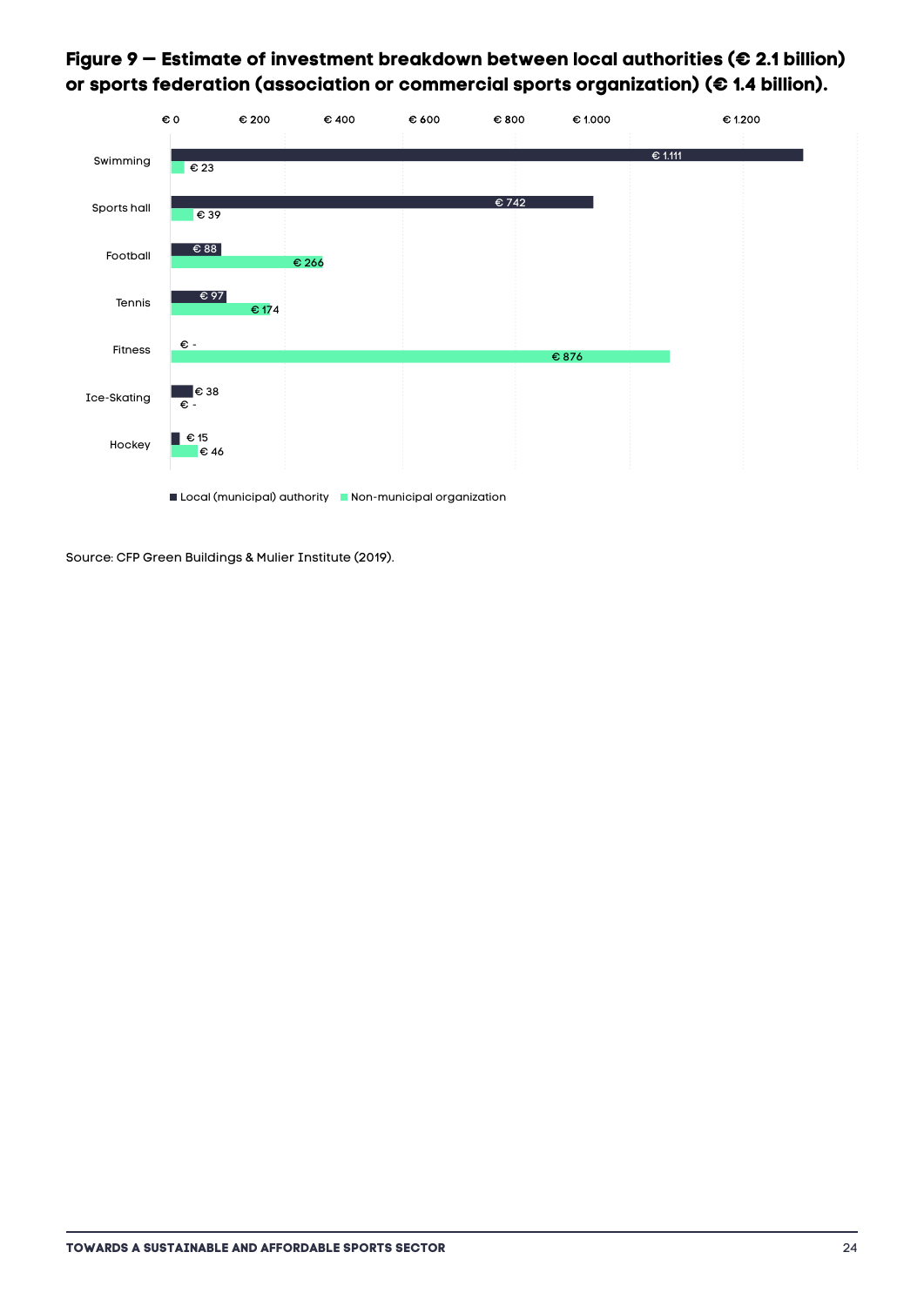**Figure 9 — Estimate of investment breakdown between local authorities (€ 2.1 billion) or sports federation (association or commercial sports organization) (€ 1.4 billion).**

| | Local (municipal) authority | Non-municipal organization |
|---|---|---|
| Swimming | € 1.111 | € 23 |
| Sports hall | € 742 | € 39 |
| Football | € 88 | € 266 |
| Tennis | € 97 | € 174 |
| Fitness | € - | € 876 |
| Ice-Skating | € 38 | € - |
| Hockey | € 15 | € 46 |

Source: CFP Green Buildings & Mulier Institute (2019).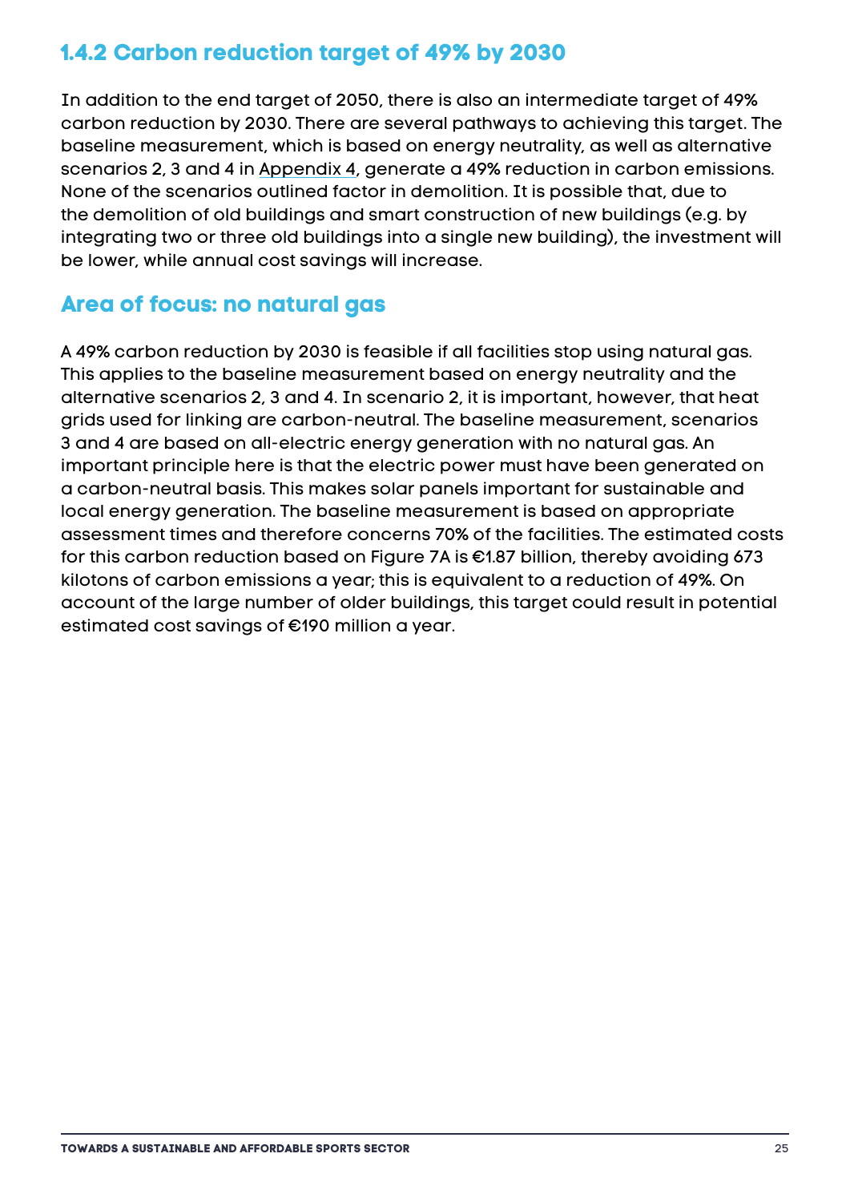### 1.4.2 Carbon reduction target of 49% by 2030

In addition to the end target of 2050, there is also an intermediate target of 49% carbon reduction by 2030. There are several pathways to achieving this target. The baseline measurement, which is based on energy neutrality, as well as alternative scenarios 2, 3 and 4 in Appendix 4, generate a 49% reduction in carbon emissions. None of the scenarios outlined factor in demolition. It is possible that, due to the demolition of old buildings and smart construction of new buildings (e.g. by integrating two or three old buildings into a single new building), the investment will be lower, while annual cost savings will increase.

### Area of focus: no natural gas

A 49% carbon reduction by 2030 is feasible if all facilities stop using natural gas. This applies to the baseline measurement based on energy neutrality and the alternative scenarios 2, 3 and 4. In scenario 2, it is important, however, that heat grids used for linking are carbon-neutral. The baseline measurement, scenarios 3 and 4 are based on all-electric energy generation with no natural gas. An important principle here is that the electric power must have been generated on a carbon-neutral basis. This makes solar panels important for sustainable and local energy generation. The baseline measurement is based on appropriate assessment times and therefore concerns 70% of the facilities. The estimated costs for this carbon reduction based on Figure 7A is €1.87 billion, thereby avoiding 673 kilotons of carbon emissions a year; this is equivalent to a reduction of 49%. On account of the large number of older buildings, this target could result in potential estimated cost savings of €190 million a year.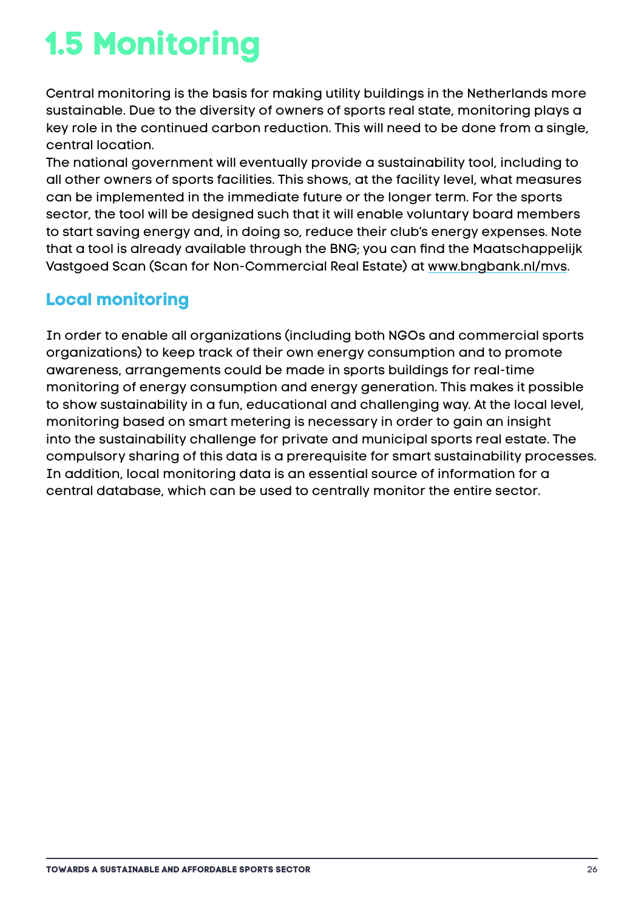# 1.5 Monitoring

Central monitoring is the basis for making utility buildings in the Netherlands more sustainable. Due to the diversity of owners of sports real state, monitoring plays a key role in the continued carbon reduction. This will need to be done from a single, central location.
The national government will eventually provide a sustainability tool, including to all other owners of sports facilities. This shows, at the facility level, what measures can be implemented in the immediate future or the longer term. For the sports sector, the tool will be designed such that it will enable voluntary board members to start saving energy and, in doing so, reduce their club's energy expenses. Note that a tool is already available through the BNG; you can find the Maatschappelijk Vastgoed Scan (Scan for Non-Commercial Real Estate) at www.bngbank.nl/mvs.

## Local monitoring

In order to enable all organizations (including both NGOs and commercial sports organizations) to keep track of their own energy consumption and to promote awareness, arrangements could be made in sports buildings for real-time monitoring of energy consumption and energy generation. This makes it possible to show sustainability in a fun, educational and challenging way. At the local level, monitoring based on smart metering is necessary in order to gain an insight into the sustainability challenge for private and municipal sports real estate. The compulsory sharing of this data is a prerequisite for smart sustainability processes. In addition, local monitoring data is an essential source of information for a central database, which can be used to centrally monitor the entire sector.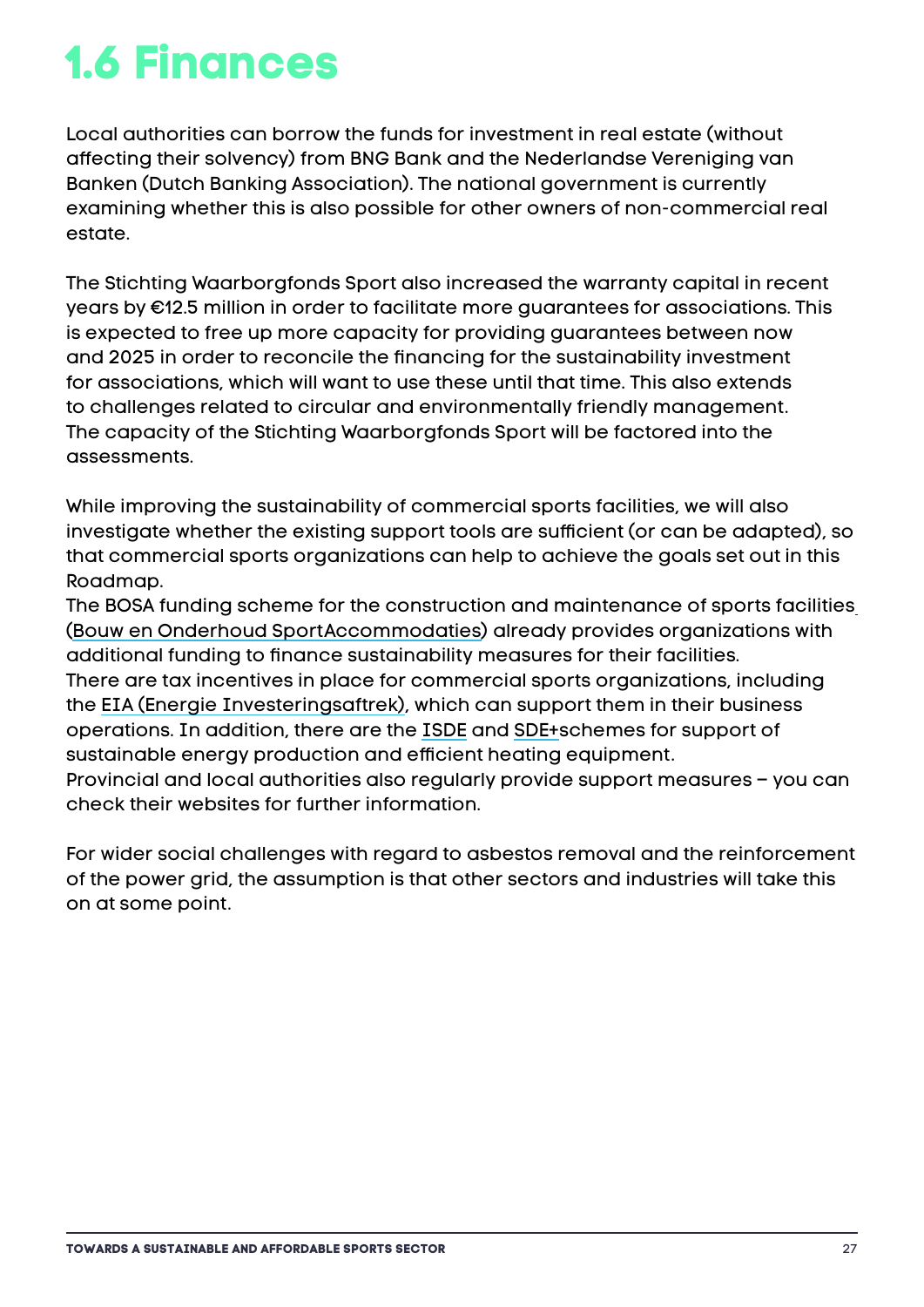# 1.6 Finances

Local authorities can borrow the funds for investment in real estate (without affecting their solvency) from BNG Bank and the Nederlandse Vereniging van Banken (Dutch Banking Association). The national government is currently examining whether this is also possible for other owners of non-commercial real estate.

The Stichting Waarborgfonds Sport also increased the warranty capital in recent years by €12.5 million in order to facilitate more guarantees for associations. This is expected to free up more capacity for providing guarantees between now and 2025 in order to reconcile the financing for the sustainability investment for associations, which will want to use these until that time. This also extends to challenges related to circular and environmentally friendly management. The capacity of the Stichting Waarborgfonds Sport will be factored into the assessments.

While improving the sustainability of commercial sports facilities, we will also investigate whether the existing support tools are sufficient (or can be adapted), so that commercial sports organizations can help to achieve the goals set out in this Roadmap.
The BOSA funding scheme for the construction and maintenance of sports facilities (Bouw en Onderhoud SportAccommodaties) already provides organizations with additional funding to finance sustainability measures for their facilities.
There are tax incentives in place for commercial sports organizations, including the EIA (Energie Investeringsaftrek), which can support them in their business operations. In addition, there are the ISDE and SDE+schemes for support of sustainable energy production and efficient heating equipment.
Provincial and local authorities also regularly provide support measures – you can check their websites for further information.

For wider social challenges with regard to asbestos removal and the reinforcement of the power grid, the assumption is that other sectors and industries will take this on at some point.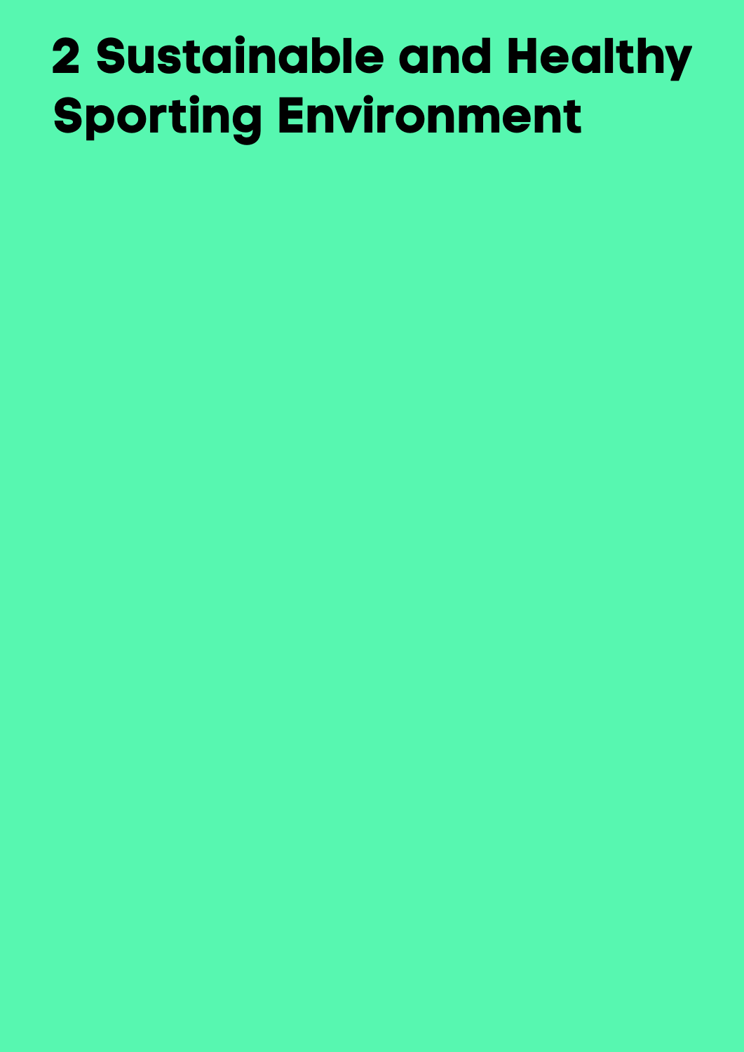# 2 Sustainable and Healthy Sporting Environment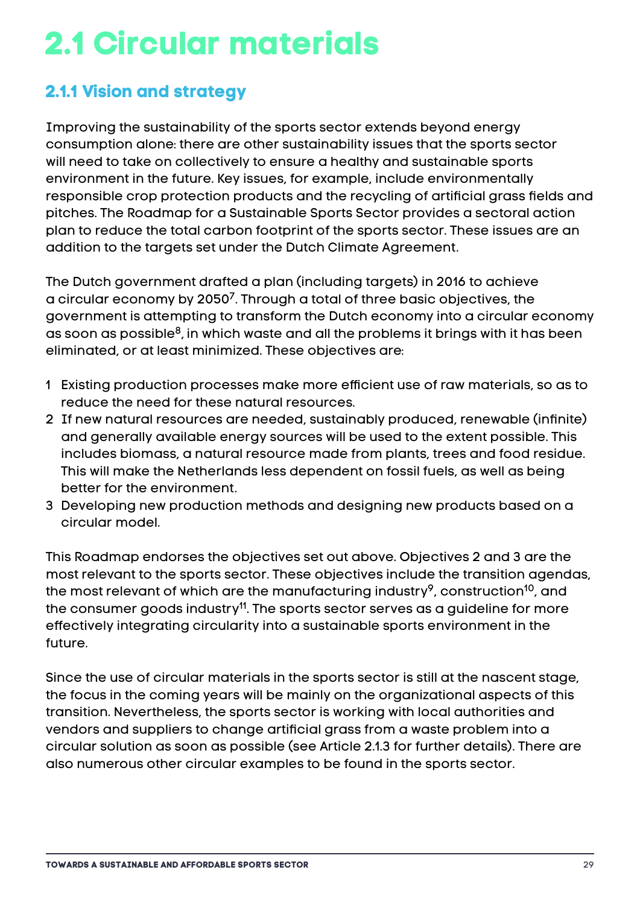# 2.1 Circular materials

## 2.1.1 Vision and strategy

Improving the sustainability of the sports sector extends beyond energy consumption alone: there are other sustainability issues that the sports sector will need to take on collectively to ensure a healthy and sustainable sports environment in the future. Key issues, for example, include environmentally responsible crop protection products and the recycling of artificial grass fields and pitches. The Roadmap for a Sustainable Sports Sector provides a sectoral action plan to reduce the total carbon footprint of the sports sector. These issues are an addition to the targets set under the Dutch Climate Agreement.

The Dutch government drafted a plan (including targets) in 2016 to achieve a circular economy by 2050[7]. Through a total of three basic objectives, the government is attempting to transform the Dutch economy into a circular economy as soon as possible[8], in which waste and all the problems it brings with it has been eliminated, or at least minimized. These objectives are:

1. Existing production processes make more efficient use of raw materials, so as to reduce the need for these natural resources.
2. If new natural resources are needed, sustainably produced, renewable (infinite) and generally available energy sources will be used to the extent possible. This includes biomass, a natural resource made from plants, trees and food residue. This will make the Netherlands less dependent on fossil fuels, as well as being better for the environment.
3. Developing new production methods and designing new products based on a circular model.

This Roadmap endorses the objectives set out above. Objectives 2 and 3 are the most relevant to the sports sector. These objectives include the transition agendas, the most relevant of which are the manufacturing industry[9], construction[10], and the consumer goods industry[11]. The sports sector serves as a guideline for more effectively integrating circularity into a sustainable sports environment in the future.

Since the use of circular materials in the sports sector is still at the nascent stage, the focus in the coming years will be mainly on the organizational aspects of this transition. Nevertheless, the sports sector is working with local authorities and vendors and suppliers to change artificial grass from a waste problem into a circular solution as soon as possible (see Article 2.1.3 for further details). There are also numerous other circular examples to be found in the sports sector.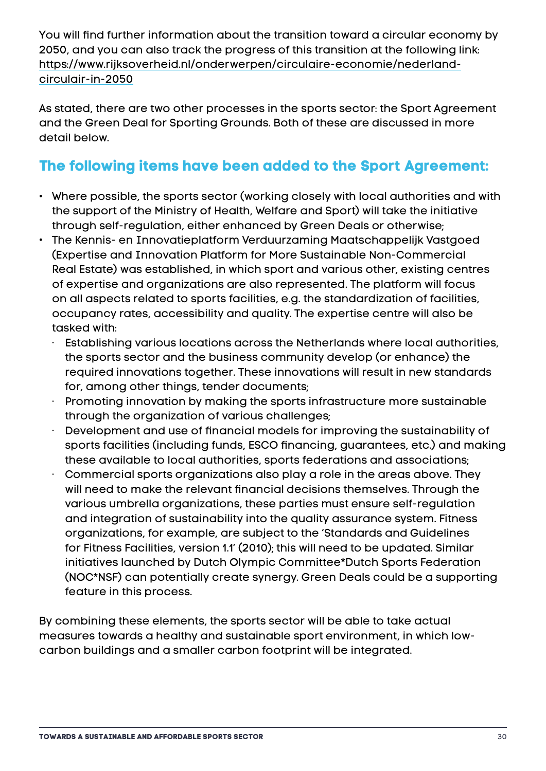You will find further information about the transition toward a circular economy by 2050, and you can also track the progress of this transition at the following link: https://www.rijksoverheid.nl/onderwerpen/circulaire-economie/nederland-circulair-in-2050

As stated, there are two other processes in the sports sector: the Sport Agreement and the Green Deal for Sporting Grounds. Both of these are discussed in more detail below.

## The following items have been added to the Sport Agreement:

- Where possible, the sports sector (working closely with local authorities and with the support of the Ministry of Health, Welfare and Sport) will take the initiative through self-regulation, either enhanced by Green Deals or otherwise;
- The Kennis- en Innovatieplatform Verduurzaming Maatschappelijk Vastgoed (Expertise and Innovation Platform for More Sustainable Non-Commercial Real Estate) was established, in which sport and various other, existing centres of expertise and organizations are also represented. The platform will focus on all aspects related to sports facilities, e.g. the standardization of facilities, occupancy rates, accessibility and quality. The expertise centre will also be tasked with:
  - Establishing various locations across the Netherlands where local authorities, the sports sector and the business community develop (or enhance) the required innovations together. These innovations will result in new standards for, among other things, tender documents;
  - Promoting innovation by making the sports infrastructure more sustainable through the organization of various challenges;
  - Development and use of financial models for improving the sustainability of sports facilities (including funds, ESCO financing, guarantees, etc.) and making these available to local authorities, sports federations and associations;
  - Commercial sports organizations also play a role in the areas above. They will need to make the relevant financial decisions themselves. Through the various umbrella organizations, these parties must ensure self-regulation and integration of sustainability into the quality assurance system. Fitness organizations, for example, are subject to the 'Standards and Guidelines for Fitness Facilities, version 1.1' (2010); this will need to be updated. Similar initiatives launched by Dutch Olympic Committee*Dutch Sports Federation (NOC*NSF) can potentially create synergy. Green Deals could be a supporting feature in this process.

By combining these elements, the sports sector will be able to take actual measures towards a healthy and sustainable sport environment, in which low-carbon buildings and a smaller carbon footprint will be integrated.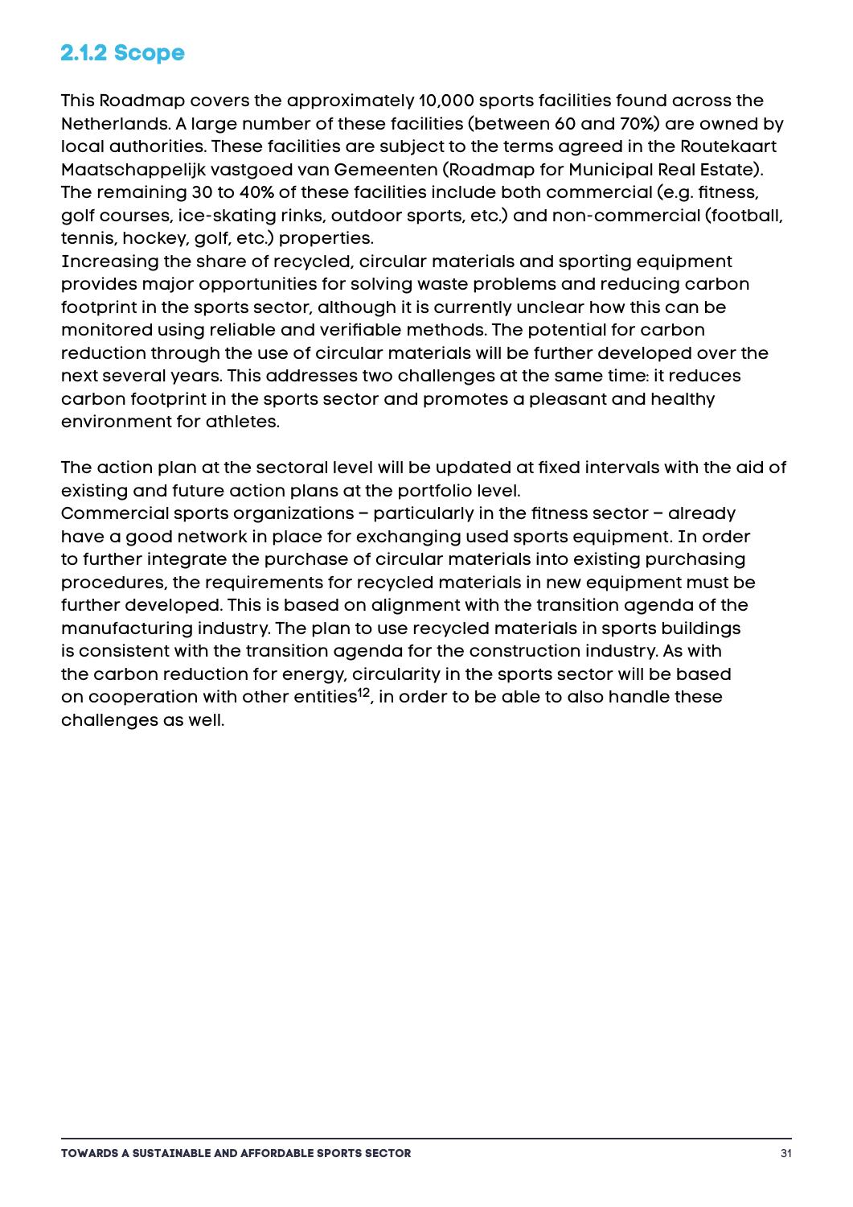### 2.1.2 Scope

This Roadmap covers the approximately 10,000 sports facilities found across the Netherlands. A large number of these facilities (between 60 and 70%) are owned by local authorities. These facilities are subject to the terms agreed in the Routekaart Maatschappelijk vastgoed van Gemeenten (Roadmap for Municipal Real Estate). The remaining 30 to 40% of these facilities include both commercial (e.g. fitness, golf courses, ice-skating rinks, outdoor sports, etc.) and non-commercial (football, tennis, hockey, golf, etc.) properties.

Increasing the share of recycled, circular materials and sporting equipment provides major opportunities for solving waste problems and reducing carbon footprint in the sports sector, although it is currently unclear how this can be monitored using reliable and verifiable methods. The potential for carbon reduction through the use of circular materials will be further developed over the next several years. This addresses two challenges at the same time: it reduces carbon footprint in the sports sector and promotes a pleasant and healthy environment for athletes.

The action plan at the sectoral level will be updated at fixed intervals with the aid of existing and future action plans at the portfolio level.

Commercial sports organizations – particularly in the fitness sector – already have a good network in place for exchanging used sports equipment. In order to further integrate the purchase of circular materials into existing purchasing procedures, the requirements for recycled materials in new equipment must be further developed. This is based on alignment with the transition agenda of the manufacturing industry. The plan to use recycled materials in sports buildings is consistent with the transition agenda for the construction industry. As with the carbon reduction for energy, circularity in the sports sector will be based on cooperation with other entities[12], in order to be able to also handle these challenges as well.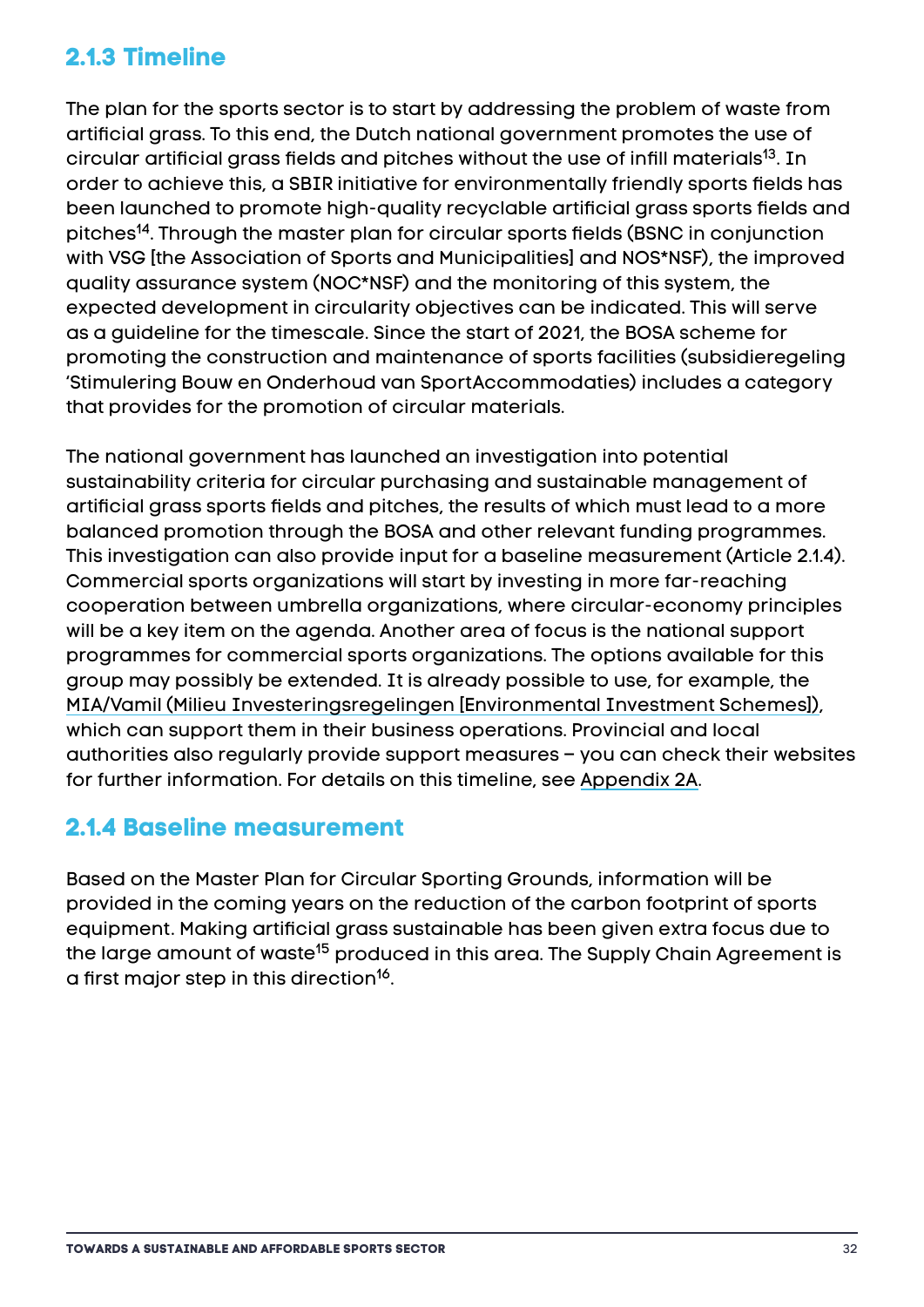### 2.1.3 Timeline

The plan for the sports sector is to start by addressing the problem of waste from artificial grass. To this end, the Dutch national government promotes the use of circular artificial grass fields and pitches without the use of infill materials[13]. In order to achieve this, a SBIR initiative for environmentally friendly sports fields has been launched to promote high-quality recyclable artificial grass sports fields and pitches[14]. Through the master plan for circular sports fields (BSNC in conjunction with VSG [the Association of Sports and Municipalities] and NOS*NSF), the improved quality assurance system (NOC*NSF) and the monitoring of this system, the expected development in circularity objectives can be indicated. This will serve as a guideline for the timescale. Since the start of 2021, the BOSA scheme for promoting the construction and maintenance of sports facilities (subsidieregeling 'Stimulering Bouw en Onderhoud van SportAccommodaties) includes a category that provides for the promotion of circular materials.

The national government has launched an investigation into potential sustainability criteria for circular purchasing and sustainable management of artificial grass sports fields and pitches, the results of which must lead to a more balanced promotion through the BOSA and other relevant funding programmes. This investigation can also provide input for a baseline measurement (Article 2.1.4). Commercial sports organizations will start by investing in more far-reaching cooperation between umbrella organizations, where circular-economy principles will be a key item on the agenda. Another area of focus is the national support programmes for commercial sports organizations. The options available for this group may possibly be extended. It is already possible to use, for example, the MIA/Vamil (Milieu Investeringsregelingen [Environmental Investment Schemes]), which can support them in their business operations. Provincial and local authorities also regularly provide support measures – you can check their websites for further information. For details on this timeline, see Appendix 2A.

### 2.1.4 Baseline measurement

Based on the Master Plan for Circular Sporting Grounds, information will be provided in the coming years on the reduction of the carbon footprint of sports equipment. Making artificial grass sustainable has been given extra focus due to the large amount of waste[15] produced in this area. The Supply Chain Agreement is a first major step in this direction[16].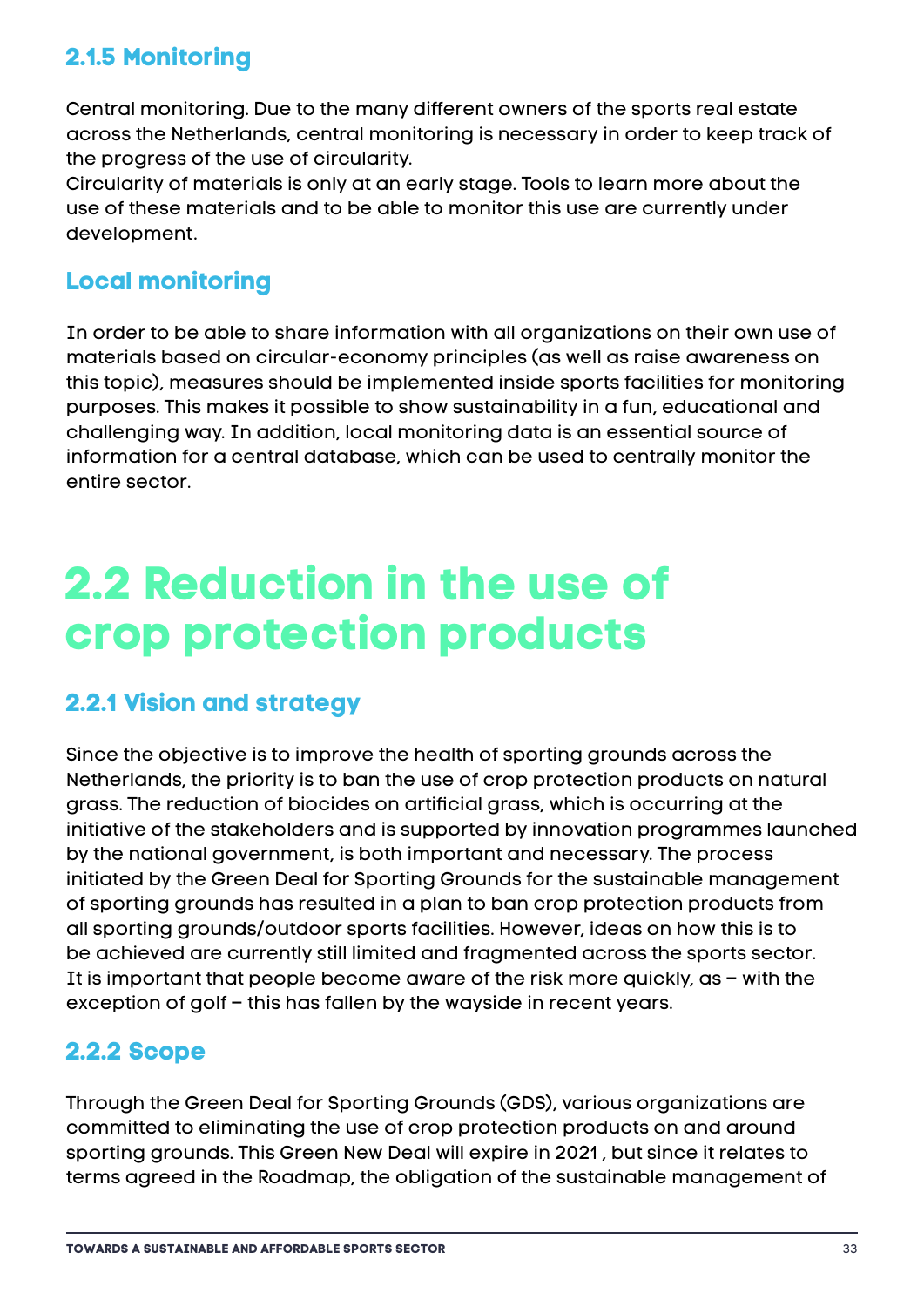### 2.1.5 Monitoring

Central monitoring. Due to the many different owners of the sports real estate across the Netherlands, central monitoring is necessary in order to keep track of the progress of the use of circularity.
Circularity of materials is only at an early stage. Tools to learn more about the use of these materials and to be able to monitor this use are currently under development.

### Local monitoring

In order to be able to share information with all organizations on their own use of materials based on circular-economy principles (as well as raise awareness on this topic), measures should be implemented inside sports facilities for monitoring purposes. This makes it possible to show sustainability in a fun, educational and challenging way. In addition, local monitoring data is an essential source of information for a central database, which can be used to centrally monitor the entire sector.

## 2.2 Reduction in the use of crop protection products

### 2.2.1 Vision and strategy

Since the objective is to improve the health of sporting grounds across the Netherlands, the priority is to ban the use of crop protection products on natural grass. The reduction of biocides on artificial grass, which is occurring at the initiative of the stakeholders and is supported by innovation programmes launched by the national government, is both important and necessary. The process initiated by the Green Deal for Sporting Grounds for the sustainable management of sporting grounds has resulted in a plan to ban crop protection products from all sporting grounds/outdoor sports facilities. However, ideas on how this is to be achieved are currently still limited and fragmented across the sports sector. It is important that people become aware of the risk more quickly, as – with the exception of golf – this has fallen by the wayside in recent years.

### 2.2.2 Scope

Through the Green Deal for Sporting Grounds (GDS), various organizations are committed to eliminating the use of crop protection products on and around sporting grounds. This Green New Deal will expire in 2021 , but since it relates to terms agreed in the Roadmap, the obligation of the sustainable management of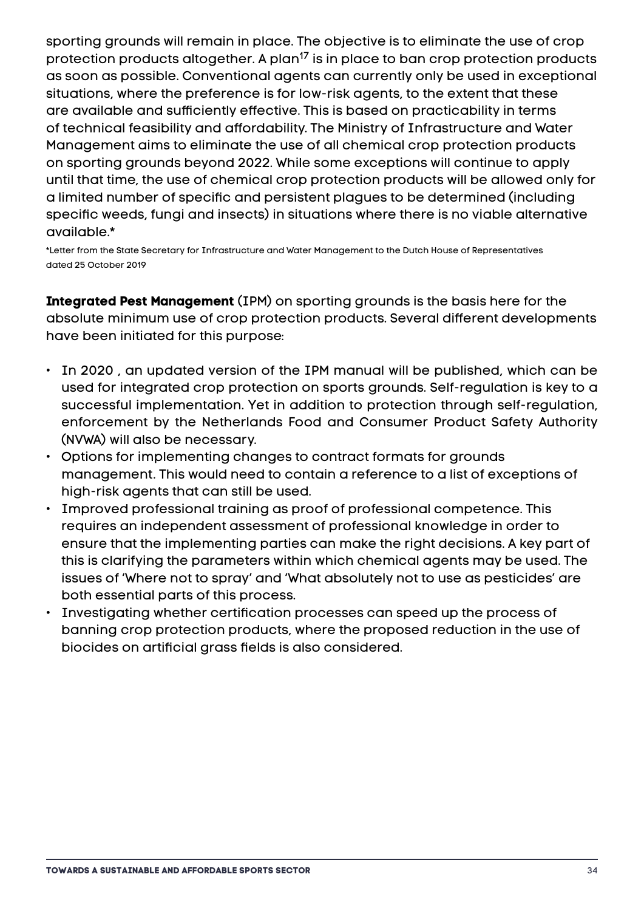sporting grounds will remain in place. The objective is to eliminate the use of crop protection products altogether. A plan[17] is in place to ban crop protection products as soon as possible. Conventional agents can currently only be used in exceptional situations, where the preference is for low-risk agents, to the extent that these are available and sufficiently effective. This is based on practicability in terms of technical feasibility and affordability. The Ministry of Infrastructure and Water Management aims to eliminate the use of all chemical crop protection products on sporting grounds beyond 2022. While some exceptions will continue to apply until that time, the use of chemical crop protection products will be allowed only for a limited number of specific and persistent plagues to be determined (including specific weeds, fungi and insects) in situations where there is no viable alternative available.*

*Letter from the State Secretary for Infrastructure and Water Management to the Dutch House of Representatives dated 25 October 2019

**Integrated Pest Management** (IPM) on sporting grounds is the basis here for the absolute minimum use of crop protection products. Several different developments have been initiated for this purpose:

- In 2020 , an updated version of the IPM manual will be published, which can be used for integrated crop protection on sports grounds. Self-regulation is key to a successful implementation. Yet in addition to protection through self-regulation, enforcement by the Netherlands Food and Consumer Product Safety Authority (NVWA) will also be necessary.
- Options for implementing changes to contract formats for grounds management. This would need to contain a reference to a list of exceptions of high-risk agents that can still be used.
- Improved professional training as proof of professional competence. This requires an independent assessment of professional knowledge in order to ensure that the implementing parties can make the right decisions. A key part of this is clarifying the parameters within which chemical agents may be used. The issues of 'Where not to spray' and 'What absolutely not to use as pesticides' are both essential parts of this process.
- Investigating whether certification processes can speed up the process of banning crop protection products, where the proposed reduction in the use of biocides on artificial grass fields is also considered.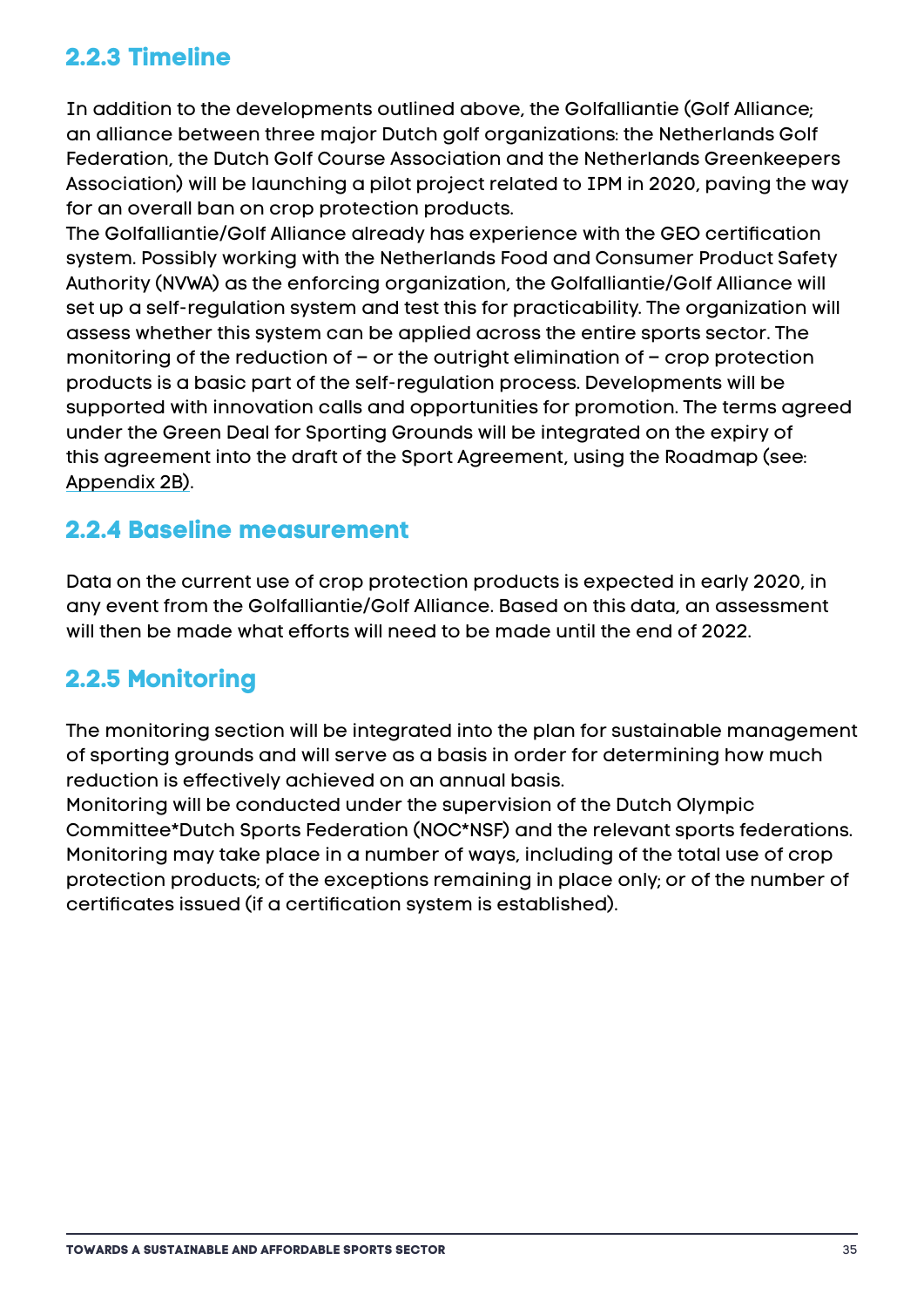### 2.2.3 Timeline

In addition to the developments outlined above, the Golfalliantie (Golf Alliance; an alliance between three major Dutch golf organizations: the Netherlands Golf Federation, the Dutch Golf Course Association and the Netherlands Greenkeepers Association) will be launching a pilot project related to IPM in 2020, paving the way for an overall ban on crop protection products.
The Golfalliantie/Golf Alliance already has experience with the GEO certification system. Possibly working with the Netherlands Food and Consumer Product Safety Authority (NVWA) as the enforcing organization, the Golfalliantie/Golf Alliance will set up a self-regulation system and test this for practicability. The organization will assess whether this system can be applied across the entire sports sector. The monitoring of the reduction of – or the outright elimination of – crop protection products is a basic part of the self-regulation process. Developments will be supported with innovation calls and opportunities for promotion. The terms agreed under the Green Deal for Sporting Grounds will be integrated on the expiry of this agreement into the draft of the Sport Agreement, using the Roadmap (see: Appendix 2B).

### 2.2.4 Baseline measurement

Data on the current use of crop protection products is expected in early 2020, in any event from the Golfalliantie/Golf Alliance. Based on this data, an assessment will then be made what efforts will need to be made until the end of 2022.

### 2.2.5 Monitoring

The monitoring section will be integrated into the plan for sustainable management of sporting grounds and will serve as a basis in order for determining how much reduction is effectively achieved on an annual basis.
Monitoring will be conducted under the supervision of the Dutch Olympic Committee*Dutch Sports Federation (NOC*NSF) and the relevant sports federations. Monitoring may take place in a number of ways, including of the total use of crop protection products; of the exceptions remaining in place only; or of the number of certificates issued (if a certification system is established).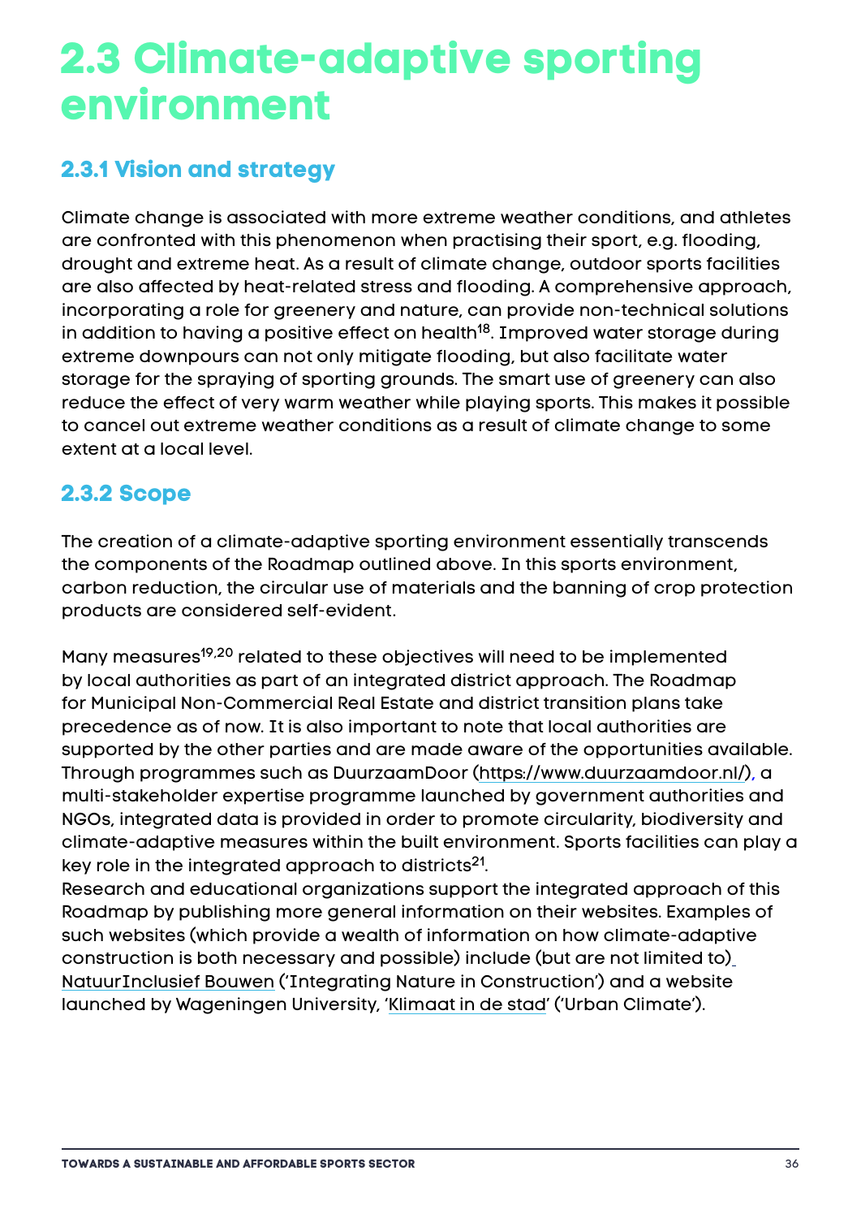# 2.3 Climate-adaptive sporting environment

## 2.3.1 Vision and strategy

Climate change is associated with more extreme weather conditions, and athletes are confronted with this phenomenon when practising their sport, e.g. flooding, drought and extreme heat. As a result of climate change, outdoor sports facilities are also affected by heat-related stress and flooding. A comprehensive approach, incorporating a role for greenery and nature, can provide non-technical solutions in addition to having a positive effect on health[18]. Improved water storage during extreme downpours can not only mitigate flooding, but also facilitate water storage for the spraying of sporting grounds. The smart use of greenery can also reduce the effect of very warm weather while playing sports. This makes it possible to cancel out extreme weather conditions as a result of climate change to some extent at a local level.

## 2.3.2 Scope

The creation of a climate-adaptive sporting environment essentially transcends the components of the Roadmap outlined above. In this sports environment, carbon reduction, the circular use of materials and the banning of crop protection products are considered self-evident.

Many measures[19,20] related to these objectives will need to be implemented by local authorities as part of an integrated district approach. The Roadmap for Municipal Non-Commercial Real Estate and district transition plans take precedence as of now. It is also important to note that local authorities are supported by the other parties and are made aware of the opportunities available. Through programmes such as DuurzaamDoor (https://www.duurzaamdoor.nl/), a multi-stakeholder expertise programme launched by government authorities and NGOs, integrated data is provided in order to promote circularity, biodiversity and climate-adaptive measures within the built environment. Sports facilities can play a key role in the integrated approach to districts[21].
Research and educational organizations support the integrated approach of this Roadmap by publishing more general information on their websites. Examples of such websites (which provide a wealth of information on how climate-adaptive construction is both necessary and possible) include (but are not limited to) NatuurInclusief Bouwen ('Integrating Nature in Construction') and a website launched by Wageningen University, 'Klimaat in de stad' ('Urban Climate').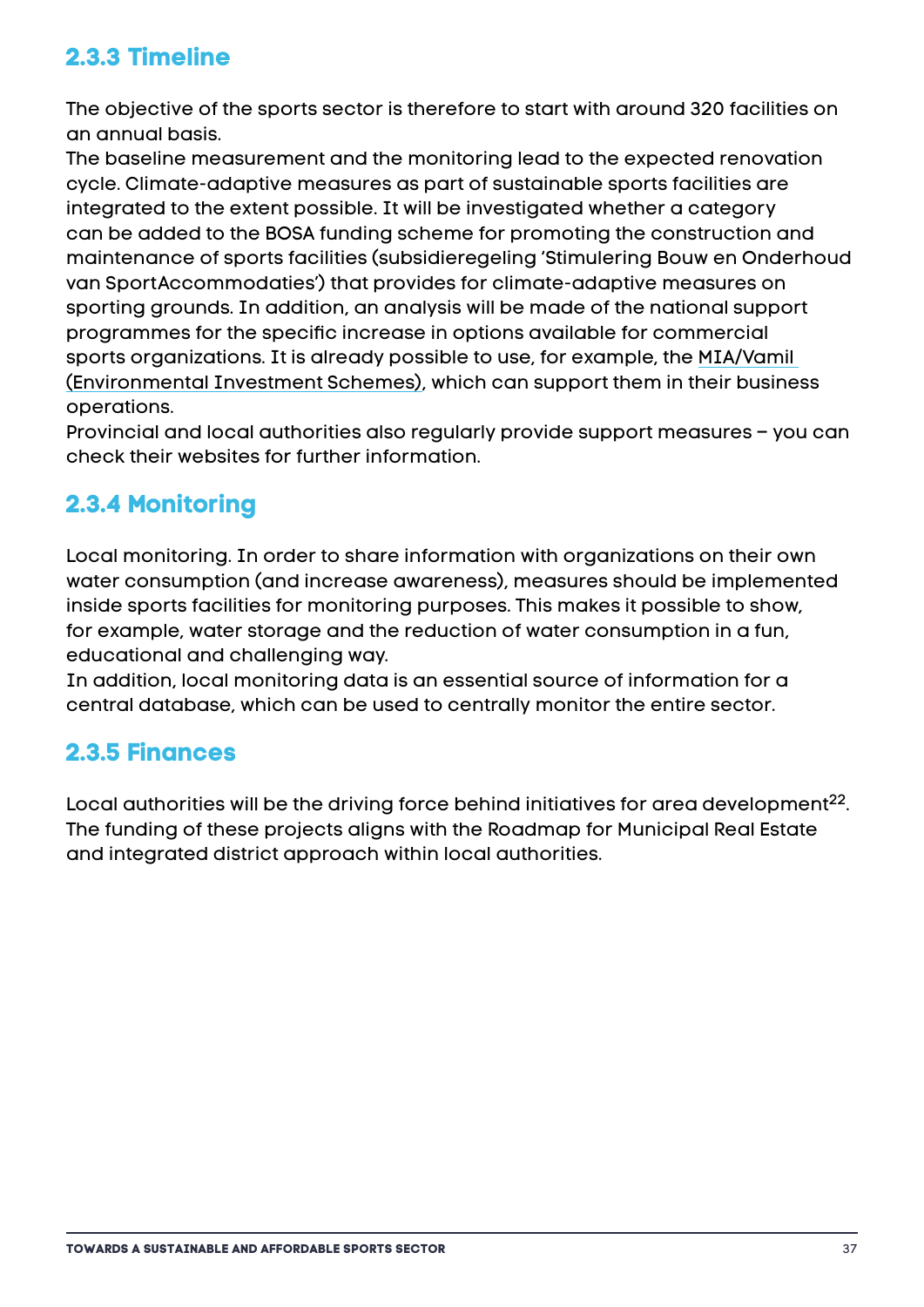### 2.3.3 Timeline

The objective of the sports sector is therefore to start with around 320 facilities on an annual basis.
The baseline measurement and the monitoring lead to the expected renovation cycle. Climate-adaptive measures as part of sustainable sports facilities are integrated to the extent possible. It will be investigated whether a category can be added to the BOSA funding scheme for promoting the construction and maintenance of sports facilities (subsidieregeling 'Stimulering Bouw en Onderhoud van SportAccommodaties') that provides for climate-adaptive measures on sporting grounds. In addition, an analysis will be made of the national support programmes for the specific increase in options available for commercial sports organizations. It is already possible to use, for example, the MIA/Vamil (Environmental Investment Schemes), which can support them in their business operations.
Provincial and local authorities also regularly provide support measures – you can check their websites for further information.

### 2.3.4 Monitoring

Local monitoring. In order to share information with organizations on their own water consumption (and increase awareness), measures should be implemented inside sports facilities for monitoring purposes. This makes it possible to show, for example, water storage and the reduction of water consumption in a fun, educational and challenging way.
In addition, local monitoring data is an essential source of information for a central database, which can be used to centrally monitor the entire sector.

### 2.3.5 Finances

Local authorities will be the driving force behind initiatives for area development[22]. The funding of these projects aligns with the Roadmap for Municipal Real Estate and integrated district approach within local authorities.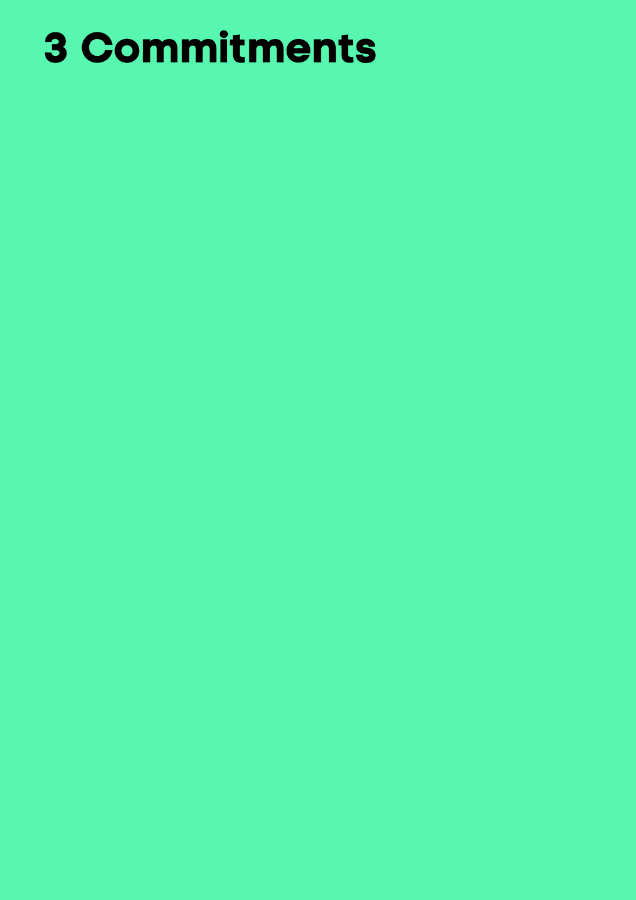# 3 Commitments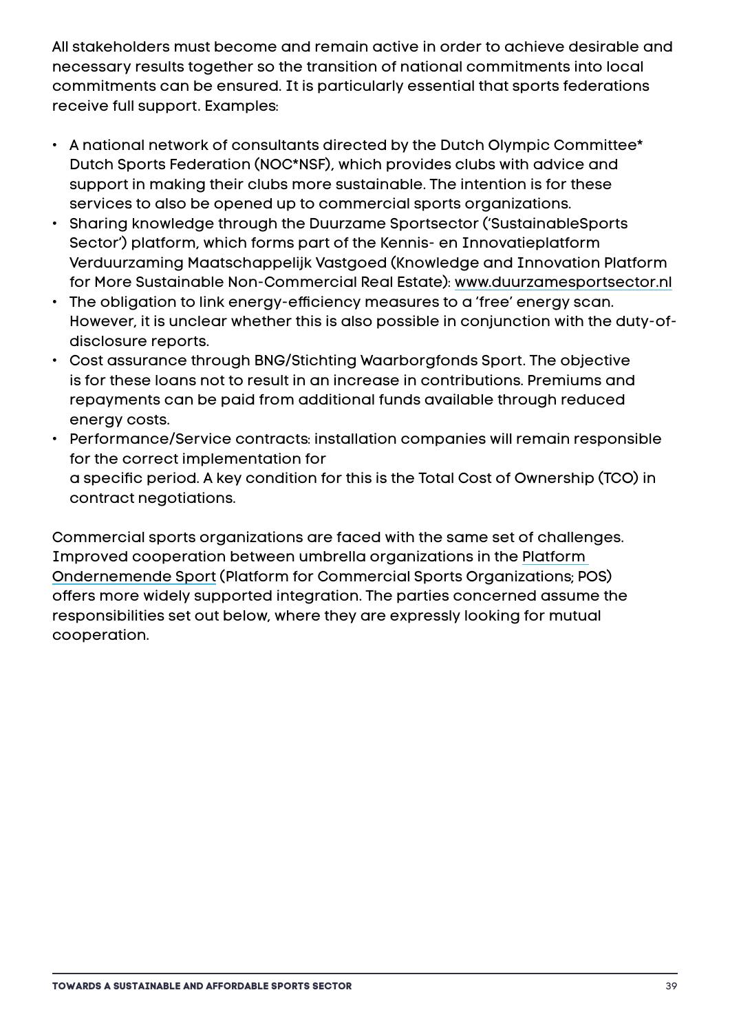All stakeholders must become and remain active in order to achieve desirable and necessary results together so the transition of national commitments into local commitments can be ensured. It is particularly essential that sports federations receive full support. Examples:

- A national network of consultants directed by the Dutch Olympic Committee* Dutch Sports Federation (NOC*NSF), which provides clubs with advice and support in making their clubs more sustainable. The intention is for these services to also be opened up to commercial sports organizations.
- Sharing knowledge through the Duurzame Sportsector ('SustainableSports Sector') platform, which forms part of the Kennis- en Innovatieplatform Verduurzaming Maatschappelijk Vastgoed (Knowledge and Innovation Platform for More Sustainable Non-Commercial Real Estate): www.duurzamesportsector.nl
- The obligation to link energy-efficiency measures to a 'free' energy scan. However, it is unclear whether this is also possible in conjunction with the duty-of-disclosure reports.
- Cost assurance through BNG/Stichting Waarborgfonds Sport. The objective is for these loans not to result in an increase in contributions. Premiums and repayments can be paid from additional funds available through reduced energy costs.
- Performance/Service contracts: installation companies will remain responsible for the correct implementation for a specific period. A key condition for this is the Total Cost of Ownership (TCO) in contract negotiations.

Commercial sports organizations are faced with the same set of challenges. Improved cooperation between umbrella organizations in the Platform Ondernemende Sport (Platform for Commercial Sports Organizations; POS) offers more widely supported integration. The parties concerned assume the responsibilities set out below, where they are expressly looking for mutual cooperation.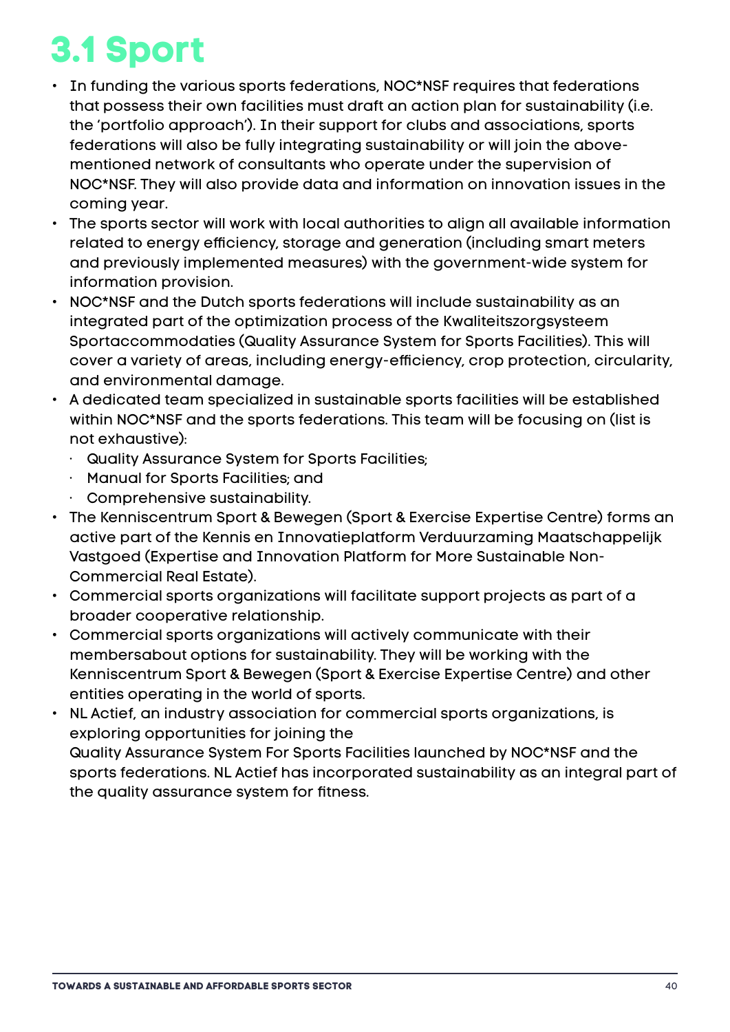# 3.1 Sport

- In funding the various sports federations, NOC*NSF requires that federations that possess their own facilities must draft an action plan for sustainability (i.e. the 'portfolio approach'). In their support for clubs and associations, sports federations will also be fully integrating sustainability or will join the above-mentioned network of consultants who operate under the supervision of NOC*NSF. They will also provide data and information on innovation issues in the coming year.
- The sports sector will work with local authorities to align all available information related to energy efficiency, storage and generation (including smart meters and previously implemented measures) with the government-wide system for information provision.
- NOC*NSF and the Dutch sports federations will include sustainability as an integrated part of the optimization process of the Kwaliteitszorgsysteem Sportaccommodaties (Quality Assurance System for Sports Facilities). This will cover a variety of areas, including energy-efficiency, crop protection, circularity, and environmental damage.
- A dedicated team specialized in sustainable sports facilities will be established within NOC*NSF and the sports federations. This team will be focusing on (list is not exhaustive):
  - Quality Assurance System for Sports Facilities;
  - Manual for Sports Facilities; and
  - Comprehensive sustainability.
- The Kenniscentrum Sport & Bewegen (Sport & Exercise Expertise Centre) forms an active part of the Kennis en Innovatieplatform Verduurzaming Maatschappelijk Vastgoed (Expertise and Innovation Platform for More Sustainable Non-Commercial Real Estate).
- Commercial sports organizations will facilitate support projects as part of a broader cooperative relationship.
- Commercial sports organizations will actively communicate with their membersabout options for sustainability. They will be working with the Kenniscentrum Sport & Bewegen (Sport & Exercise Expertise Centre) and other entities operating in the world of sports.
- NL Actief, an industry association for commercial sports organizations, is exploring opportunities for joining the Quality Assurance System For Sports Facilities launched by NOC*NSF and the sports federations. NL Actief has incorporated sustainability as an integral part of the quality assurance system for fitness.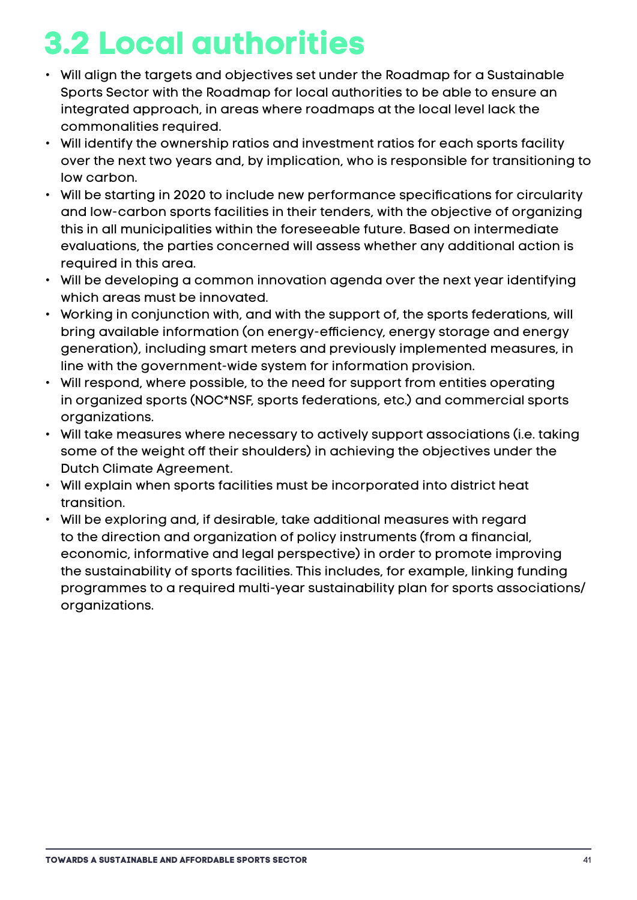## 3.2 Local authorities

- Will align the targets and objectives set under the Roadmap for a Sustainable Sports Sector with the Roadmap for local authorities to be able to ensure an integrated approach, in areas where roadmaps at the local level lack the commonalities required.
- Will identify the ownership ratios and investment ratios for each sports facility over the next two years and, by implication, who is responsible for transitioning to low carbon.
- Will be starting in 2020 to include new performance specifications for circularity and low-carbon sports facilities in their tenders, with the objective of organizing this in all municipalities within the foreseeable future. Based on intermediate evaluations, the parties concerned will assess whether any additional action is required in this area.
- Will be developing a common innovation agenda over the next year identifying which areas must be innovated.
- Working in conjunction with, and with the support of, the sports federations, will bring available information (on energy-efficiency, energy storage and energy generation), including smart meters and previously implemented measures, in line with the government-wide system for information provision.
- Will respond, where possible, to the need for support from entities operating in organized sports (NOC*NSF, sports federations, etc.) and commercial sports organizations.
- Will take measures where necessary to actively support associations (i.e. taking some of the weight off their shoulders) in achieving the objectives under the Dutch Climate Agreement.
- Will explain when sports facilities must be incorporated into district heat transition.
- Will be exploring and, if desirable, take additional measures with regard to the direction and organization of policy instruments (from a financial, economic, informative and legal perspective) in order to promote improving the sustainability of sports facilities. This includes, for example, linking funding programmes to a required multi-year sustainability plan for sports associations/organizations.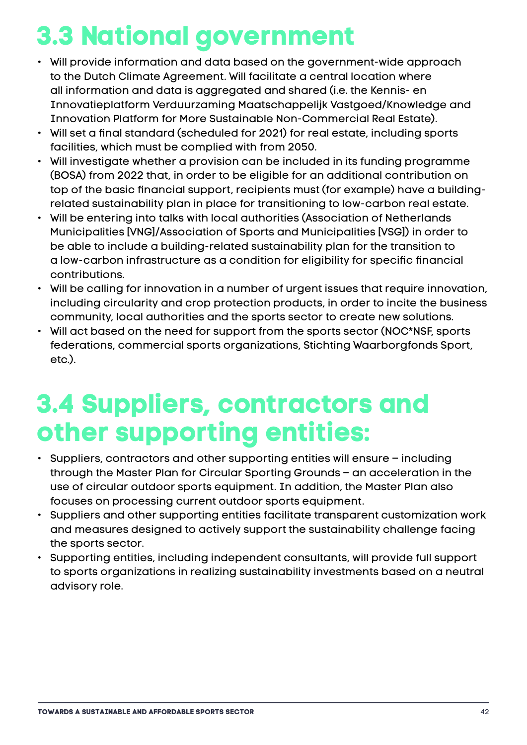# 3.3 National government

- Will provide information and data based on the government-wide approach to the Dutch Climate Agreement. Will facilitate a central location where all information and data is aggregated and shared (i.e. the Kennis- en Innovatieplatform Verduurzaming Maatschappelijk Vastgoed/Knowledge and Innovation Platform for More Sustainable Non-Commercial Real Estate).
- Will set a final standard (scheduled for 2021) for real estate, including sports facilities, which must be complied with from 2050.
- Will investigate whether a provision can be included in its funding programme (BOSA) from 2022 that, in order to be eligible for an additional contribution on top of the basic financial support, recipients must (for example) have a building-related sustainability plan in place for transitioning to low-carbon real estate.
- Will be entering into talks with local authorities (Association of Netherlands Municipalities [VNG]/Association of Sports and Municipalities [VSG]) in order to be able to include a building-related sustainability plan for the transition to a low-carbon infrastructure as a condition for eligibility for specific financial contributions.
- Will be calling for innovation in a number of urgent issues that require innovation, including circularity and crop protection products, in order to incite the business community, local authorities and the sports sector to create new solutions.
- Will act based on the need for support from the sports sector (NOC*NSF, sports federations, commercial sports organizations, Stichting Waarborgfonds Sport, etc.).

# 3.4 Suppliers, contractors and other supporting entities:

- Suppliers, contractors and other supporting entities will ensure – including through the Master Plan for Circular Sporting Grounds – an acceleration in the use of circular outdoor sports equipment. In addition, the Master Plan also focuses on processing current outdoor sports equipment.
- Suppliers and other supporting entities facilitate transparent customization work and measures designed to actively support the sustainability challenge facing the sports sector.
- Supporting entities, including independent consultants, will provide full support to sports organizations in realizing sustainability investments based on a neutral advisory role.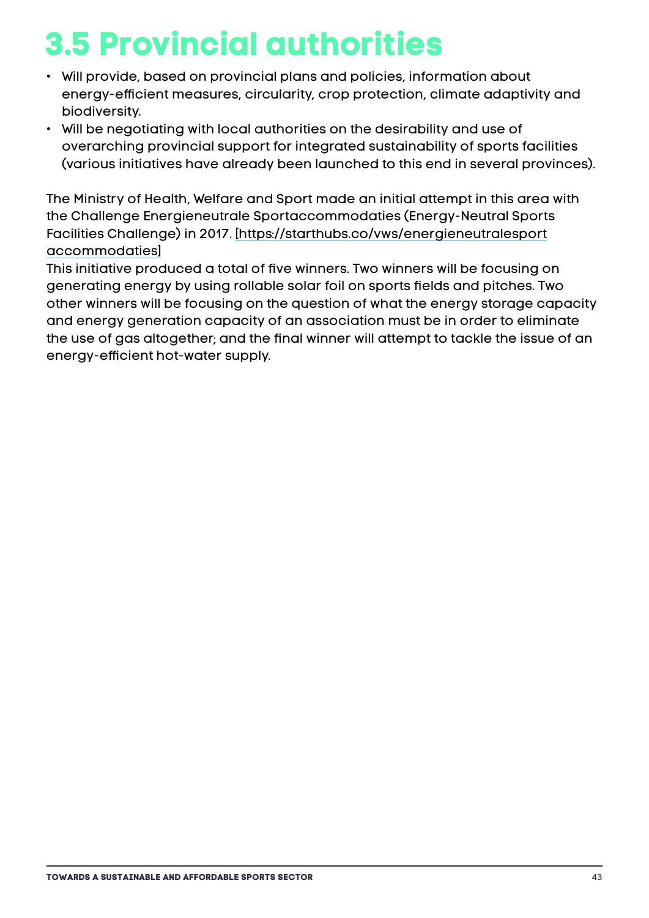## 3.5 Provincial authorities

- Will provide, based on provincial plans and policies, information about energy-efficient measures, circularity, crop protection, climate adaptivity and biodiversity.
- Will be negotiating with local authorities on the desirability and use of overarching provincial support for integrated sustainability of sports facilities (various initiatives have already been launched to this end in several provinces).

The Ministry of Health, Welfare and Sport made an initial attempt in this area with the Challenge Energieneutrale Sportaccommodaties (Energy-Neutral Sports Facilities Challenge) in 2017. [https://starthubs.co/vws/energieneutralesport accommodaties]
This initiative produced a total of five winners. Two winners will be focusing on generating energy by using rollable solar foil on sports fields and pitches. Two other winners will be focusing on the question of what the energy storage capacity and energy generation capacity of an association must be in order to eliminate the use of gas altogether; and the final winner will attempt to tackle the issue of an energy-efficient hot-water supply.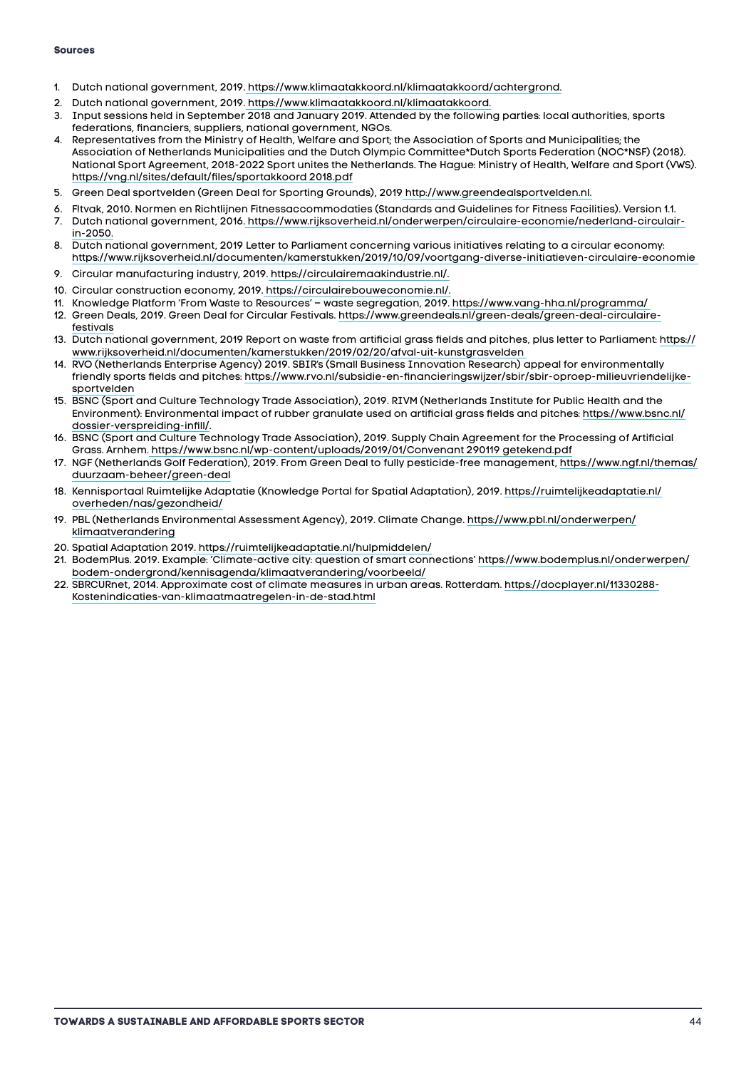**Sources**

1. Dutch national government, 2019. https://www.klimaatakkoord.nl/klimaatakkoord/achtergrond.
2. Dutch national government, 2019. https://www.klimaatakkoord.nl/klimaatakkoord.
3. Input sessions held in September 2018 and January 2019. Attended by the following parties: local authorities, sports federations, financiers, suppliers, national government, NGOs.
4. Representatives from the Ministry of Health, Welfare and Sport; the Association of Sports and Municipalities; the Association of Netherlands Municipalities and the Dutch Olympic Committee*Dutch Sports Federation (NOC*NSF) (2018). National Sport Agreement, 2018-2022 Sport unites the Netherlands. The Hague: Ministry of Health, Welfare and Sport (VWS). https://vng.nl/sites/default/files/sportakkoord 2018.pdf
5. Green Deal sportvelden (Green Deal for Sporting Grounds), 2019 http://www.greendealsportvelden.nl.
6. Fitvak, 2010. Normen en Richtlijnen Fitnessaccommodaties (Standards and Guidelines for Fitness Facilities). Version 1.1.
7. Dutch national government, 2016. https://www.rijksoverheid.nl/onderwerpen/circulaire-economie/nederland-circulair-in-2050.
8. Dutch national government, 2019 Letter to Parliament concerning various initiatives relating to a circular economy: https://www.rijksoverheid.nl/documenten/kamerstukken/2019/10/09/voortgang-diverse-initiatieven-circulaire-economie
9. Circular manufacturing industry, 2019. https://circulairemaakindustrie.nl/.
10. Circular construction economy, 2019. https://circulairebouweconomie.nl/.
11. Knowledge Platform 'From Waste to Resources' – waste segregation, 2019. https://www.vang-hha.nl/programma/
12. Green Deals, 2019. Green Deal for Circular Festivals. https://www.greendeals.nl/green-deals/green-deal-circulaire-festivals
13. Dutch national government, 2019 Report on waste from artificial grass fields and pitches, plus letter to Parliament: https://www.rijksoverheid.nl/documenten/kamerstukken/2019/02/20/afval-uit-kunstgrasvelden
14. RVO (Netherlands Enterprise Agency) 2019. SBIR's (Small Business Innovation Research) appeal for environmentally friendly sports fields and pitches: https://www.rvo.nl/subsidie-en-financieringswijzer/sbir/sbir-oproep-milieuvriendelijke-sportvelden
15. BSNC (Sport and Culture Technology Trade Association), 2019. RIVM (Netherlands Institute for Public Health and the Environment): Environmental impact of rubber granulate used on artificial grass fields and pitches: https://www.bsnc.nl/dossier-verspreiding-infill/.
16. BSNC (Sport and Culture Technology Trade Association), 2019. Supply Chain Agreement for the Processing of Artificial Grass. Arnhem. https://www.bsnc.nl/wp-content/uploads/2019/01/Convenant 290119 getekend.pdf
17. NGF (Netherlands Golf Federation), 2019. From Green Deal to fully pesticide-free management, https://www.ngf.nl/themas/duurzaam-beheer/green-deal
18. Kennisportaal Ruimtelijke Adaptatie (Knowledge Portal for Spatial Adaptation), 2019. https://ruimtelijkeadaptatie.nl/overheden/nas/gezondheid/
19. PBL (Netherlands Environmental Assessment Agency), 2019. Climate Change. https://www.pbl.nl/onderwerpen/klimaatverandering
20. Spatial Adaptation 2019. https://ruimtelijkeadaptatie.nl/hulpmiddelen/
21. BodemPlus. 2019. Example: 'Climate-active city: question of smart connections' https://www.bodemplus.nl/onderwerpen/bodem-ondergrond/kennisagenda/klimaatverandering/voorbeeld/
22. SBRCURnet, 2014. Approximate cost of climate measures in urban areas. Rotterdam. https://docplayer.nl/11330288-Kostenindicaties-van-klimaatmaatregelen-in-de-stad.html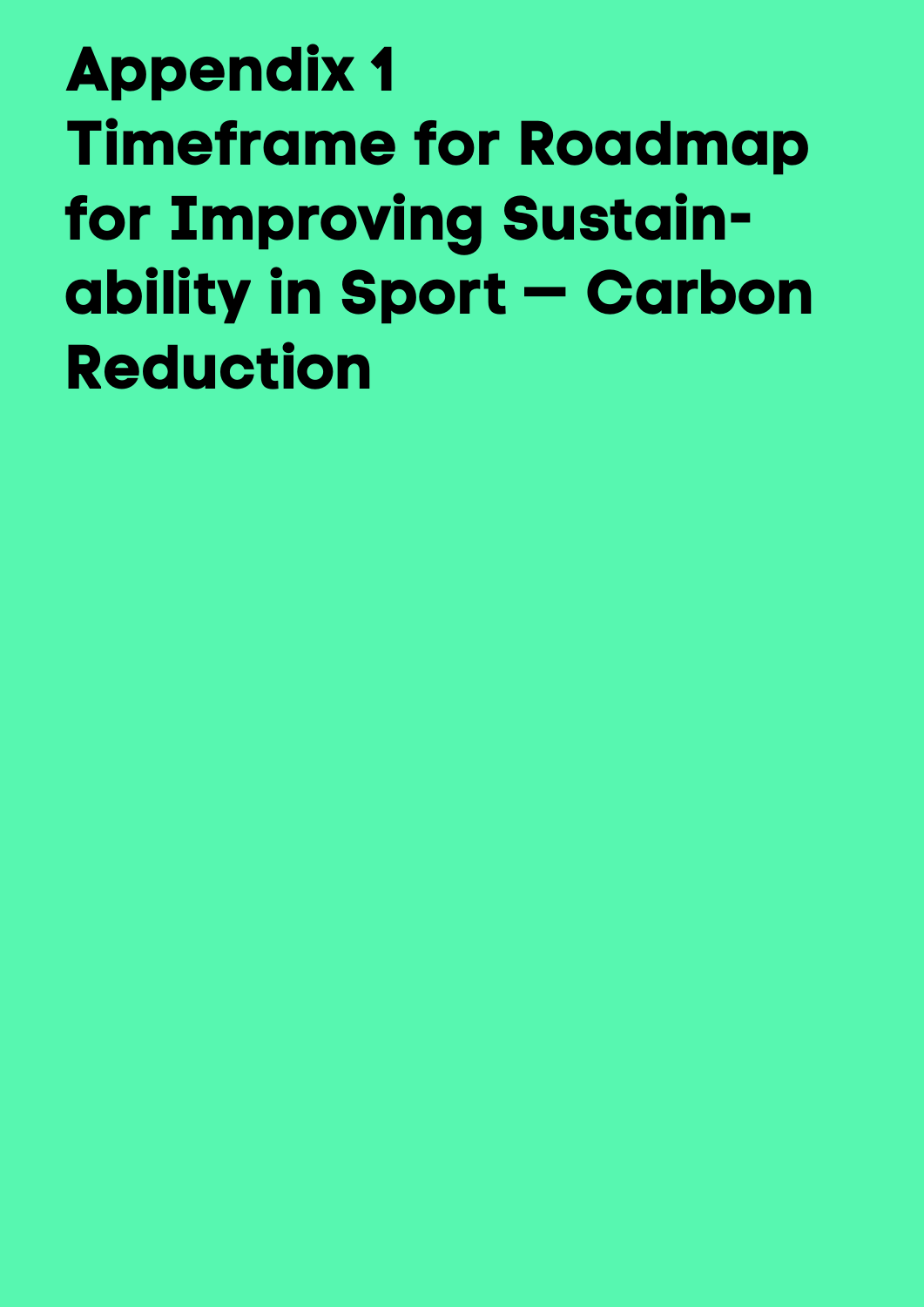# Appendix 1
# Timeframe for Roadmap for Improving Sustainability in Sport — Carbon Reduction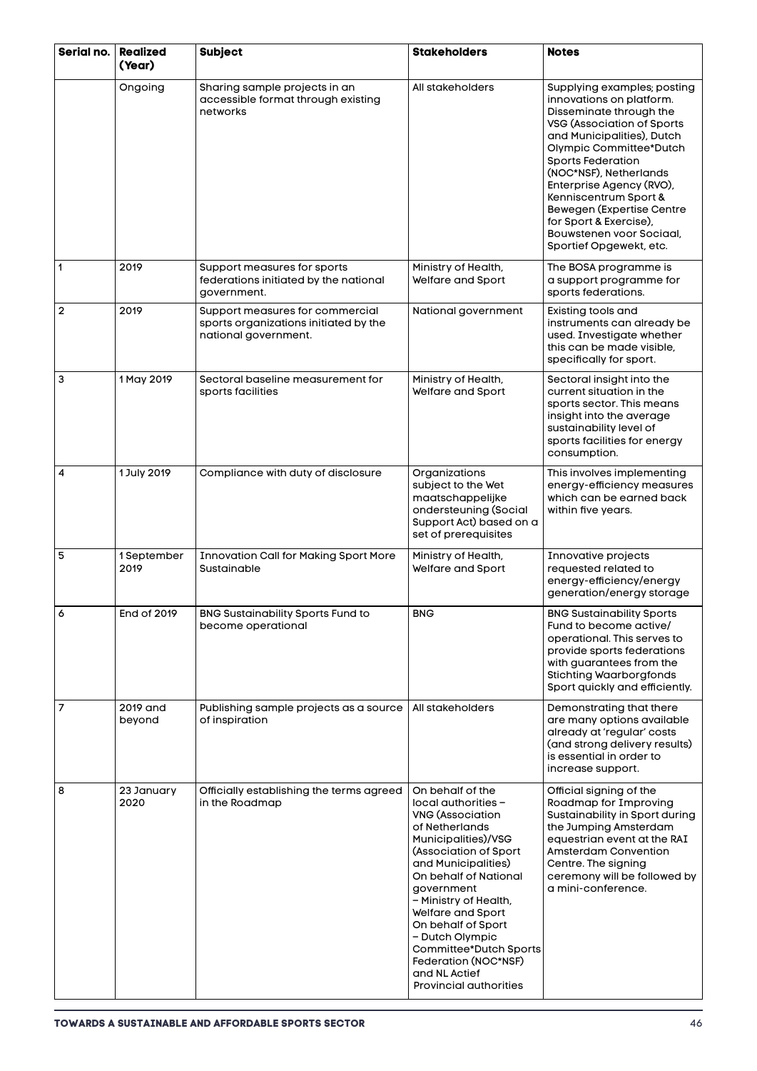| Serial no. | Realized (Year) | Subject | Stakeholders | Notes |
|---|---|---|---|---|
| | Ongoing | Sharing sample projects in an accessible format through existing networks | All stakeholders | Supplying examples; posting innovations on platform. Disseminate through the VSG (Association of Sports and Municipalities), Dutch Olympic Committee*Dutch Sports Federation (NOC*NSF), Netherlands Enterprise Agency (RVO), Kenniscentrum Sport & Bewegen (Expertise Centre for Sport & Exercise), Bouwstenen voor Sociaal, Sportief Opgewekt, etc. |
| 1 | 2019 | Support measures for sports federations initiated by the national government. | Ministry of Health, Welfare and Sport | The BOSA programme is a support programme for sports federations. |
| 2 | 2019 | Support measures for commercial sports organizations initiated by the national government. | National government | Existing tools and instruments can already be used. Investigate whether this can be made visible, specifically for sport. |
| 3 | 1 May 2019 | Sectoral baseline measurement for sports facilities | Ministry of Health, Welfare and Sport | Sectoral insight into the current situation in the sports sector. This means insight into the average sustainability level of sports facilities for energy consumption. |
| 4 | 1 July 2019 | Compliance with duty of disclosure | Organizations subject to the Wet maatschappelijke ondersteuning (Social Support Act) based on a set of prerequisites | This involves implementing energy-efficiency measures which can be earned back within five years. |
| 5 | 1 September 2019 | Innovation Call for Making Sport More Sustainable | Ministry of Health, Welfare and Sport | Innovative projects requested related to energy-efficiency/energy generation/energy storage |
| 6 | End of 2019 | BNG Sustainability Sports Fund to become operational | BNG | BNG Sustainability Sports Fund to become active/ operational. This serves to provide sports federations with guarantees from the Stichting Waarborgfonds Sport quickly and efficiently. |
| 7 | 2019 and beyond | Publishing sample projects as a source of inspiration | All stakeholders | Demonstrating that there are many options available already at 'regular' costs (and strong delivery results) is essential in order to increase support. |
| 8 | 23 January 2020 | Officially establishing the terms agreed in the Roadmap | On behalf of the local authorities – VNG (Association of Netherlands Municipalities)/VSG (Association of Sport and Municipalities) On behalf of National government – Ministry of Health, Welfare and Sport On behalf of Sport – Dutch Olympic Committee*Dutch Sports Federation (NOC*NSF) and NL Actief Provincial authorities | Official signing of the Roadmap for Improving Sustainability in Sport during the Jumping Amsterdam equestrian event at the RAI Amsterdam Convention Centre. The signing ceremony will be followed by a mini-conference. |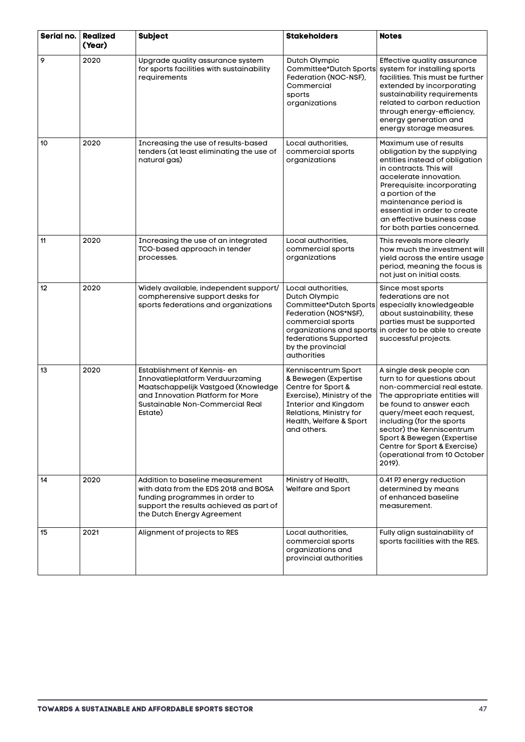| Serial no. | Realized (Year) | Subject | Stakeholders | Notes |
|---|---|---|---|---|
| 9 | 2020 | Upgrade quality assurance system for sports facilities with sustainability requirements | Dutch Olympic Committee*Dutch Sports Federation (NOC-NSF), Commercial sports organizations | Effective quality assurance system for installing sports facilities. This must be further extended by incorporating sustainability requirements related to carbon reduction through energy-efficiency, energy generation and energy storage measures. |
| 10 | 2020 | Increasing the use of results-based tenders (at least eliminating the use of natural gas) | Local authorities, commercial sports organizations | Maximum use of results obligation by the supplying entities instead of obligation in contracts. This will accelerate innovation. Prerequisite: incorporating a portion of the maintenance period is essential in order to create an effective business case for both parties concerned. |
| 11 | 2020 | Increasing the use of an integrated TCO-based approach in tender processes. | Local authorities, commercial sports organizations | This reveals more clearly how much the investment will yield across the entire usage period, meaning the focus is not just on initial costs. |
| 12 | 2020 | Widely available, independent support/ compherensive support desks for sports federations and organizations | Local authorities, Dutch Olympic Committee*Dutch Sports Federation (NOS*NSF), commercial sports organizations and sports federations Supported by the provincial authorities | Since most sports federations are not especially knowledgeable about sustainability, these parties must be supported in order to be able to create successful projects. |
| 13 | 2020 | Establishment of Kennis- en Innovatieplatform Verduurzaming Maatschappelijk Vastgoed (Knowledge and Innovation Platform for More Sustainable Non-Commercial Real Estate) | Kenniscentrum Sport & Bewegen (Expertise Centre for Sport & Exercise), Ministry of the Interior and Kingdom Relations, Ministry for Health, Welfare & Sport and others. | A single desk people can turn to for questions about non-commercial real estate. The appropriate entities will be found to answer each query/meet each request, including (for the sports sector) the Kenniscentrum Sport & Bewegen (Expertise Centre for Sport & Exercise) (operational from 10 October 2019). |
| 14 | 2020 | Addition to baseline measurement with data from the EDS 2018 and BOSA funding programmes in order to support the results achieved as part of the Dutch Energy Agreement | Ministry of Health, Welfare and Sport | 0.41 PJ energy reduction determined by means of enhanced baseline measurement. |
| 15 | 2021 | Alignment of projects to RES | Local authorities, commercial sports organizations and provincial authorities | Fully align sustainability of sports facilities with the RES. |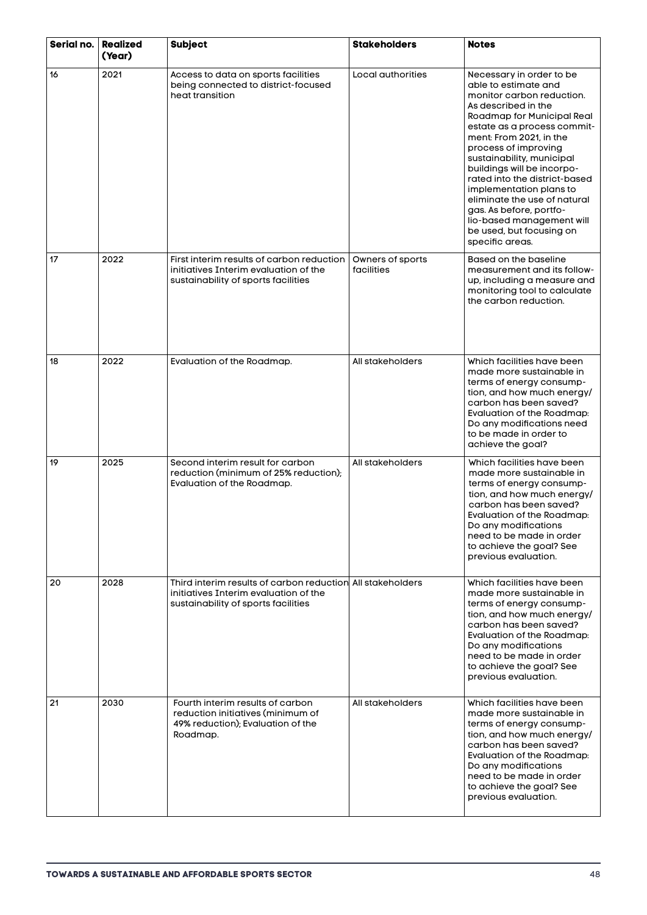| Serial no. | Realized (Year) | Subject | Stakeholders | Notes |
|---|---|---|---|---|
| 16 | 2021 | Access to data on sports facilities being connected to district-focused heat transition | Local authorities | Necessary in order to be able to estimate and monitor carbon reduction. As described in the Roadmap for Municipal Real estate as a process commitment: From 2021, in the process of improving sustainability, municipal buildings will be incorporated into the district-based implementation plans to eliminate the use of natural gas. As before, portfolio-based management will be used, but focusing on specific areas. |
| 17 | 2022 | First interim results of carbon reduction initiatives Interim evaluation of the sustainability of sports facilities | Owners of sports facilities | Based on the baseline measurement and its follow-up, including a measure and monitoring tool to calculate the carbon reduction. |
| 18 | 2022 | Evaluation of the Roadmap. | All stakeholders | Which facilities have been made more sustainable in terms of energy consumption, and how much energy/carbon has been saved? Evaluation of the Roadmap: Do any modifications need to be made in order to achieve the goal? |
| 19 | 2025 | Second interim result for carbon reduction (minimum of 25% reduction); Evaluation of the Roadmap. | All stakeholders | Which facilities have been made more sustainable in terms of energy consumption, and how much energy/carbon has been saved? Evaluation of the Roadmap: Do any modifications need to be made in order to achieve the goal? See previous evaluation. |
| 20 | 2028 | Third interim results of carbon reduction initiatives Interim evaluation of the sustainability of sports facilities | All stakeholders | Which facilities have been made more sustainable in terms of energy consumption, and how much energy/carbon has been saved? Evaluation of the Roadmap: Do any modifications need to be made in order to achieve the goal? See previous evaluation. |
| 21 | 2030 | Fourth interim results of carbon reduction initiatives (minimum of 49% reduction); Evaluation of the Roadmap. | All stakeholders | Which facilities have been made more sustainable in terms of energy consumption, and how much energy/carbon has been saved? Evaluation of the Roadmap: Do any modifications need to be made in order to achieve the goal? See previous evaluation. |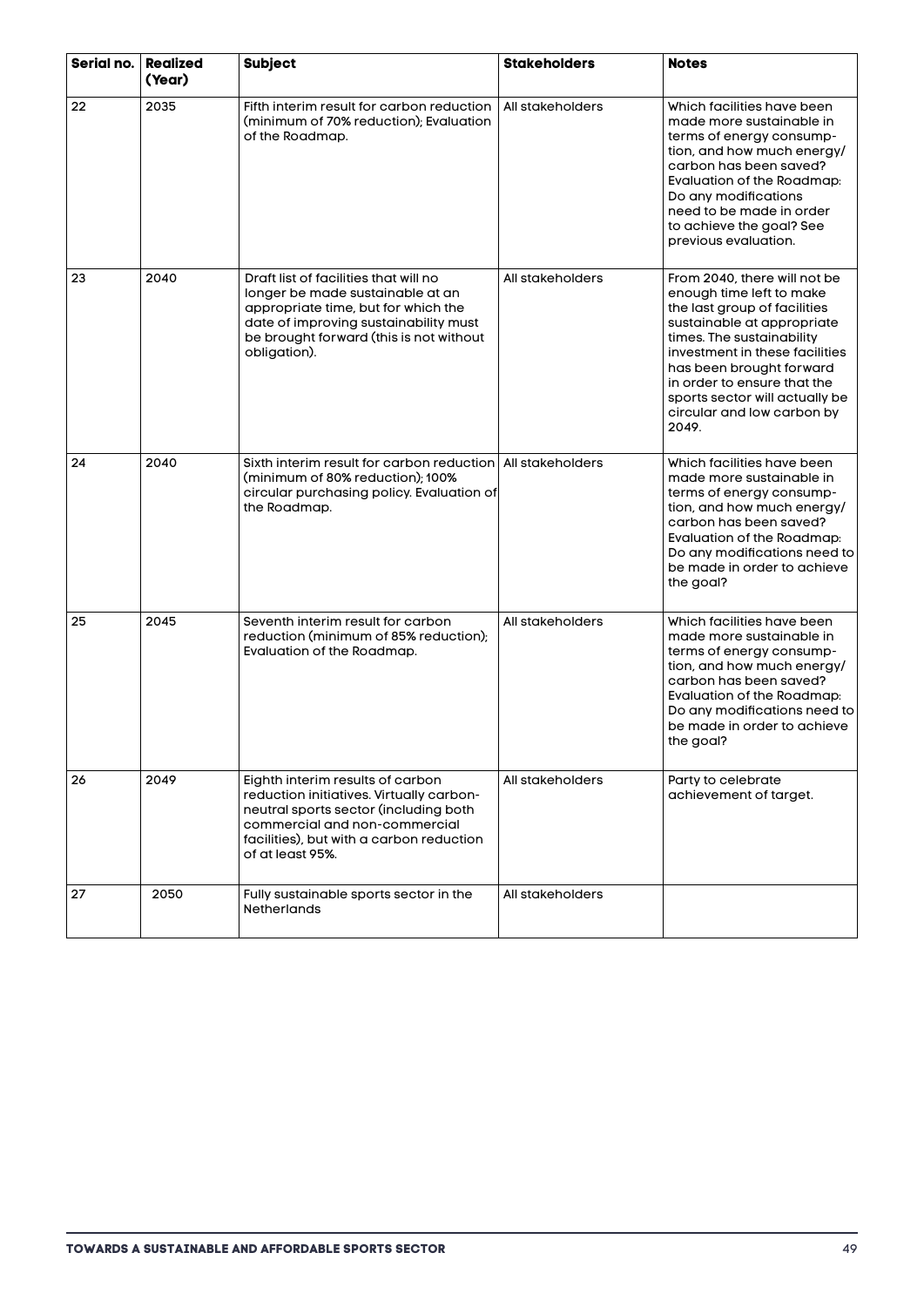| Serial no. | Realized (Year) | Subject | Stakeholders | Notes |
|---|---|---|---|---|
| 22 | 2035 | Fifth interim result for carbon reduction (minimum of 70% reduction); Evaluation of the Roadmap. | All stakeholders | Which facilities have been made more sustainable in terms of energy consumption, and how much energy/carbon has been saved? Evaluation of the Roadmap: Do any modifications need to be made in order to achieve the goal? See previous evaluation. |
| 23 | 2040 | Draft list of facilities that will no longer be made sustainable at an appropriate time, but for which the date of improving sustainability must be brought forward (this is not without obligation). | All stakeholders | From 2040, there will not be enough time left to make the last group of facilities sustainable at appropriate times. The sustainability investment in these facilities has been brought forward in order to ensure that the sports sector will actually be circular and low carbon by 2049. |
| 24 | 2040 | Sixth interim result for carbon reduction (minimum of 80% reduction); 100% circular purchasing policy. Evaluation of the Roadmap. | All stakeholders | Which facilities have been made more sustainable in terms of energy consumption, and how much energy/carbon has been saved? Evaluation of the Roadmap: Do any modifications need to be made in order to achieve the goal? |
| 25 | 2045 | Seventh interim result for carbon reduction (minimum of 85% reduction); Evaluation of the Roadmap. | All stakeholders | Which facilities have been made more sustainable in terms of energy consumption, and how much energy/carbon has been saved? Evaluation of the Roadmap: Do any modifications need to be made in order to achieve the goal? |
| 26 | 2049 | Eighth interim results of carbon reduction initiatives. Virtually carbon-neutral sports sector (including both commercial and non-commercial facilities), but with a carbon reduction of at least 95%. | All stakeholders | Party to celebrate achievement of target. |
| 27 | 2050 | Fully sustainable sports sector in the Netherlands | All stakeholders | |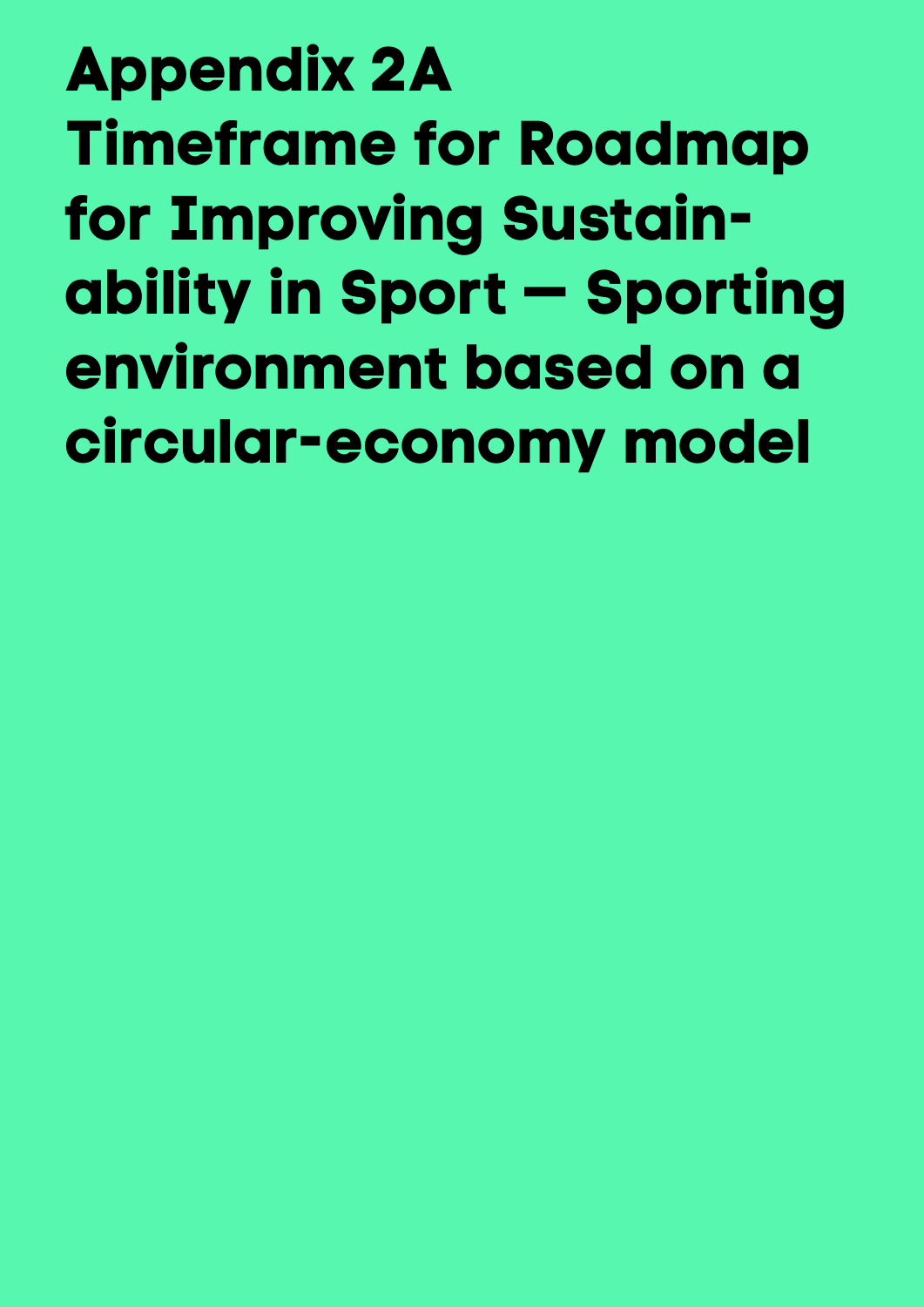# Appendix 2A
# Timeframe for Roadmap for Improving Sustainability in Sport — Sporting environment based on a circular-economy model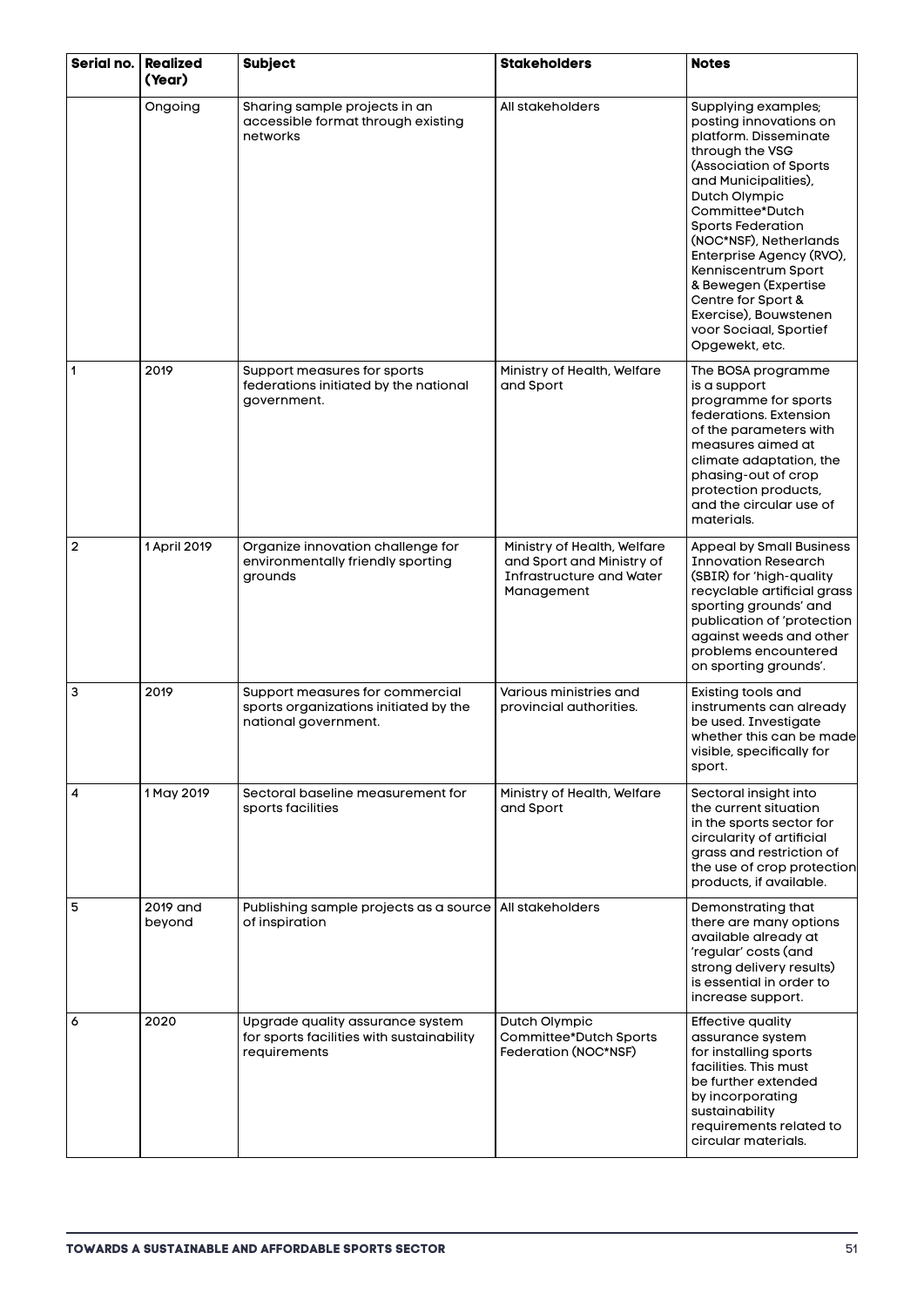| Serial no. | Realized (Year) | Subject | Stakeholders | Notes |
| --- | --- | --- | --- | --- |
| | Ongoing | Sharing sample projects in an accessible format through existing networks | All stakeholders | Supplying examples; posting innovations on platform. Disseminate through the VSG (Association of Sports and Municipalities), Dutch Olympic Committee*Dutch Sports Federation (NOC*NSF), Netherlands Enterprise Agency (RVO), Kenniscentrum Sport & Bewegen (Expertise Centre for Sport & Exercise), Bouwstenen voor Sociaal, Sportief Opgewekt, etc. |
| 1 | 2019 | Support measures for sports federations initiated by the national government. | Ministry of Health, Welfare and Sport | The BOSA programme is a support programme for sports federations. Extension of the parameters with measures aimed at climate adaptation, the phasing-out of crop protection products, and the circular use of materials. |
| 2 | 1 April 2019 | Organize innovation challenge for environmentally friendly sporting grounds | Ministry of Health, Welfare and Sport and Ministry of Infrastructure and Water Management | Appeal by Small Business Innovation Research (SBIR) for 'high-quality recyclable artificial grass sporting grounds' and publication of 'protection against weeds and other problems encountered on sporting grounds'. |
| 3 | 2019 | Support measures for commercial sports organizations initiated by the national government. | Various ministries and provincial authorities. | Existing tools and instruments can already be used. Investigate whether this can be made visible, specifically for sport. |
| 4 | 1 May 2019 | Sectoral baseline measurement for sports facilities | Ministry of Health, Welfare and Sport | Sectoral insight into the current situation in the sports sector for circularity of artificial grass and restriction of the use of crop protection products, if available. |
| 5 | 2019 and beyond | Publishing sample projects as a source of inspiration | All stakeholders | Demonstrating that there are many options available already at 'regular' costs (and strong delivery results) is essential in order to increase support. |
| 6 | 2020 | Upgrade quality assurance system for sports facilities with sustainability requirements | Dutch Olympic Committee*Dutch Sports Federation (NOC*NSF) | Effective quality assurance system for installing sports facilities. This must be further extended by incorporating sustainability requirements related to circular materials. |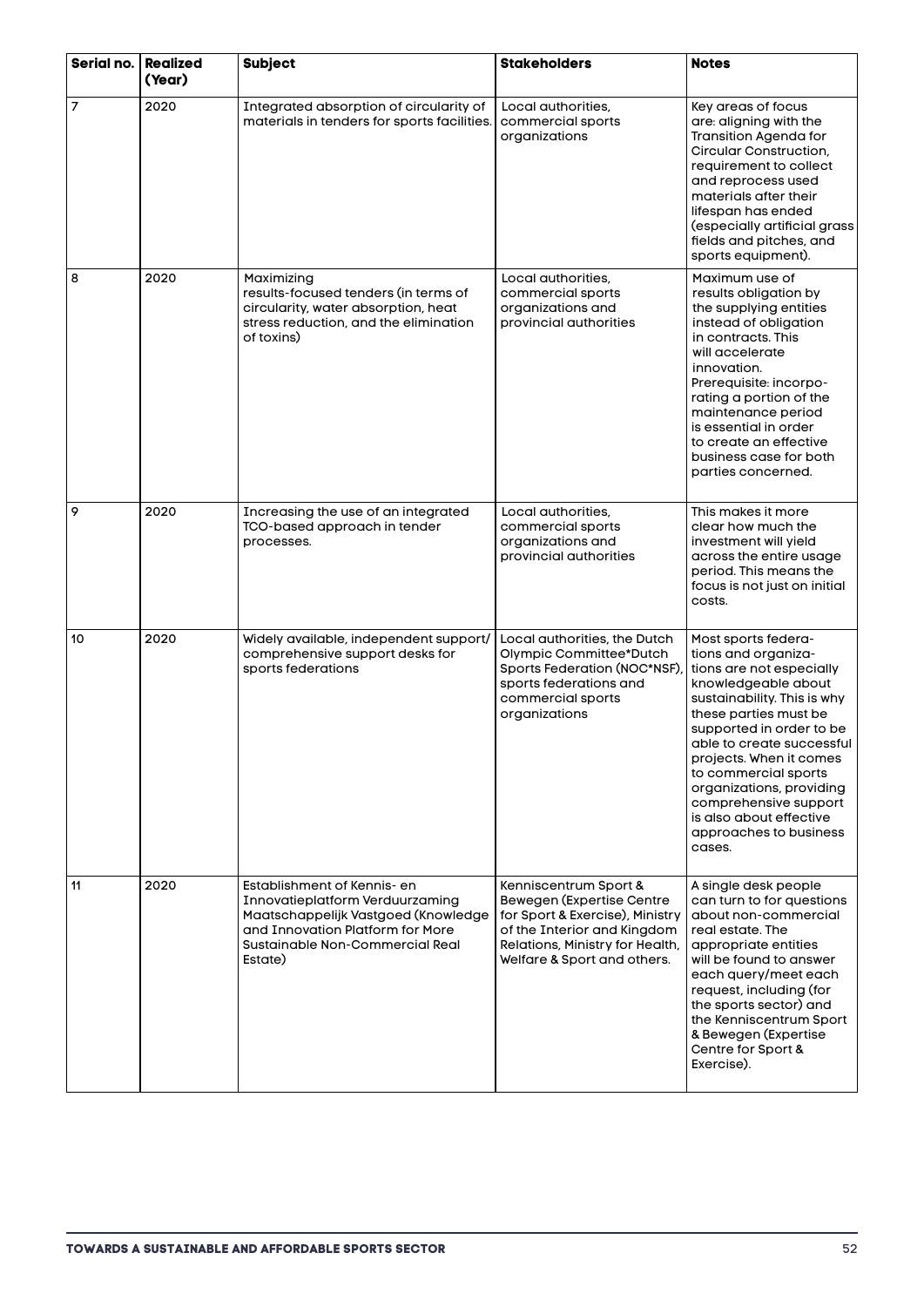| Serial no. | Realized (Year) | Subject | Stakeholders | Notes |
|---|---|---|---|---|
| 7 | 2020 | Integrated absorption of circularity of materials in tenders for sports facilities. | Local authorities, commercial sports organizations | Key areas of focus are: aligning with the Transition Agenda for Circular Construction, requirement to collect and reprocess used materials after their lifespan has ended (especially artificial grass fields and pitches, and sports equipment). |
| 8 | 2020 | Maximizing results-focused tenders (in terms of circularity, water absorption, heat stress reduction, and the elimination of toxins) | Local authorities, commercial sports organizations and provincial authorities | Maximum use of results obligation by the supplying entities instead of obligation in contracts. This will accelerate innovation. Prerequisite: incorporating a portion of the maintenance period is essential in order to create an effective business case for both parties concerned. |
| 9 | 2020 | Increasing the use of an integrated TCO-based approach in tender processes. | Local authorities, commercial sports organizations and provincial authorities | This makes it more clear how much the investment will yield across the entire usage period. This means the focus is not just on initial costs. |
| 10 | 2020 | Widely available, independent support/ comprehensive support desks for sports federations | Local authorities, the Dutch Olympic Committee*Dutch Sports Federation (NOC*NSF), sports federations and commercial sports organizations | Most sports federations and organizations are not especially knowledgeable about sustainability. This is why these parties must be supported in order to be able to create successful projects. When it comes to commercial sports organizations, providing comprehensive support is also about effective approaches to business cases. |
| 11 | 2020 | Establishment of Kennis- en Innovatieplatform Verduurzaming Maatschappelijk Vastgoed (Knowledge and Innovation Platform for More Sustainable Non-Commercial Real Estate) | Kenniscentrum Sport & Bewegen (Expertise Centre for Sport & Exercise), Ministry of the Interior and Kingdom Relations, Ministry for Health, Welfare & Sport and others. | A single desk people can turn to for questions about non-commercial real estate. The appropriate entities will be found to answer each query/meet each request, including (for the sports sector) and the Kenniscentrum Sport & Bewegen (Expertise Centre for Sport & Exercise). |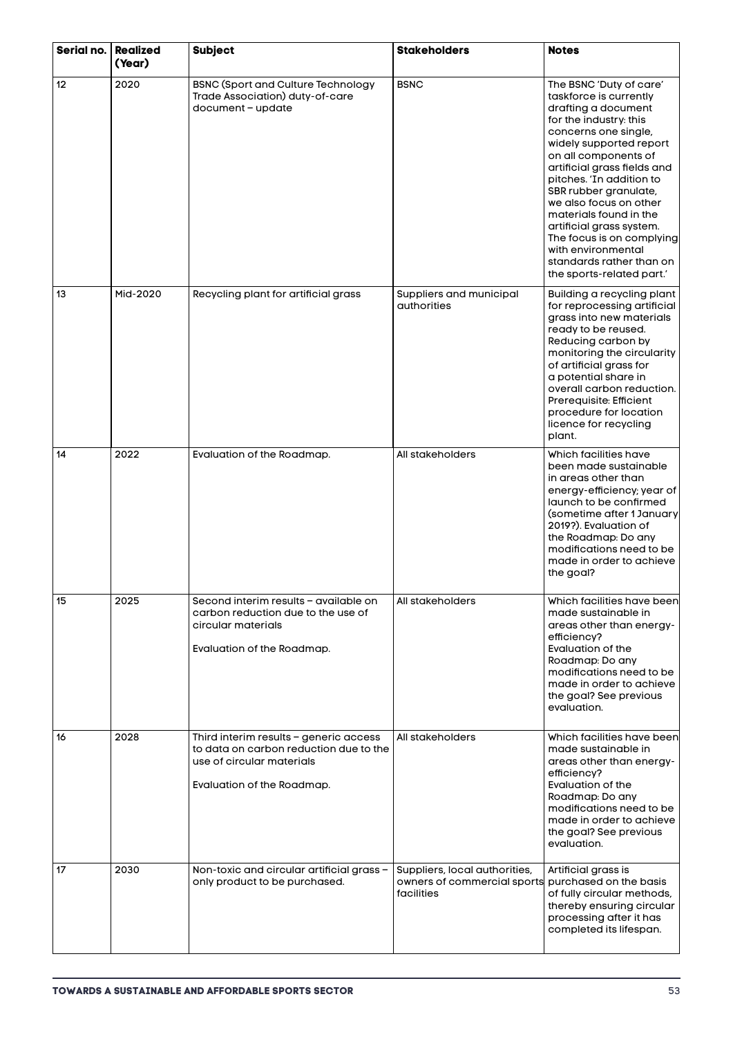| Serial no. | Realized (Year) | Subject | Stakeholders | Notes |
|---|---|---|---|---|
| 12 | 2020 | BSNC (Sport and Culture Technology Trade Association) duty-of-care document – update | BSNC | The BSNC 'Duty of care' taskforce is currently drafting a document for the industry: this concerns one single, widely supported report on all components of artificial grass fields and pitches. 'In addition to SBR rubber granulate, we also focus on other materials found in the artificial grass system. The focus is on complying with environmental standards rather than on the sports-related part.' |
| 13 | Mid-2020 | Recycling plant for artificial grass | Suppliers and municipal authorities | Building a recycling plant for reprocessing artificial grass into new materials ready to be reused. Reducing carbon by monitoring the circularity of artificial grass for a potential share in overall carbon reduction. Prerequisite: Efficient procedure for location licence for recycling plant. |
| 14 | 2022 | Evaluation of the Roadmap. | All stakeholders | Which facilities have been made sustainable in areas other than energy-efficiency; year of launch to be confirmed (sometime after 1 January 2019?). Evaluation of the Roadmap: Do any modifications need to be made in order to achieve the goal? |
| 15 | 2025 | Second interim results – available on carbon reduction due to the use of circular materials<br><br>Evaluation of the Roadmap. | All stakeholders | Which facilities have been made sustainable in areas other than energy-efficiency? Evaluation of the Roadmap: Do any modifications need to be made in order to achieve the goal? See previous evaluation. |
| 16 | 2028 | Third interim results – generic access to data on carbon reduction due to the use of circular materials<br><br>Evaluation of the Roadmap. | All stakeholders | Which facilities have been made sustainable in areas other than energy-efficiency? Evaluation of the Roadmap: Do any modifications need to be made in order to achieve the goal? See previous evaluation. |
| 17 | 2030 | Non-toxic and circular artificial grass – only product to be purchased. | Suppliers, local authorities, owners of commercial sports facilities | Artificial grass is purchased on the basis of fully circular methods, thereby ensuring circular processing after it has completed its lifespan. |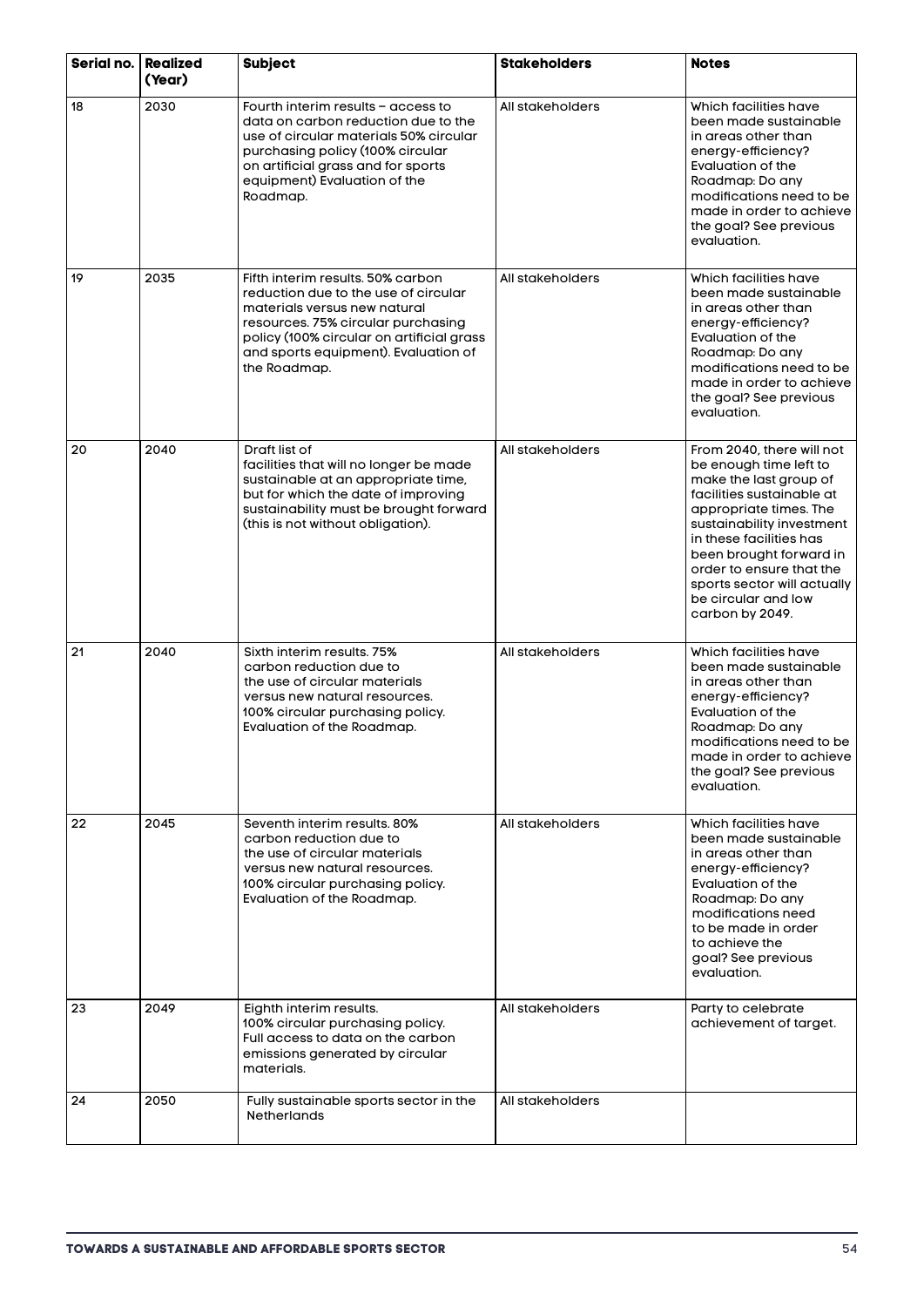| Serial no. | Realized (Year) | Subject | Stakeholders | Notes |
|---|---|---|---|---|
| 18 | 2030 | Fourth interim results – access to data on carbon reduction due to the use of circular materials 50% circular purchasing policy (100% circular on artificial grass and for sports equipment) Evaluation of the Roadmap. | All stakeholders | Which facilities have been made sustainable in areas other than energy-efficiency? Evaluation of the Roadmap: Do any modifications need to be made in order to achieve the goal? See previous evaluation. |
| 19 | 2035 | Fifth interim results. 50% carbon reduction due to the use of circular materials versus new natural resources. 75% circular purchasing policy (100% circular on artificial grass and sports equipment). Evaluation of the Roadmap. | All stakeholders | Which facilities have been made sustainable in areas other than energy-efficiency? Evaluation of the Roadmap: Do any modifications need to be made in order to achieve the goal? See previous evaluation. |
| 20 | 2040 | Draft list of facilities that will no longer be made sustainable at an appropriate time, but for which the date of improving sustainability must be brought forward (this is not without obligation). | All stakeholders | From 2040, there will not be enough time left to make the last group of facilities sustainable at appropriate times. The sustainability investment in these facilities has been brought forward in order to ensure that the sports sector will actually be circular and low carbon by 2049. |
| 21 | 2040 | Sixth interim results. 75% carbon reduction due to the use of circular materials versus new natural resources. 100% circular purchasing policy. Evaluation of the Roadmap. | All stakeholders | Which facilities have been made sustainable in areas other than energy-efficiency? Evaluation of the Roadmap: Do any modifications need to be made in order to achieve the goal? See previous evaluation. |
| 22 | 2045 | Seventh interim results. 80% carbon reduction due to the use of circular materials versus new natural resources. 100% circular purchasing policy. Evaluation of the Roadmap. | All stakeholders | Which facilities have been made sustainable in areas other than energy-efficiency? Evaluation of the Roadmap: Do any modifications need to be made in order to achieve the goal? See previous evaluation. |
| 23 | 2049 | Eighth interim results. 100% circular purchasing policy. Full access to data on the carbon emissions generated by circular materials. | All stakeholders | Party to celebrate achievement of target. |
| 24 | 2050 | Fully sustainable sports sector in the Netherlands | All stakeholders | |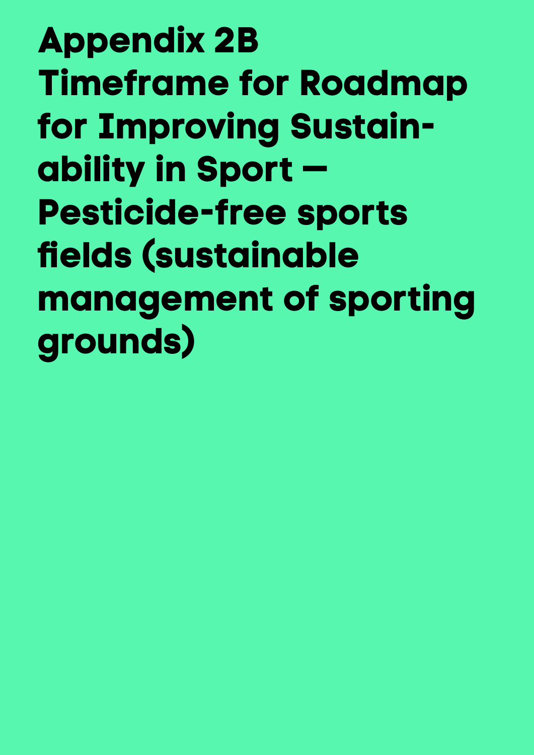# Appendix 2B
# Timeframe for Roadmap for Improving Sustainability in Sport — Pesticide-free sports fields (sustainable management of sporting grounds)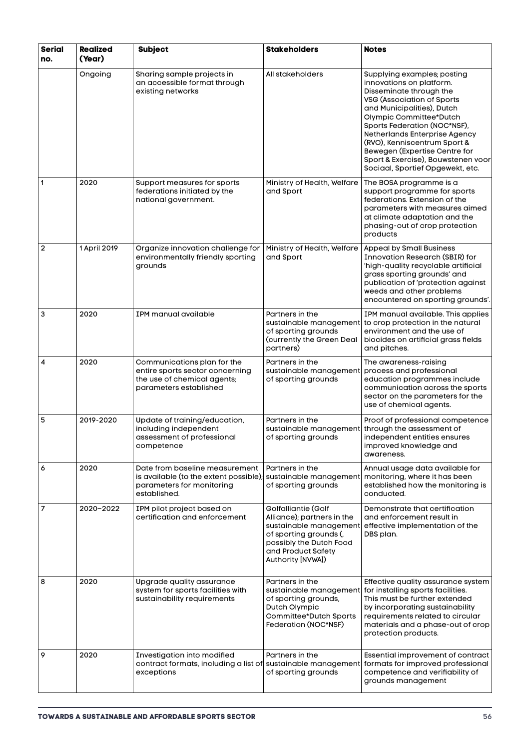| Serial no. | Realized (Year) | Subject | Stakeholders | Notes |
|---|---|---|---|---|
| | Ongoing | Sharing sample projects in an accessible format through existing networks | All stakeholders | Supplying examples; posting innovations on platform. Disseminate through the VSG (Association of Sports and Municipalities), Dutch Olympic Committee*Dutch Sports Federation (NOC*NSF), Netherlands Enterprise Agency (RVO), Kenniscentrum Sport & Bewegen (Expertise Centre for Sport & Exercise), Bouwstenen voor Sociaal, Sportief Opgewekt, etc. |
| 1 | 2020 | Support measures for sports federations initiated by the national government. | Ministry of Health, Welfare and Sport | The BOSA programme is a support programme for sports federations. Extension of the parameters with measures aimed at climate adaptation and the phasing-out of crop protection products |
| 2 | 1 April 2019 | Organize innovation challenge for environmentally friendly sporting grounds | Ministry of Health, Welfare and Sport | Appeal by Small Business Innovation Research (SBIR) for 'high-quality recyclable artificial grass sporting grounds' and publication of 'protection against weeds and other problems encountered on sporting grounds'. |
| 3 | 2020 | IPM manual available | Partners in the sustainable management of sporting grounds (currently the Green Deal partners) | IPM manual available. This applies to crop protection in the natural environment and the use of biocides on artificial grass fields and pitches. |
| 4 | 2020 | Communications plan for the entire sports sector concerning the use of chemical agents; parameters established | Partners in the sustainable management of sporting grounds | The awareness-raising process and professional education programmes include communication across the sports sector on the parameters for the use of chemical agents. |
| 5 | 2019-2020 | Update of training/education, including independent assessment of professional competence | Partners in the sustainable management of sporting grounds | Proof of professional competence through the assessment of independent entities ensures improved knowledge and awareness. |
| 6 | 2020 | Date from baseline measurement is available (to the extent possible); parameters for monitoring established. | Partners in the sustainable management of sporting grounds | Annual usage data available for monitoring, where it has been established how the monitoring is conducted. |
| 7 | 2020–2022 | IPM pilot project based on certification and enforcement | Golfalliantie (Golf Alliance); partners in the sustainable management of sporting grounds (, possibly the Dutch Food and Product Safety Authority [NVWA]) | Demonstrate that certification and enforcement result in effective implementation of the DBS plan. |
| 8 | 2020 | Upgrade quality assurance system for sports facilities with sustainability requirements | Partners in the sustainable management of sporting grounds, Dutch Olympic Committee*Dutch Sports Federation (NOC*NSF) | Effective quality assurance system for installing sports facilities. This must be further extended by incorporating sustainability requirements related to circular materials and a phase-out of crop protection products. |
| 9 | 2020 | Investigation into modified contract formats, including a list of exceptions | Partners in the sustainable management of sporting grounds | Essential improvement of contract formats for improved professional competence and verifiability of grounds management |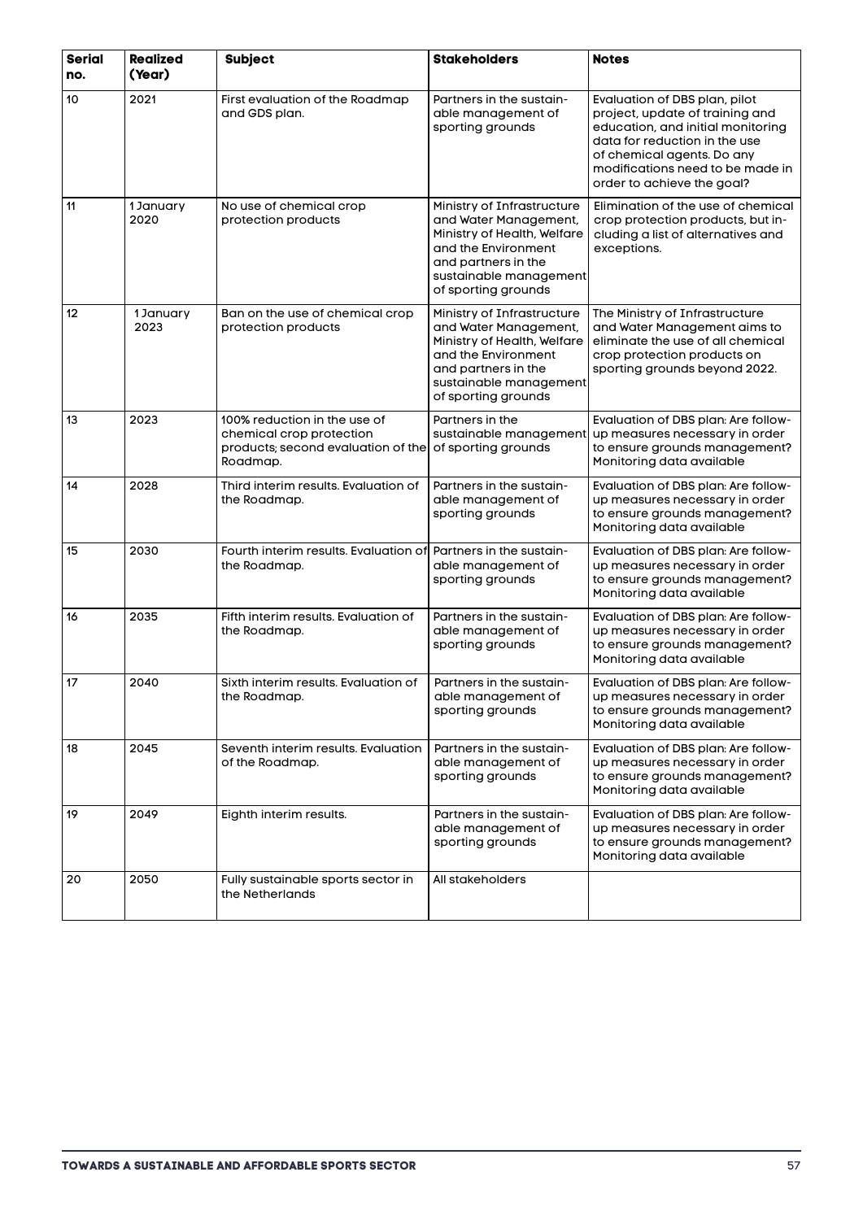| Serial no. | Realized (Year) | Subject | Stakeholders | Notes |
|---|---|---|---|---|
| 10 | 2021 | First evaluation of the Roadmap and GDS plan. | Partners in the sustainable management of sporting grounds | Evaluation of DBS plan, pilot project, update of training and education, and initial monitoring data for reduction in the use of chemical agents. Do any modifications need to be made in order to achieve the goal? |
| 11 | 1 January 2020 | No use of chemical crop protection products | Ministry of Infrastructure and Water Management, Ministry of Health, Welfare and the Environment and partners in the sustainable management of sporting grounds | Elimination of the use of chemical crop protection products, but including a list of alternatives and exceptions. |
| 12 | 1 January 2023 | Ban on the use of chemical crop protection products | Ministry of Infrastructure and Water Management, Ministry of Health, Welfare and the Environment and partners in the sustainable management of sporting grounds | The Ministry of Infrastructure and Water Management aims to eliminate the use of all chemical crop protection products on sporting grounds beyond 2022. |
| 13 | 2023 | 100% reduction in the use of chemical crop protection products; second evaluation of the Roadmap. | Partners in the sustainable management of sporting grounds | Evaluation of DBS plan: Are follow-up measures necessary in order to ensure grounds management? Monitoring data available |
| 14 | 2028 | Third interim results. Evaluation of the Roadmap. | Partners in the sustainable management of sporting grounds | Evaluation of DBS plan: Are follow-up measures necessary in order to ensure grounds management? Monitoring data available |
| 15 | 2030 | Fourth interim results. Evaluation of the Roadmap. | Partners in the sustainable management of sporting grounds | Evaluation of DBS plan: Are follow-up measures necessary in order to ensure grounds management? Monitoring data available |
| 16 | 2035 | Fifth interim results. Evaluation of the Roadmap. | Partners in the sustainable management of sporting grounds | Evaluation of DBS plan: Are follow-up measures necessary in order to ensure grounds management? Monitoring data available |
| 17 | 2040 | Sixth interim results. Evaluation of the Roadmap. | Partners in the sustainable management of sporting grounds | Evaluation of DBS plan: Are follow-up measures necessary in order to ensure grounds management? Monitoring data available |
| 18 | 2045 | Seventh interim results. Evaluation of the Roadmap. | Partners in the sustainable management of sporting grounds | Evaluation of DBS plan: Are follow-up measures necessary in order to ensure grounds management? Monitoring data available |
| 19 | 2049 | Eighth interim results. | Partners in the sustainable management of sporting grounds | Evaluation of DBS plan: Are follow-up measures necessary in order to ensure grounds management? Monitoring data available |
| 20 | 2050 | Fully sustainable sports sector in the Netherlands | All stakeholders | |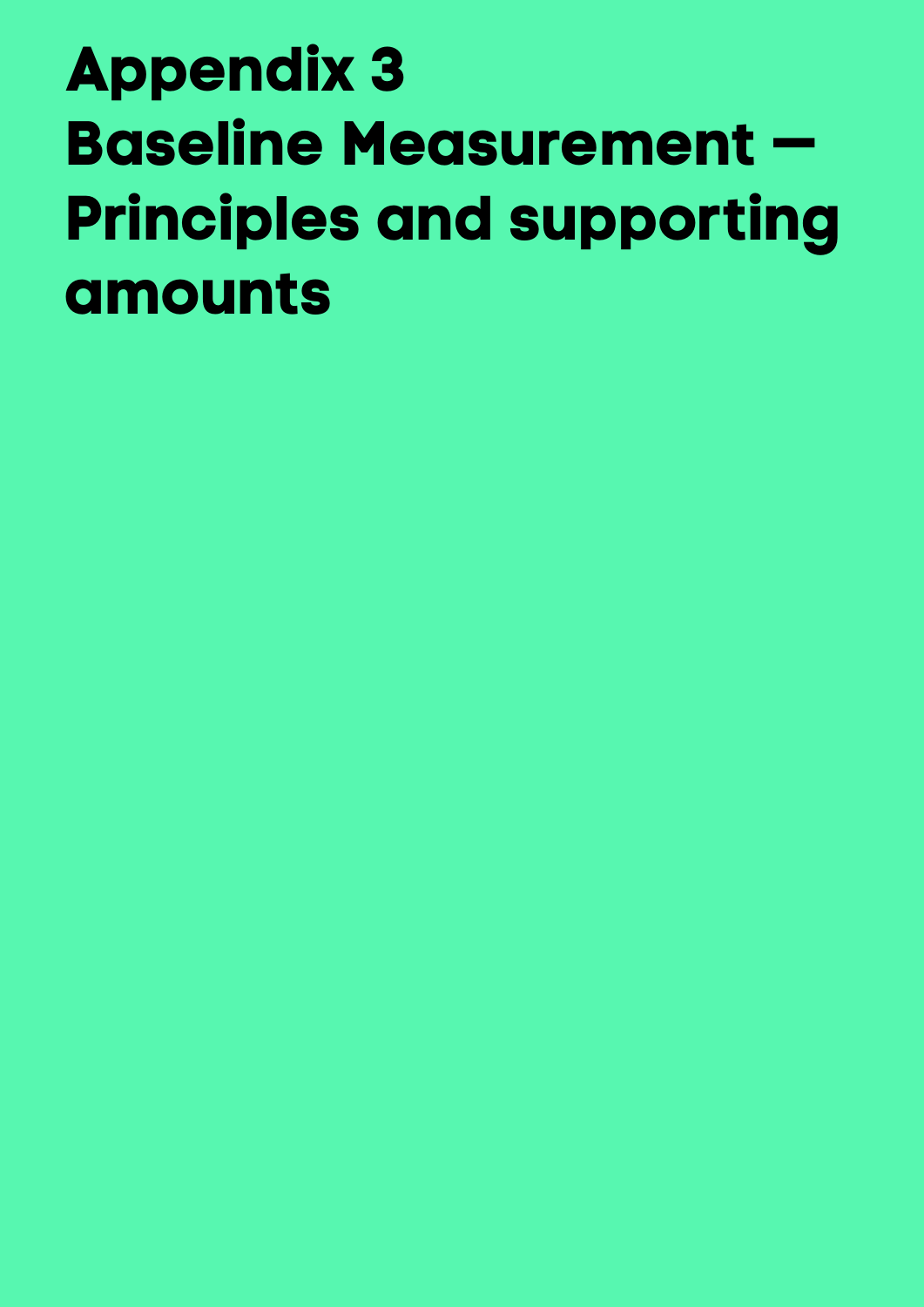# Appendix 3
# Baseline Measurement – Principles and supporting amounts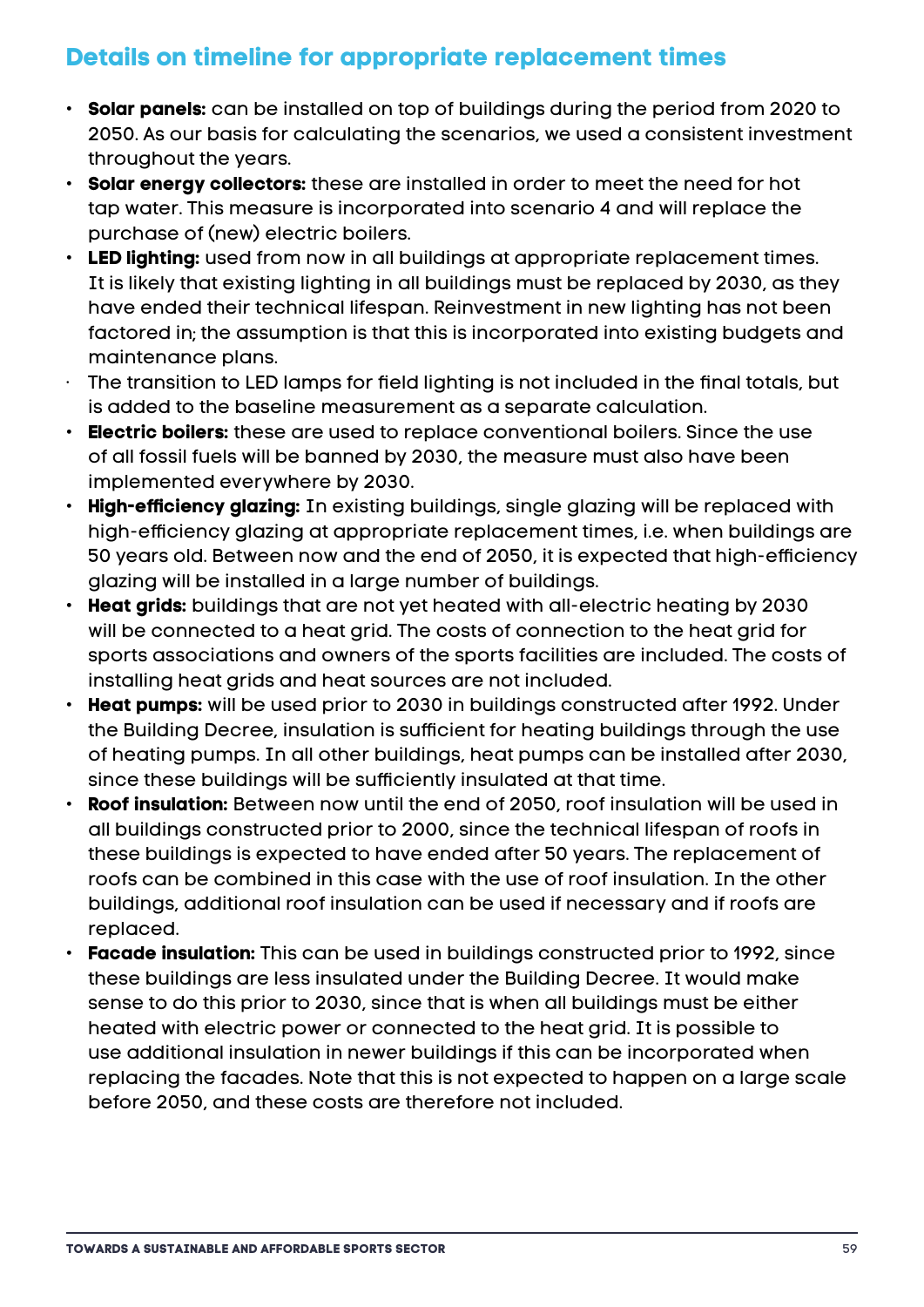## Details on timeline for appropriate replacement times

- **Solar panels:** can be installed on top of buildings during the period from 2020 to 2050. As our basis for calculating the scenarios, we used a consistent investment throughout the years.
- **Solar energy collectors:** these are installed in order to meet the need for hot tap water. This measure is incorporated into scenario 4 and will replace the purchase of (new) electric boilers.
- **LED lighting:** used from now in all buildings at appropriate replacement times. It is likely that existing lighting in all buildings must be replaced by 2030, as they have ended their technical lifespan. Reinvestment in new lighting has not been factored in; the assumption is that this is incorporated into existing budgets and maintenance plans.
- The transition to LED lamps for field lighting is not included in the final totals, but is added to the baseline measurement as a separate calculation.
- **Electric boilers:** these are used to replace conventional boilers. Since the use of all fossil fuels will be banned by 2030, the measure must also have been implemented everywhere by 2030.
- **High-efficiency glazing:** In existing buildings, single glazing will be replaced with high-efficiency glazing at appropriate replacement times, i.e. when buildings are 50 years old. Between now and the end of 2050, it is expected that high-efficiency glazing will be installed in a large number of buildings.
- **Heat grids:** buildings that are not yet heated with all-electric heating by 2030 will be connected to a heat grid. The costs of connection to the heat grid for sports associations and owners of the sports facilities are included. The costs of installing heat grids and heat sources are not included.
- **Heat pumps:** will be used prior to 2030 in buildings constructed after 1992. Under the Building Decree, insulation is sufficient for heating buildings through the use of heating pumps. In all other buildings, heat pumps can be installed after 2030, since these buildings will be sufficiently insulated at that time.
- **Roof insulation:** Between now until the end of 2050, roof insulation will be used in all buildings constructed prior to 2000, since the technical lifespan of roofs in these buildings is expected to have ended after 50 years. The replacement of roofs can be combined in this case with the use of roof insulation. In the other buildings, additional roof insulation can be used if necessary and if roofs are replaced.
- **Facade insulation:** This can be used in buildings constructed prior to 1992, since these buildings are less insulated under the Building Decree. It would make sense to do this prior to 2030, since that is when all buildings must be either heated with electric power or connected to the heat grid. It is possible to use additional insulation in newer buildings if this can be incorporated when replacing the facades. Note that this is not expected to happen on a large scale before 2050, and these costs are therefore not included.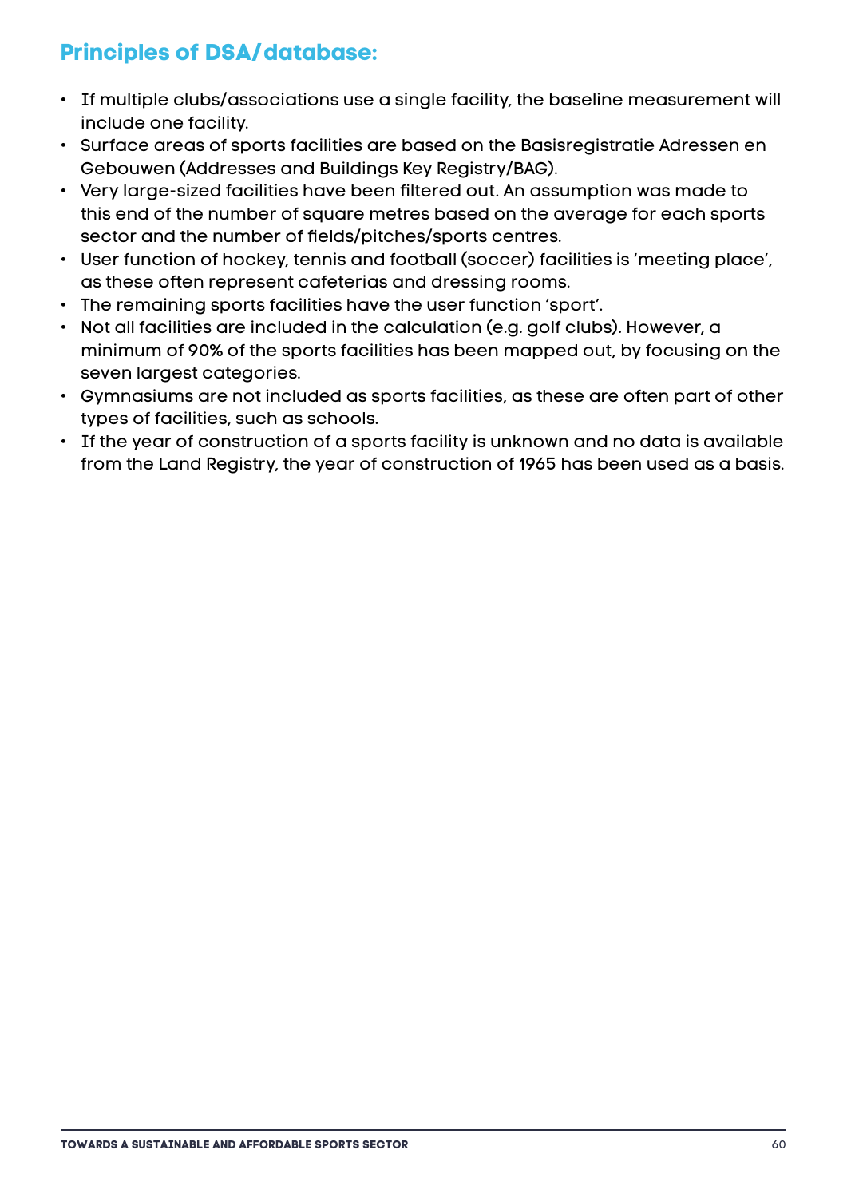## Principles of DSA/database:

- If multiple clubs/associations use a single facility, the baseline measurement will include one facility.
- Surface areas of sports facilities are based on the Basisregistratie Adressen en Gebouwen (Addresses and Buildings Key Registry/BAG).
- Very large-sized facilities have been filtered out. An assumption was made to this end of the number of square metres based on the average for each sports sector and the number of fields/pitches/sports centres.
- User function of hockey, tennis and football (soccer) facilities is 'meeting place', as these often represent cafeterias and dressing rooms.
- The remaining sports facilities have the user function 'sport'.
- Not all facilities are included in the calculation (e.g. golf clubs). However, a minimum of 90% of the sports facilities has been mapped out, by focusing on the seven largest categories.
- Gymnasiums are not included as sports facilities, as these are often part of other types of facilities, such as schools.
- If the year of construction of a sports facility is unknown and no data is available from the Land Registry, the year of construction of 1965 has been used as a basis.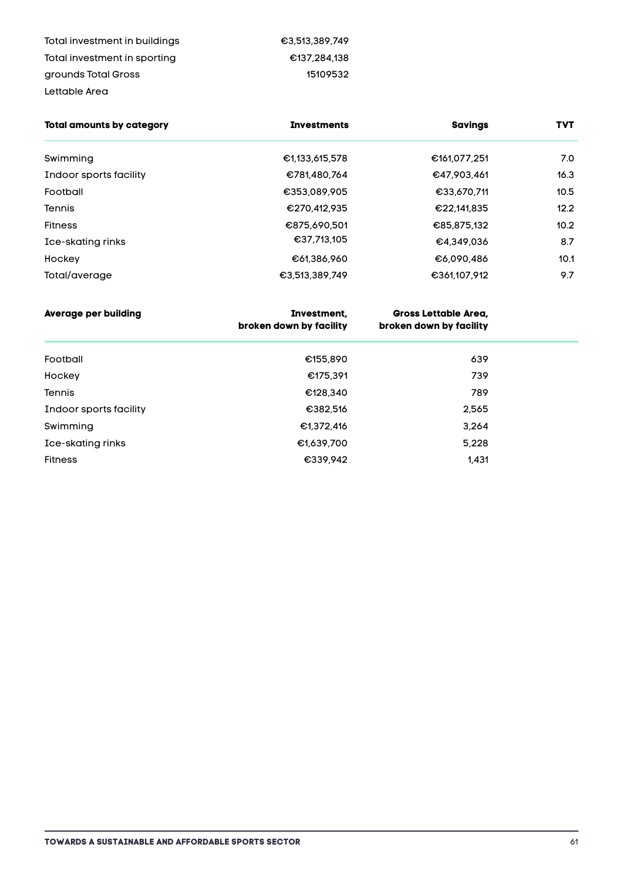| | |
|---|---|
| Total investment in buildings | €3,513,389,749 |
| Total investment in sporting grounds | €137,284,138 |
| Total Gross Lettable Area | 15109532 |

| Total amounts by category | Investments | Savings | TVT |
|---|---|---|---|
| Swimming | €1,133,615,578 | €161,077,251 | 7.0 |
| Indoor sports facility | €781,480,764 | €47,903,461 | 16.3 |
| Football | €353,089,905 | €33,670,711 | 10.5 |
| Tennis | €270,412,935 | €22,141,835 | 12.2 |
| Fitness | €875,690,501 | €85,875,132 | 10.2 |
| Ice-skating rinks | €37,713,105 | €4,349,036 | 8.7 |
| Hockey | €61,386,960 | €6,090,486 | 10.1 |
| Total/average | €3,513,389,749 | €361,107,912 | 9.7 |

| Average per building | Investment, broken down by facility | Gross Lettable Area, broken down by facility |
|---|---|---|
| Football | €155,890 | 639 |
| Hockey | €175,391 | 739 |
| Tennis | €128,340 | 789 |
| Indoor sports facility | €382,516 | 2,565 |
| Swimming | €1,372,416 | 3,264 |
| Ice-skating rinks | €1,639,700 | 5,228 |
| Fitness | €339,942 | 1,431 |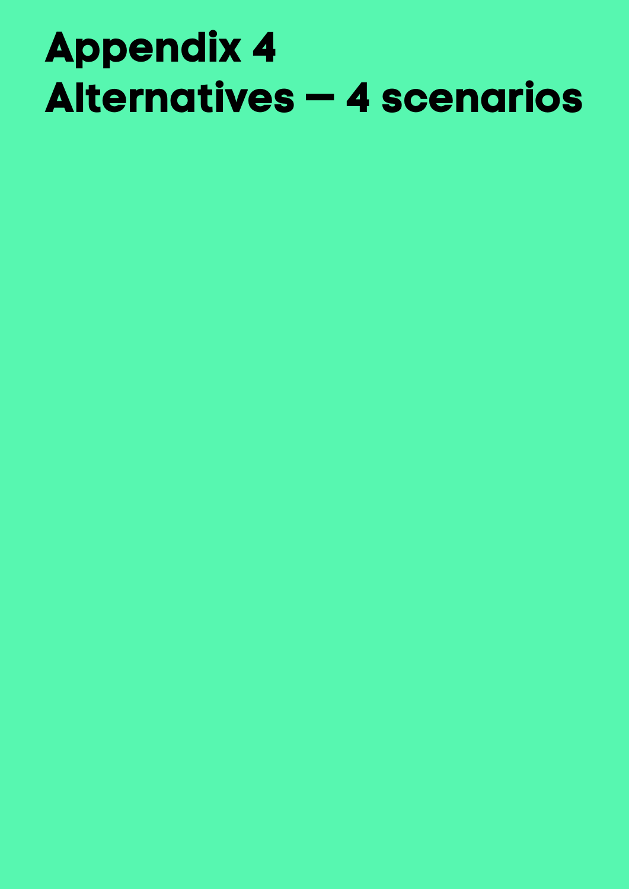# Appendix 4
# Alternatives — 4 scenarios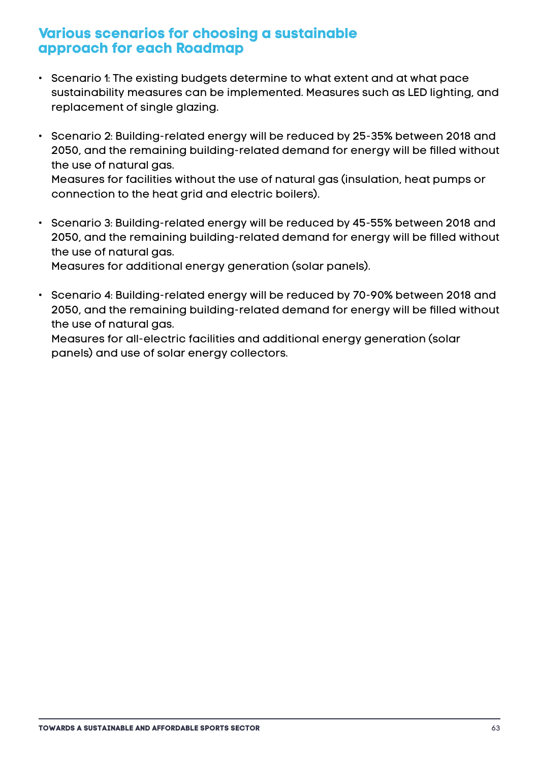## Various scenarios for choosing a sustainable approach for each Roadmap

- Scenario 1: The existing budgets determine to what extent and at what pace sustainability measures can be implemented. Measures such as LED lighting, and replacement of single glazing.

- Scenario 2: Building-related energy will be reduced by 25-35% between 2018 and 2050, and the remaining building-related demand for energy will be filled without the use of natural gas.
  Measures for facilities without the use of natural gas (insulation, heat pumps or connection to the heat grid and electric boilers).

- Scenario 3: Building-related energy will be reduced by 45-55% between 2018 and 2050, and the remaining building-related demand for energy will be filled without the use of natural gas.
  Measures for additional energy generation (solar panels).

- Scenario 4: Building-related energy will be reduced by 70-90% between 2018 and 2050, and the remaining building-related demand for energy will be filled without the use of natural gas.
  Measures for all-electric facilities and additional energy generation (solar panels) and use of solar energy collectors.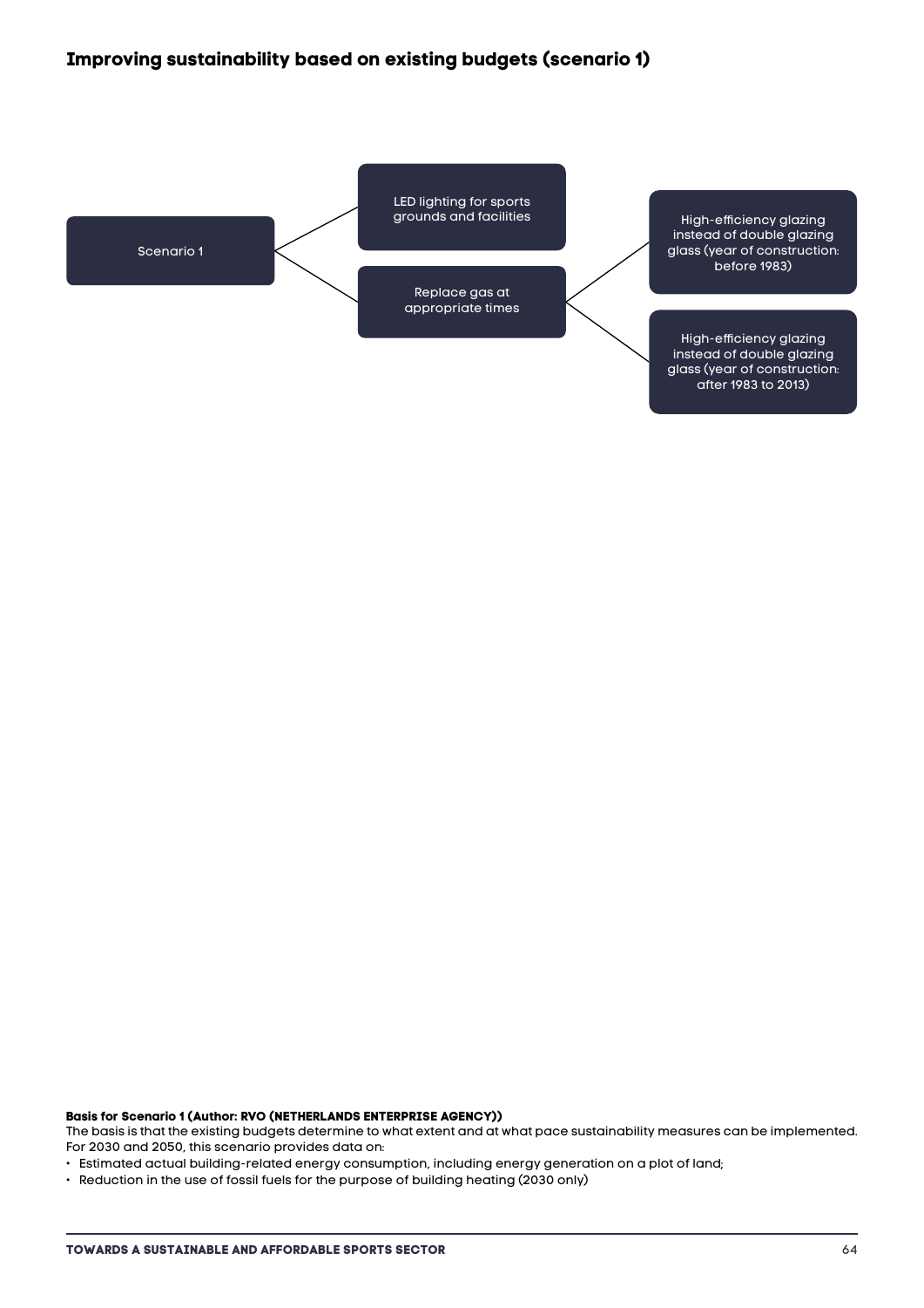## Improving sustainability based on existing budgets (scenario 1)

- Scenario 1
  - LED lighting for sports grounds and facilities
  - Replace gas at appropriate times
    - High-efficiency glazing instead of double glazing glass (year of construction: before 1983)
    - High-efficiency glazing instead of double glazing glass (year of construction: after 1983 to 2013)

**Basis for Scenario 1 (Author: RVO (NETHERLANDS ENTERPRISE AGENCY))**
The basis is that the existing budgets determine to what extent and at what pace sustainability measures can be implemented. For 2030 and 2050, this scenario provides data on:

- Estimated actual building-related energy consumption, including energy generation on a plot of land;
- Reduction in the use of fossil fuels for the purpose of building heating (2030 only)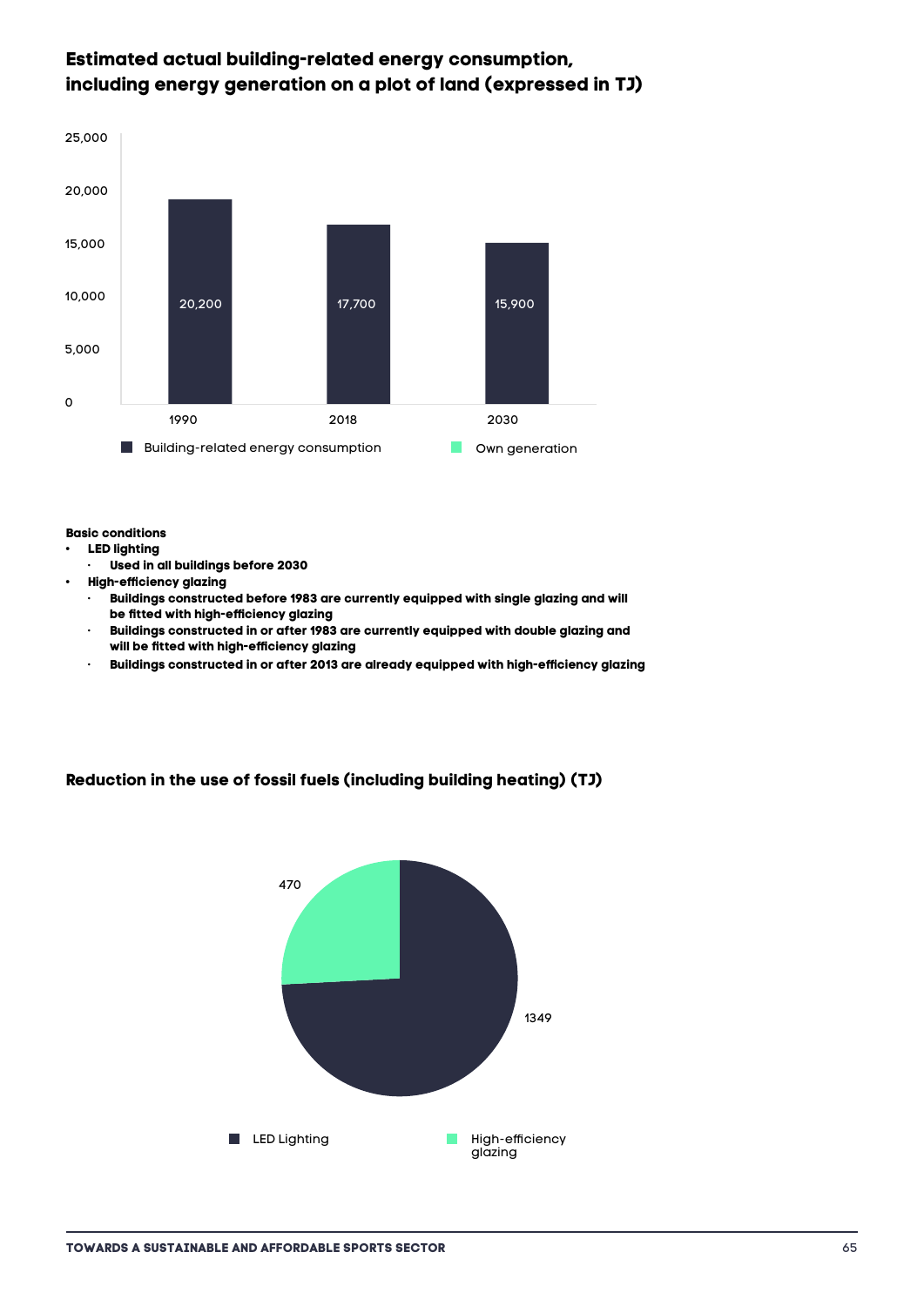## Estimated actual building-related energy consumption, including energy generation on a plot of land (expressed in TJ)

| Year | Building-related energy consumption | Own generation |
|---|---|---|
| 1990 | 20,200 | |
| 2018 | 17,700 | |
| 2030 | 15,900 | |

**Basic conditions**

- **LED lighting**
  - **Used in all buildings before 2030**
- **High-efficiency glazing**
  - **Buildings constructed before 1983 are currently equipped with single glazing and will be fitted with high-efficiency glazing**
  - **Buildings constructed in or after 1983 are currently equipped with double glazing and will be fitted with high-efficiency glazing**
  - **Buildings constructed in or after 2013 are already equipped with high-efficiency glazing**

## Reduction in the use of fossil fuels (including building heating) (TJ)

| Measure | TJ |
|---|---|
| LED Lighting | 1349 |
| High-efficiency glazing | 470 |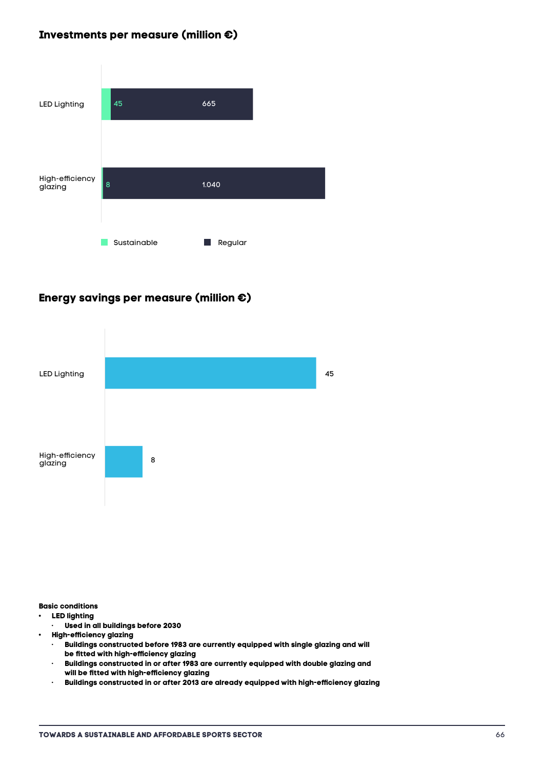## Investments per measure (million €)

| Measure | Sustainable | Regular |
|---|---|---|
| LED Lighting | 45 | 665 |
| High-efficiency glazing | 8 | 1.040 |

## Energy savings per measure (million €)

| Measure | Energy savings |
|---|---|
| LED Lighting | 45 |
| High-efficiency glazing | 8 |

**Basic conditions**

- **LED lighting**
  - **Used in all buildings before 2030**
- **High-efficiency glazing**
  - **Buildings constructed before 1983 are currently equipped with single glazing and will be fitted with high-efficiency glazing**
  - **Buildings constructed in or after 1983 are currently equipped with double glazing and will be fitted with high-efficiency glazing**
  - **Buildings constructed in or after 2013 are already equipped with high-efficiency glazing**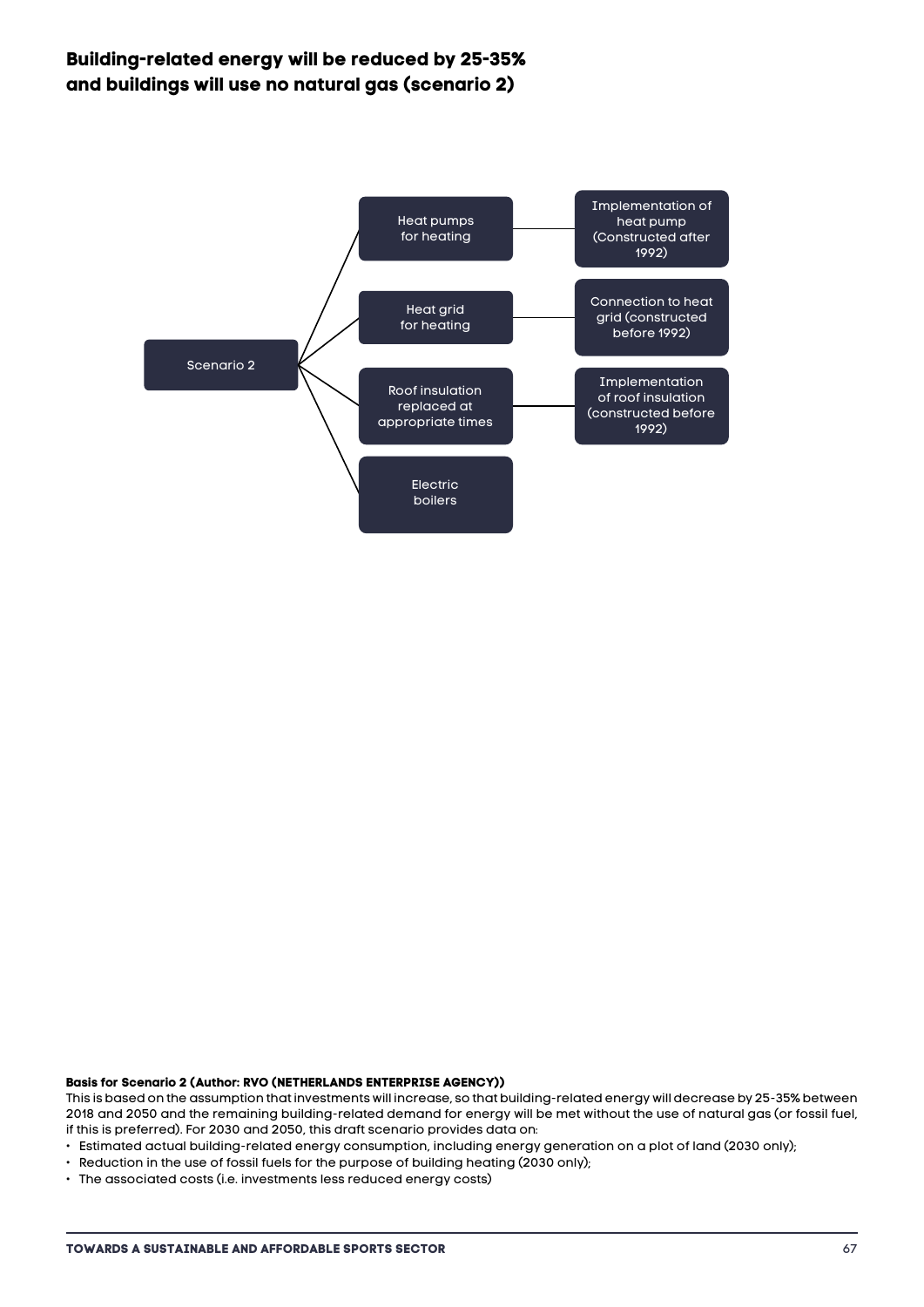## Building-related energy will be reduced by 25-35% and buildings will use no natural gas (scenario 2)

Scenario 2

- Heat pumps for heating — Implementation of heat pump (Constructed after 1992)
- Heat grid for heating — Connection to heat grid (constructed before 1992)
- Roof insulation replaced at appropriate times — Implementation of roof insulation (constructed before 1992)
- Electric boilers

**Basis for Scenario 2 (Author: RVO (NETHERLANDS ENTERPRISE AGENCY))**

This is based on the assumption that investments will increase, so that building-related energy will decrease by 25-35% between 2018 and 2050 and the remaining building-related demand for energy will be met without the use of natural gas (or fossil fuel, if this is preferred). For 2030 and 2050, this draft scenario provides data on:

- Estimated actual building-related energy consumption, including energy generation on a plot of land (2030 only);
- Reduction in the use of fossil fuels for the purpose of building heating (2030 only);
- The associated costs (i.e. investments less reduced energy costs)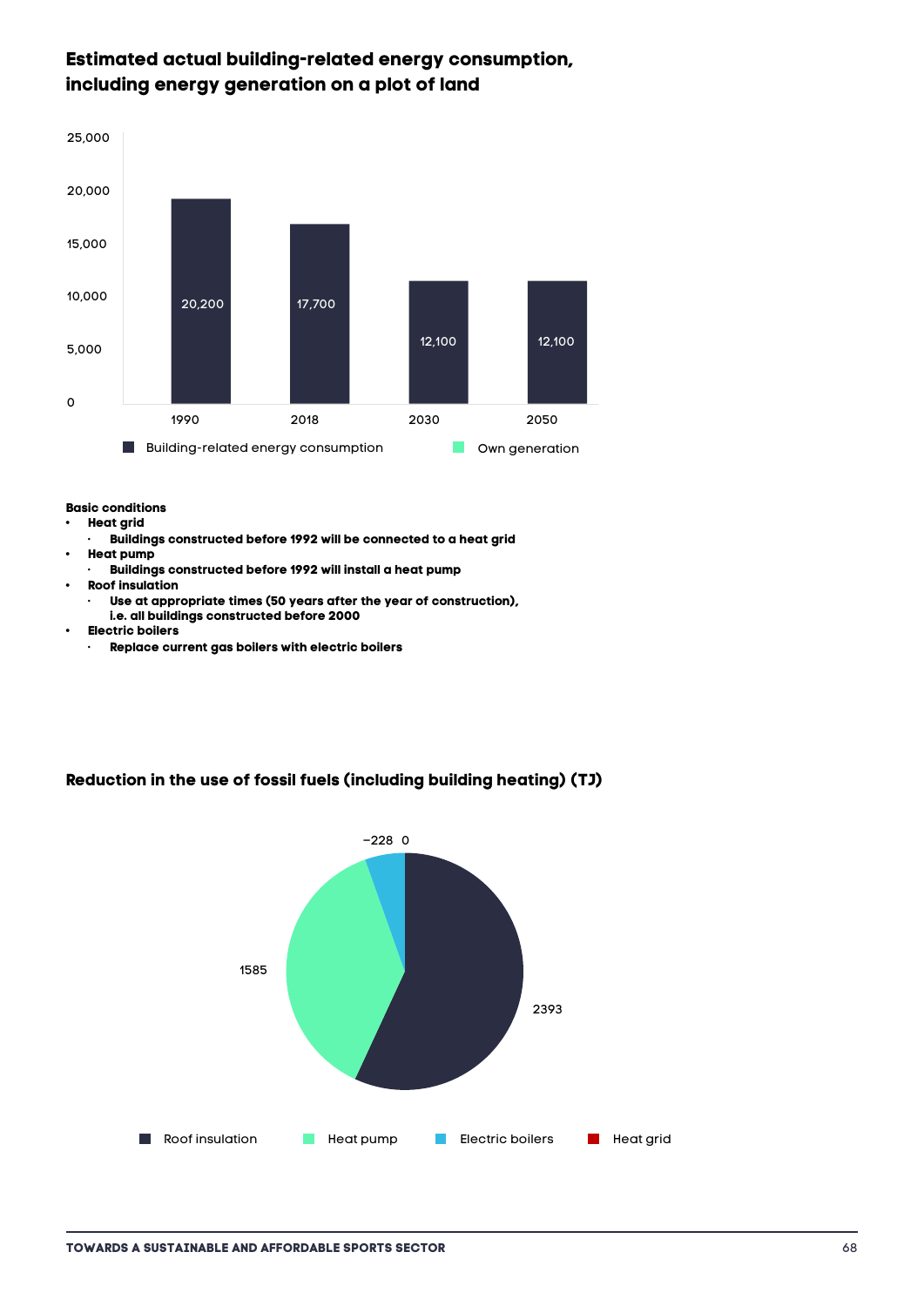## Estimated actual building-related energy consumption, including energy generation on a plot of land

| Year | Building-related energy consumption | Own generation |
|---|---|---|
| 1990 | 20,200 | |
| 2018 | 17,700 | |
| 2030 | 12,100 | |
| 2050 | 12,100 | |

**Basic conditions**

- **Heat grid**
  - **Buildings constructed before 1992 will be connected to a heat grid**
- **Heat pump**
  - **Buildings constructed before 1992 will install a heat pump**
- **Roof insulation**
  - **Use at appropriate times (50 years after the year of construction), i.e. all buildings constructed before 2000**
- **Electric boilers**
  - **Replace current gas boilers with electric boilers**

## Reduction in the use of fossil fuels (including building heating) (TJ)

| Measure | Reduction (TJ) |
|---|---|
| Roof insulation | 2393 |
| Heat pump | 1585 |
| Electric boilers | −228 |
| Heat grid | 0 |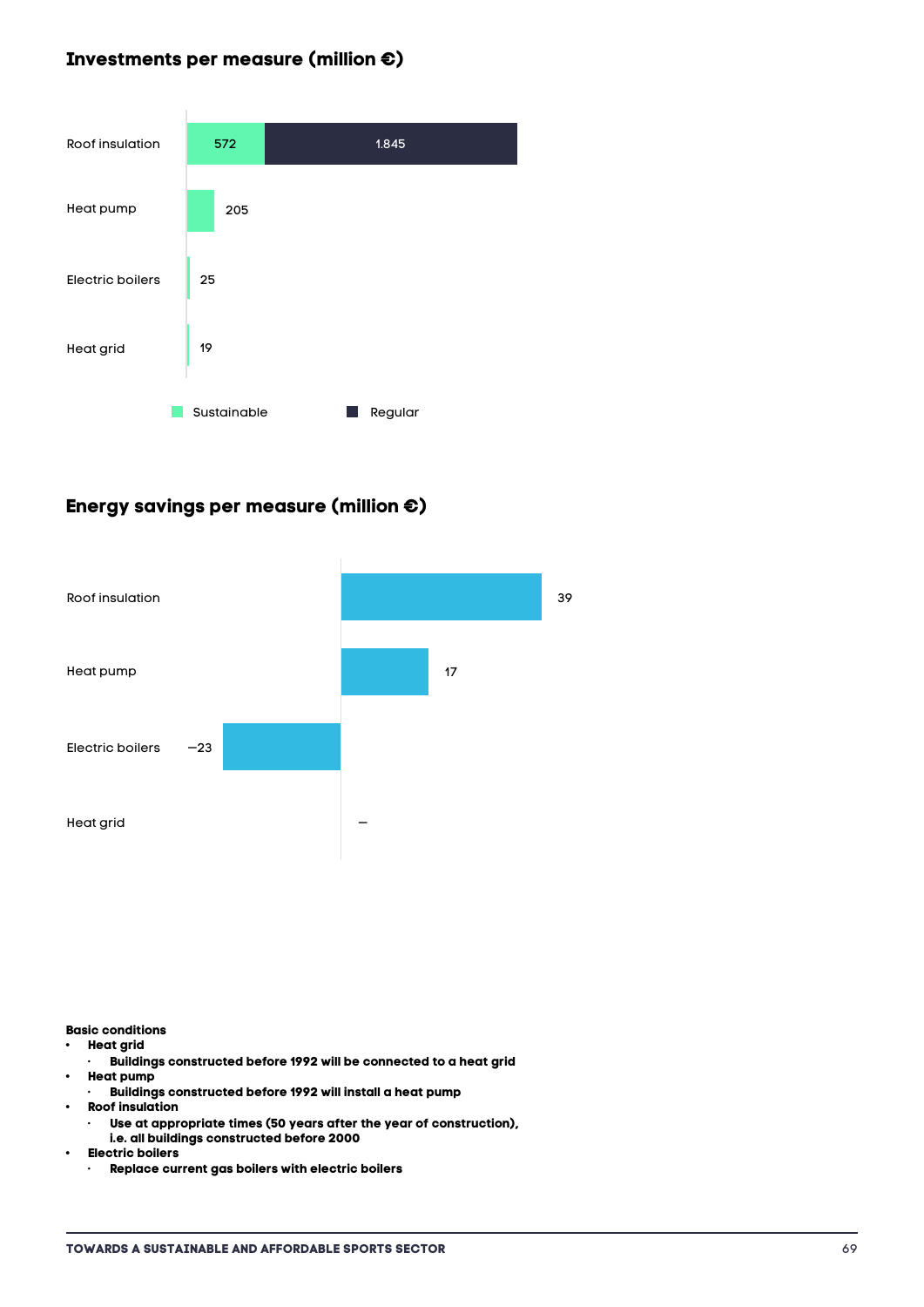## Investments per measure (million €)

| Measure | Sustainable | Regular |
|---|---|---|
| Roof insulation | 572 | 1.845 |
| Heat pump | 205 | |
| Electric boilers | 25 | |
| Heat grid | 19 | |

## Energy savings per measure (million €)

| Measure | Energy savings |
|---|---|
| Roof insulation | 39 |
| Heat pump | 17 |
| Electric boilers | −23 |
| Heat grid | – |

**Basic conditions**

- **Heat grid**
  - **Buildings constructed before 1992 will be connected to a heat grid**
- **Heat pump**
  - **Buildings constructed before 1992 will install a heat pump**
- **Roof insulation**
  - **Use at appropriate times (50 years after the year of construction), i.e. all buildings constructed before 2000**
- **Electric boilers**
  - **Replace current gas boilers with electric boilers**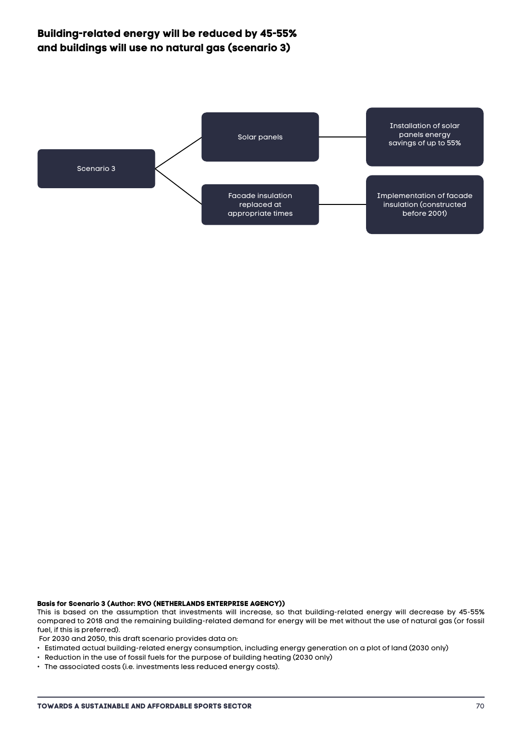## Building-related energy will be reduced by 45-55% and buildings will use no natural gas (scenario 3)

Scenario 3

Solar panels

Installation of solar panels energy savings of up to 55%

Facade insulation replaced at appropriate times

Implementation of facade insulation (constructed before 2001)

**Basis for Scenario 3 (Author: RVO (NETHERLANDS ENTERPRISE AGENCY))**

This is based on the assumption that investments will increase, so that building-related energy will decrease by 45-55% compared to 2018 and the remaining building-related demand for energy will be met without the use of natural gas (or fossil fuel, if this is preferred).

For 2030 and 2050, this draft scenario provides data on:

- Estimated actual building-related energy consumption, including energy generation on a plot of land (2030 only)
- Reduction in the use of fossil fuels for the purpose of building heating (2030 only)
- The associated costs (i.e. investments less reduced energy costs).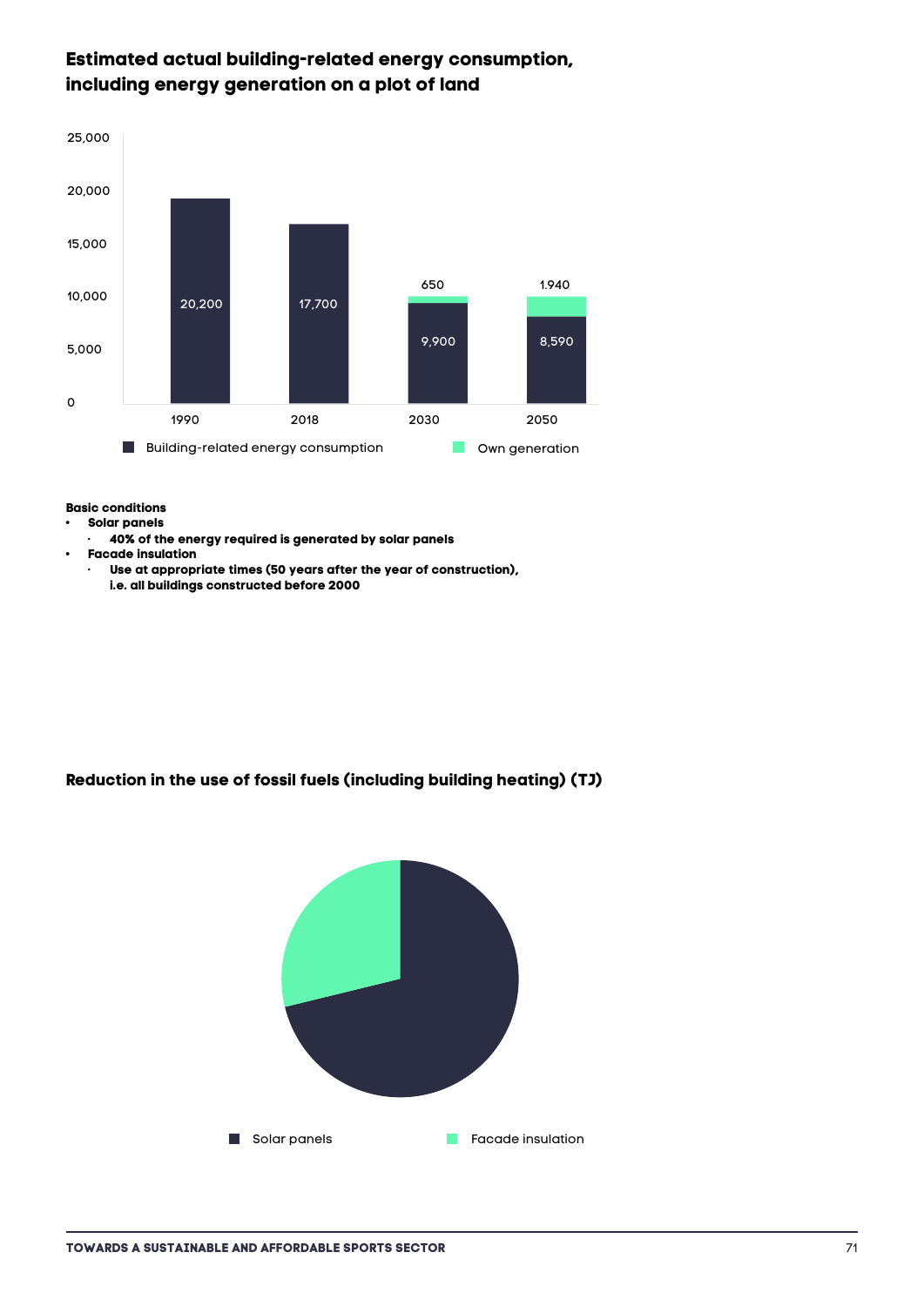## Estimated actual building-related energy consumption, including energy generation on a plot of land

| Year | Building-related energy consumption | Own generation |
|---|---|---|
| 1990 | 20,200 | |
| 2018 | 17,700 | |
| 2030 | 9,900 | 650 |
| 2050 | 8,590 | 1.940 |

**Basic conditions**

- **Solar panels**
  - **40% of the energy required is generated by solar panels**
- **Facade insulation**
  - **Use at appropriate times (50 years after the year of construction), i.e. all buildings constructed before 2000**

## Reduction in the use of fossil fuels (including building heating) (TJ)

Solar panels | Facade insulation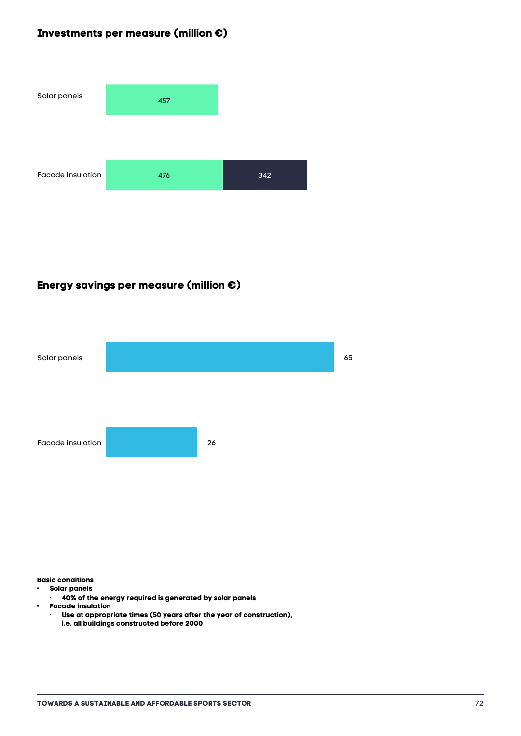## Investments per measure (million €)

| Measure | Value | Value |
|---|---|---|
| Solar panels | 457 | |
| Facade insulation | 476 | 342 |

## Energy savings per measure (million €)

| Measure | Value |
|---|---|
| Solar panels | 65 |
| Facade insulation | 26 |

**Basic conditions**

- **Solar panels**
  - **40% of the energy required is generated by solar panels**
- **Facade insulation**
  - **Use at appropriate times (50 years after the year of construction), i.e. all buildings constructed before 2000**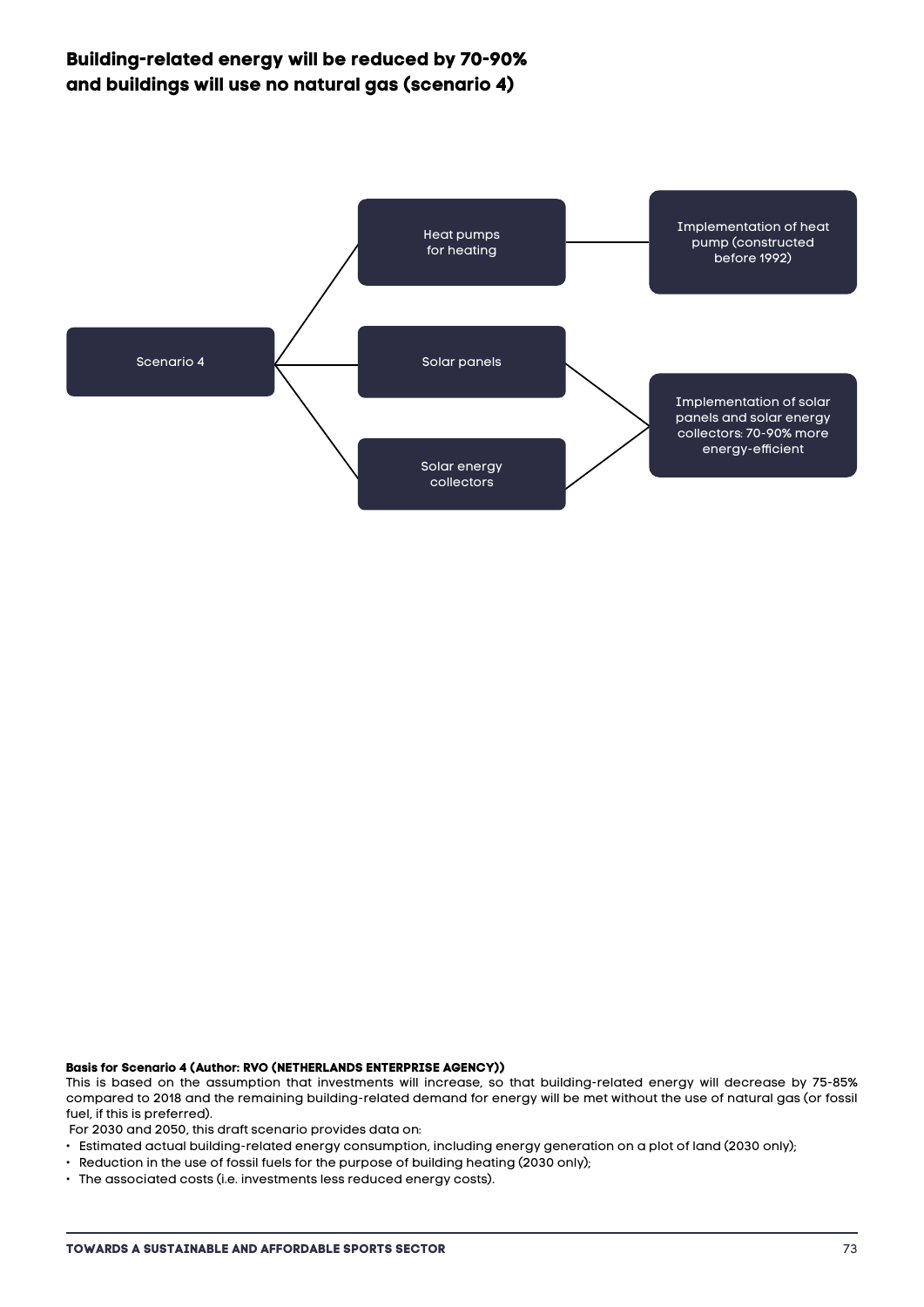## Building-related energy will be reduced by 70-90% and buildings will use no natural gas (scenario 4)

Scenario 4

Heat pumps for heating

Implementation of heat pump (constructed before 1992)

Solar panels

Solar energy collectors

Implementation of solar panels and solar energy collectors: 70-90% more energy-efficient

**Basis for Scenario 4 (Author: RVO (NETHERLANDS ENTERPRISE AGENCY))**
This is based on the assumption that investments will increase, so that building-related energy will decrease by 75-85% compared to 2018 and the remaining building-related demand for energy will be met without the use of natural gas (or fossil fuel, if this is preferred).
For 2030 and 2050, this draft scenario provides data on:

- Estimated actual building-related energy consumption, including energy generation on a plot of land (2030 only);
- Reduction in the use of fossil fuels for the purpose of building heating (2030 only);
- The associated costs (i.e. investments less reduced energy costs).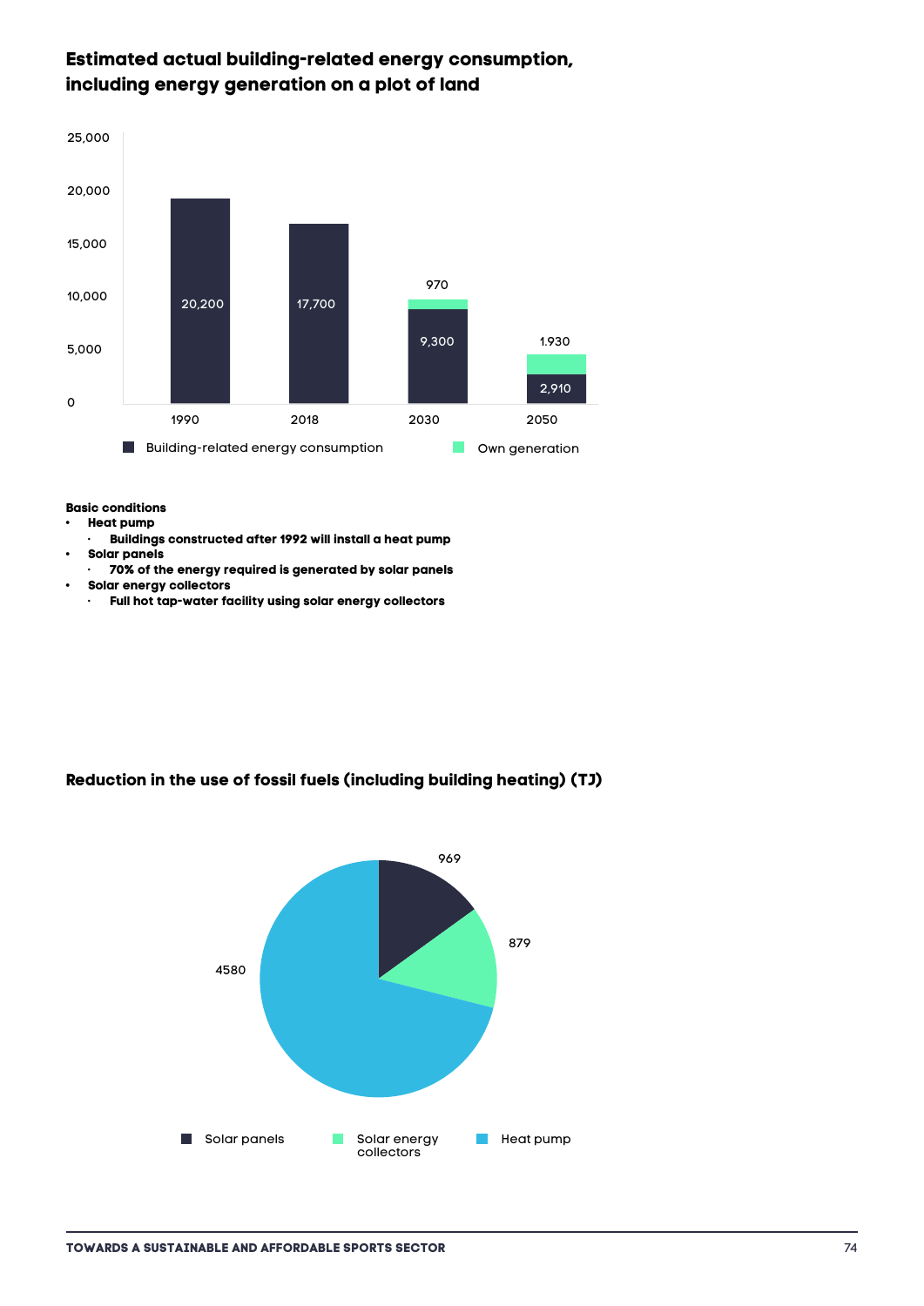## Estimated actual building-related energy consumption, including energy generation on a plot of land

| Year | Building-related energy consumption | Own generation |
|---|---|---|
| 1990 | 20,200 | |
| 2018 | 17,700 | |
| 2030 | 9,300 | 970 |
| 2050 | 2,910 | 1.930 |

**Basic conditions**

- **Heat pump**
  - **Buildings constructed after 1992 will install a heat pump**
- **Solar panels**
  - **70% of the energy required is generated by solar panels**
- **Solar energy collectors**
  - **Full hot tap-water facility using solar energy collectors**

## Reduction in the use of fossil fuels (including building heating) (TJ)

| Source | TJ |
|---|---|
| Solar panels | 969 |
| Solar energy collectors | 879 |
| Heat pump | 4580 |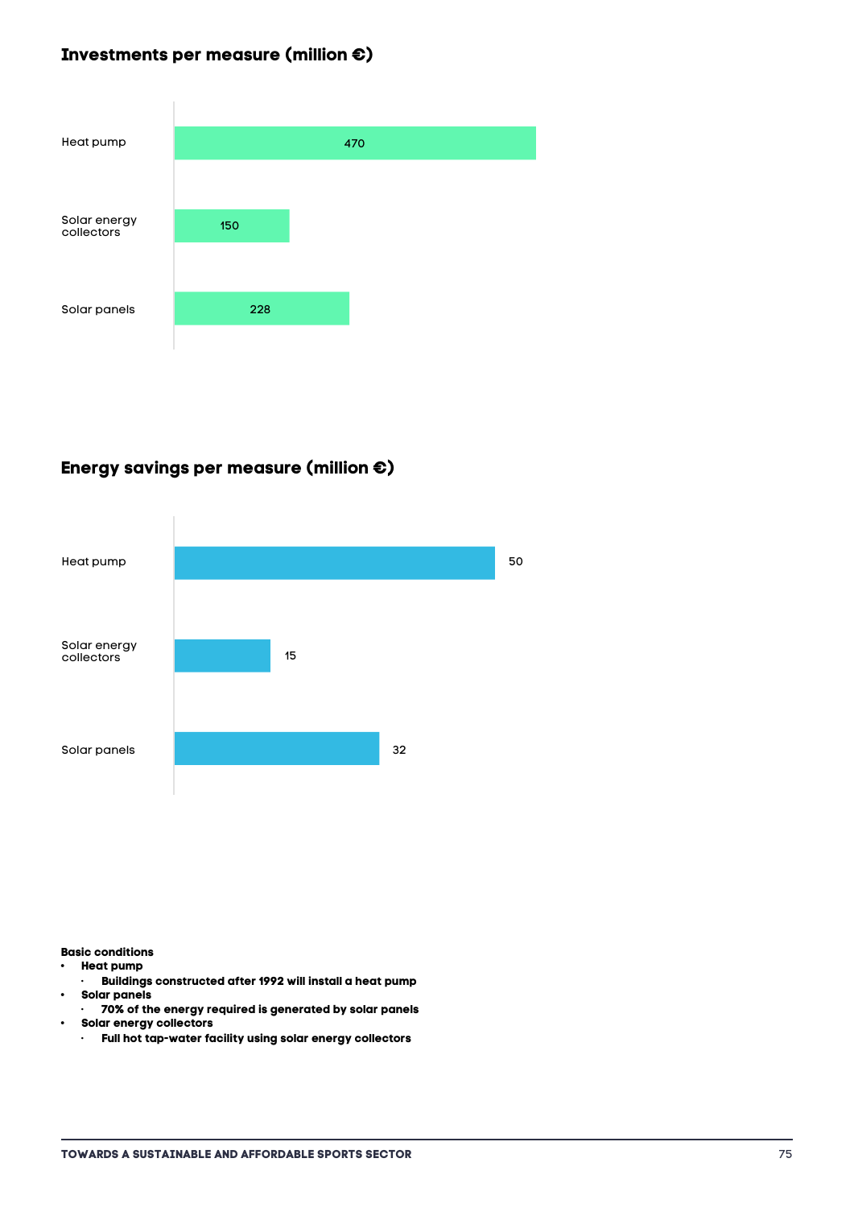## Investments per measure (million €)

| Measure | Investment (million €) |
|---|---|
| Heat pump | 470 |
| Solar energy collectors | 150 |
| Solar panels | 228 |

## Energy savings per measure (million €)

| Measure | Energy savings (million €) |
|---|---|
| Heat pump | 50 |
| Solar energy collectors | 15 |
| Solar panels | 32 |

**Basic conditions**

- **Heat pump**
  - **Buildings constructed after 1992 will install a heat pump**
- **Solar panels**
  - **70% of the energy required is generated by solar panels**
- **Solar energy collectors**
  - **Full hot tap-water facility using solar energy collectors**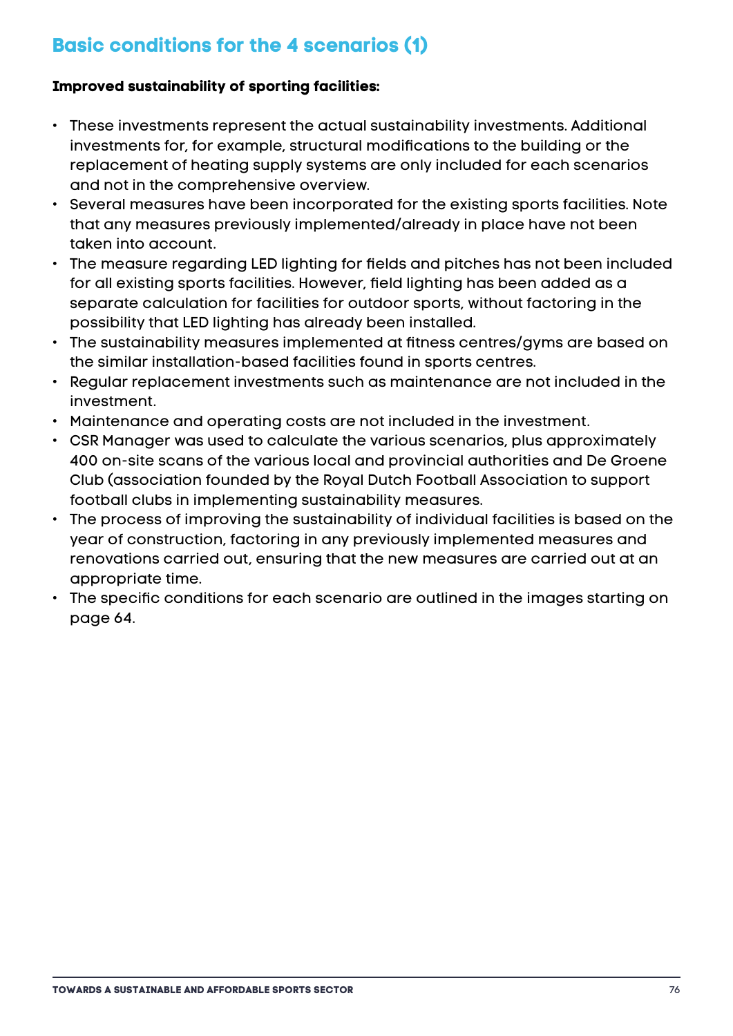# Basic conditions for the 4 scenarios (1)

**Improved sustainability of sporting facilities:**

- These investments represent the actual sustainability investments. Additional investments for, for example, structural modifications to the building or the replacement of heating supply systems are only included for each scenarios and not in the comprehensive overview.
- Several measures have been incorporated for the existing sports facilities. Note that any measures previously implemented/already in place have not been taken into account.
- The measure regarding LED lighting for fields and pitches has not been included for all existing sports facilities. However, field lighting has been added as a separate calculation for facilities for outdoor sports, without factoring in the possibility that LED lighting has already been installed.
- The sustainability measures implemented at fitness centres/gyms are based on the similar installation-based facilities found in sports centres.
- Regular replacement investments such as maintenance are not included in the investment.
- Maintenance and operating costs are not included in the investment.
- CSR Manager was used to calculate the various scenarios, plus approximately 400 on-site scans of the various local and provincial authorities and De Groene Club (association founded by the Royal Dutch Football Association to support football clubs in implementing sustainability measures.
- The process of improving the sustainability of individual facilities is based on the year of construction, factoring in any previously implemented measures and renovations carried out, ensuring that the new measures are carried out at an appropriate time.
- The specific conditions for each scenario are outlined in the images starting on page 64.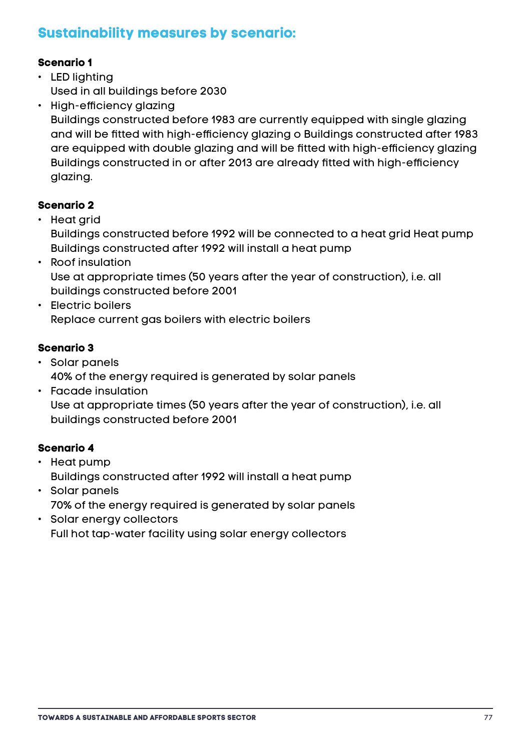## Sustainability measures by scenario:

**Scenario 1**

- LED lighting
  Used in all buildings before 2030
- High-efficiency glazing
  Buildings constructed before 1983 are currently equipped with single glazing and will be fitted with high-efficiency glazing o Buildings constructed after 1983 are equipped with double glazing and will be fitted with high-efficiency glazing Buildings constructed in or after 2013 are already fitted with high-efficiency glazing.

**Scenario 2**

- Heat grid
  Buildings constructed before 1992 will be connected to a heat grid Heat pump Buildings constructed after 1992 will install a heat pump
- Roof insulation
  Use at appropriate times (50 years after the year of construction), i.e. all buildings constructed before 2001
- Electric boilers
  Replace current gas boilers with electric boilers

**Scenario 3**

- Solar panels
  40% of the energy required is generated by solar panels
- Facade insulation
  Use at appropriate times (50 years after the year of construction), i.e. all buildings constructed before 2001

**Scenario 4**

- Heat pump
  Buildings constructed after 1992 will install a heat pump
- Solar panels
  70% of the energy required is generated by solar panels
- Solar energy collectors
  Full hot tap-water facility using solar energy collectors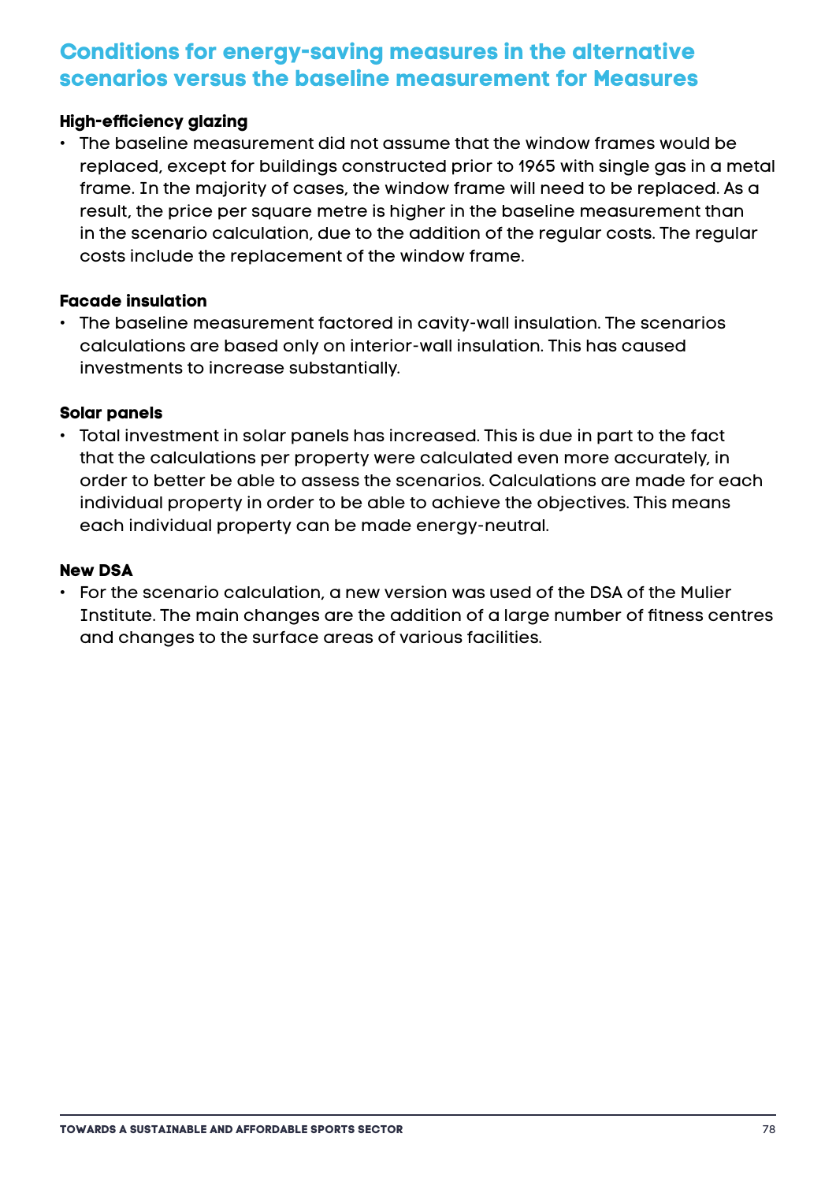## Conditions for energy-saving measures in the alternative scenarios versus the baseline measurement for Measures

**High-efficiency glazing**

- The baseline measurement did not assume that the window frames would be replaced, except for buildings constructed prior to 1965 with single gas in a metal frame. In the majority of cases, the window frame will need to be replaced. As a result, the price per square metre is higher in the baseline measurement than in the scenario calculation, due to the addition of the regular costs. The regular costs include the replacement of the window frame.

**Facade insulation**

- The baseline measurement factored in cavity-wall insulation. The scenarios calculations are based only on interior-wall insulation. This has caused investments to increase substantially.

**Solar panels**

- Total investment in solar panels has increased. This is due in part to the fact that the calculations per property were calculated even more accurately, in order to better be able to assess the scenarios. Calculations are made for each individual property in order to be able to achieve the objectives. This means each individual property can be made energy-neutral.

**New DSA**

- For the scenario calculation, a new version was used of the DSA of the Mulier Institute. The main changes are the addition of a large number of fitness centres and changes to the surface areas of various facilities.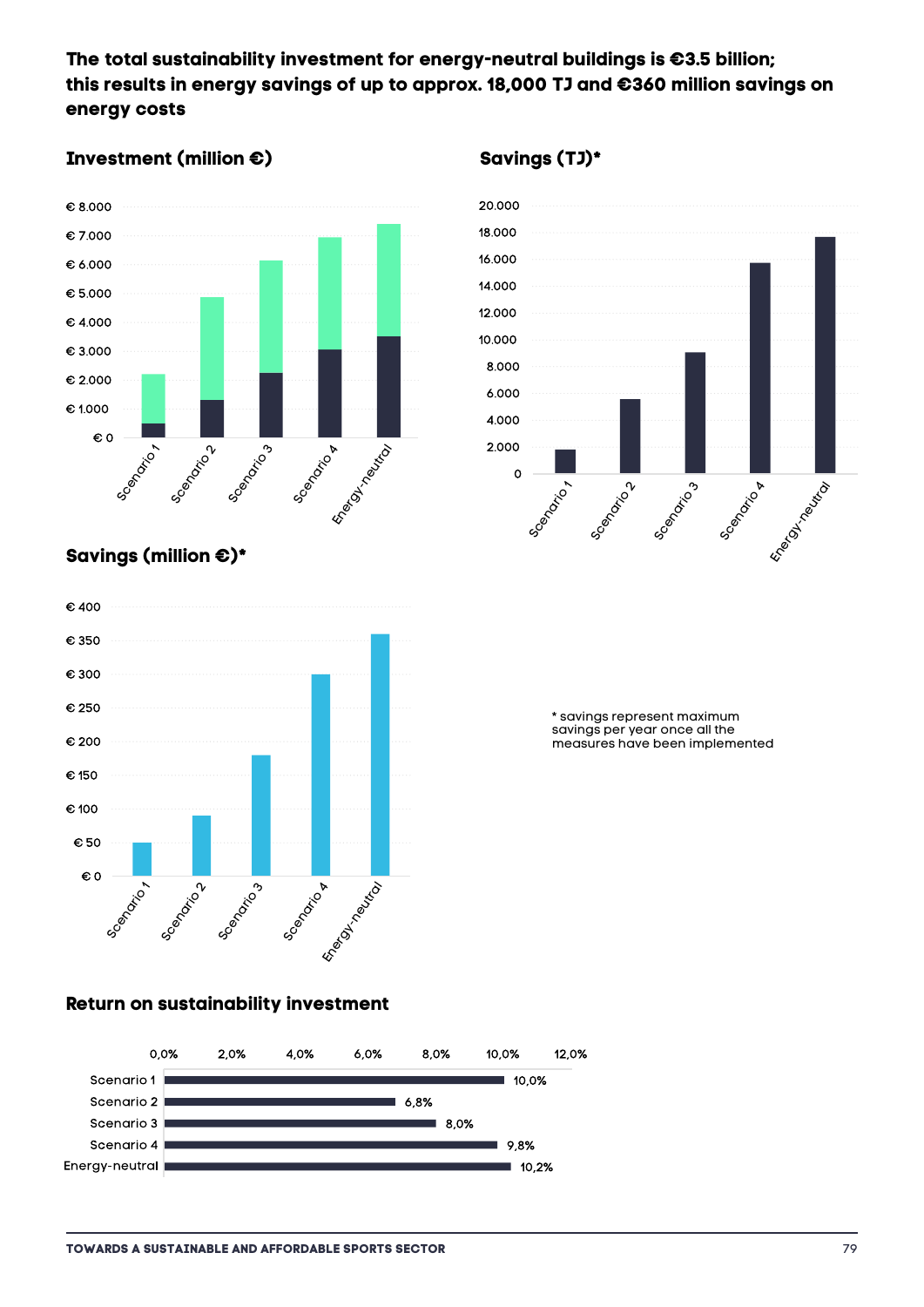**The total sustainability investment for energy-neutral buildings is €3.5 billion; this results in energy savings of up to approx. 18,000 TJ and €360 million savings on energy costs**

**Investment (million €)**

**Savings (TJ)***

**Savings (million €)***

* savings represent maximum savings per year once all the measures have been implemented

**Return on sustainability investment**

| Scenario | Return |
|---|---|
| Scenario 1 | 10,0% |
| Scenario 2 | 6,8% |
| Scenario 3 | 8,0% |
| Scenario 4 | 9,8% |
| Energy-neutral | 10,2% |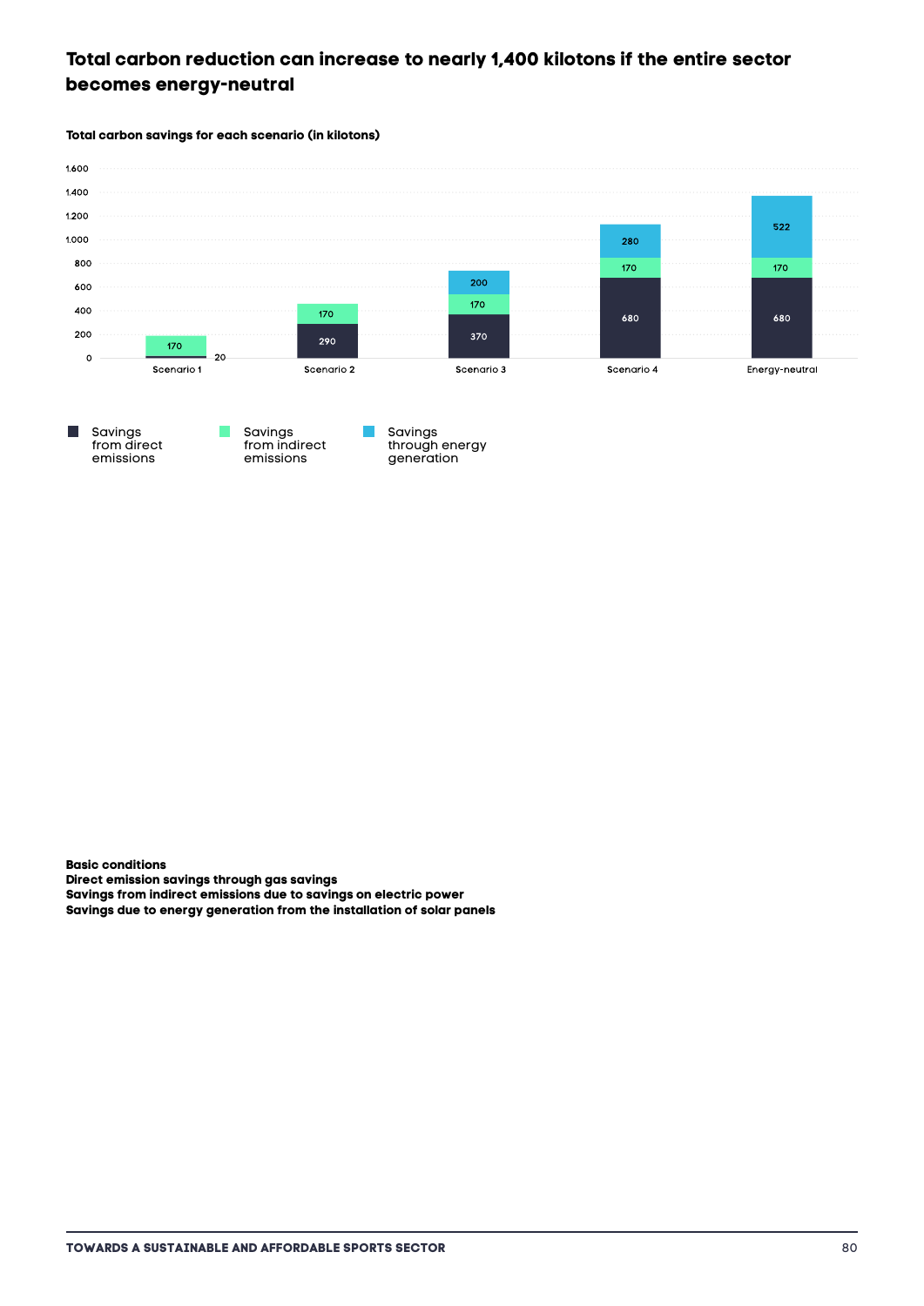## Total carbon reduction can increase to nearly 1,400 kilotons if the entire sector becomes energy-neutral

**Total carbon savings for each scenario (in kilotons)**

| Scenario | Savings from direct emissions | Savings from indirect emissions | Savings through energy generation |
|---|---|---|---|
| Scenario 1 | 20 | 170 | |
| Scenario 2 | 290 | 170 | |
| Scenario 3 | 370 | 170 | 200 |
| Scenario 4 | 680 | 170 | 280 |
| Energy-neutral | 680 | 170 | 522 |

**Basic conditions**
**Direct emission savings through gas savings**
**Savings from indirect emissions due to savings on electric power**
**Savings due to energy generation from the installation of solar panels**